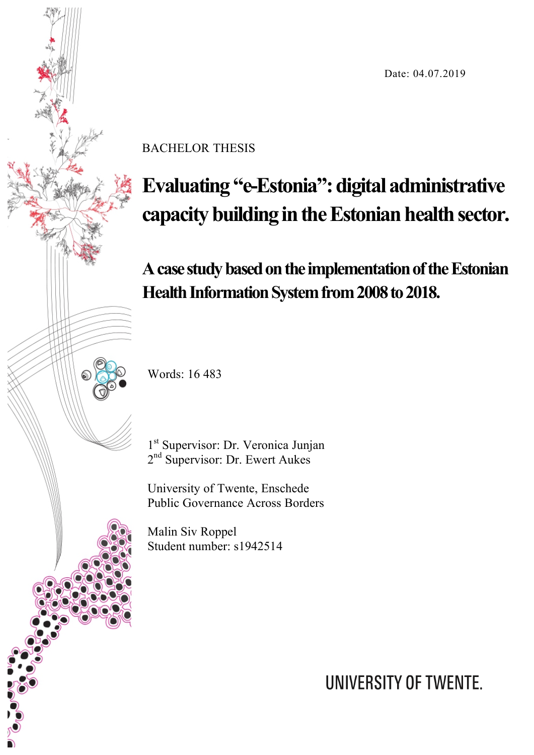Date: 04.07.2019

BACHELOR THESIS

# Evaluating "e-Estonia": digital administrative capacity building in the Estonian health sector.

## A case study based on the implementation of the Estonian Health Information System from 2008 to 2018.

Words: 16 483

1st Supervisor: Dr. Veronica Junjan
2nd Supervisor: Dr. Ewert Aukes

University of Twente, Enschede
Public Governance Across Borders

Malin Siv Roppel
Student number: s1942514

UNIVERSITY OF TWENTE.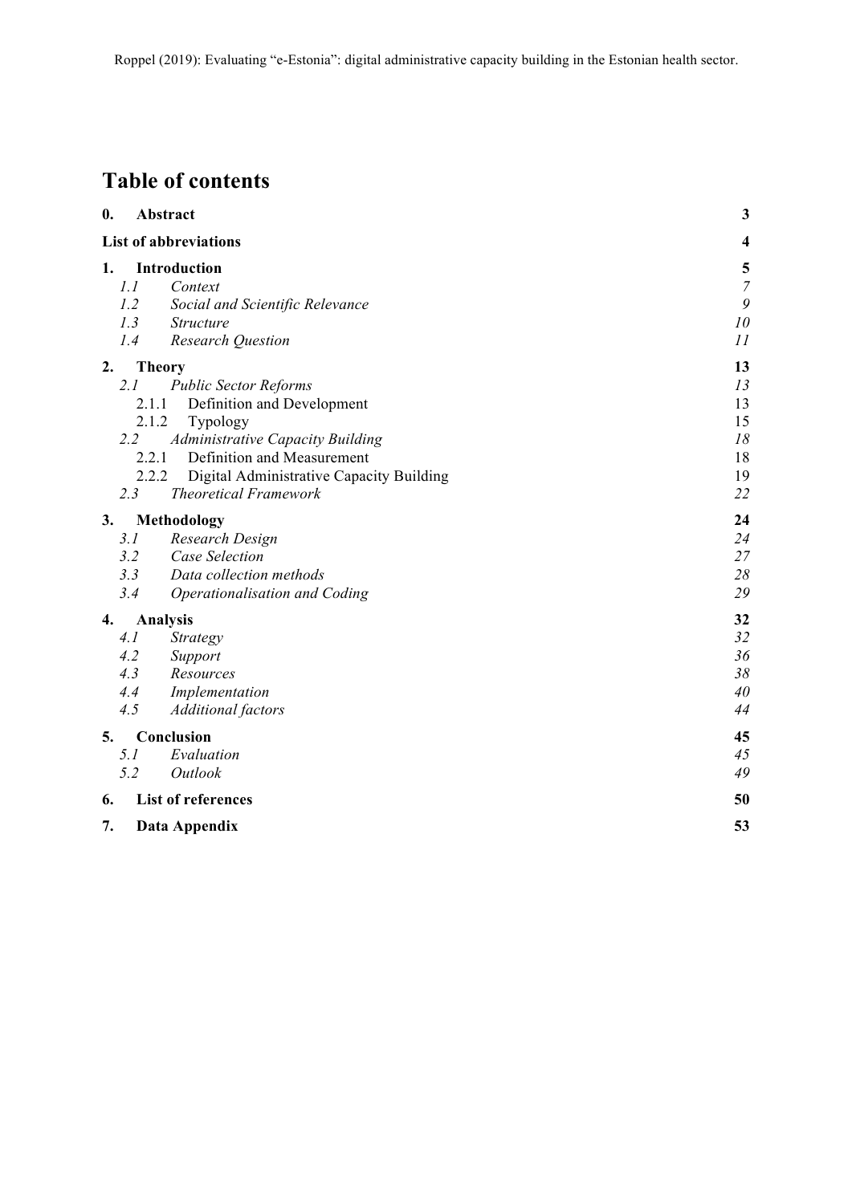# Table of contents

| | | |
|---|---|---|
| **0.** | **Abstract** | **3** |
| **List of abbreviations** | | **4** |
| **1.** | **Introduction** | **5** |
| *1.1* | *Context* | *7* |
| *1.2* | *Social and Scientific Relevance* | *9* |
| *1.3* | *Structure* | *10* |
| *1.4* | *Research Question* | *11* |
| **2.** | **Theory** | **13** |
| *2.1* | *Public Sector Reforms* | *13* |
| 2.1.1 | Definition and Development | 13 |
| 2.1.2 | Typology | 15 |
| *2.2* | *Administrative Capacity Building* | *18* |
| 2.2.1 | Definition and Measurement | 18 |
| 2.2.2 | Digital Administrative Capacity Building | 19 |
| *2.3* | *Theoretical Framework* | *22* |
| **3.** | **Methodology** | **24** |
| *3.1* | *Research Design* | *24* |
| *3.2* | *Case Selection* | *27* |
| *3.3* | *Data collection methods* | *28* |
| *3.4* | *Operationalisation and Coding* | *29* |
| **4.** | **Analysis** | **32** |
| *4.1* | *Strategy* | *32* |
| *4.2* | *Support* | *36* |
| *4.3* | *Resources* | *38* |
| *4.4* | *Implementation* | *40* |
| *4.5* | *Additional factors* | *44* |
| **5.** | **Conclusion** | **45** |
| *5.1* | *Evaluation* | *45* |
| *5.2* | *Outlook* | *49* |
| **6.** | **List of references** | **50** |
| **7.** | **Data Appendix** | **53** |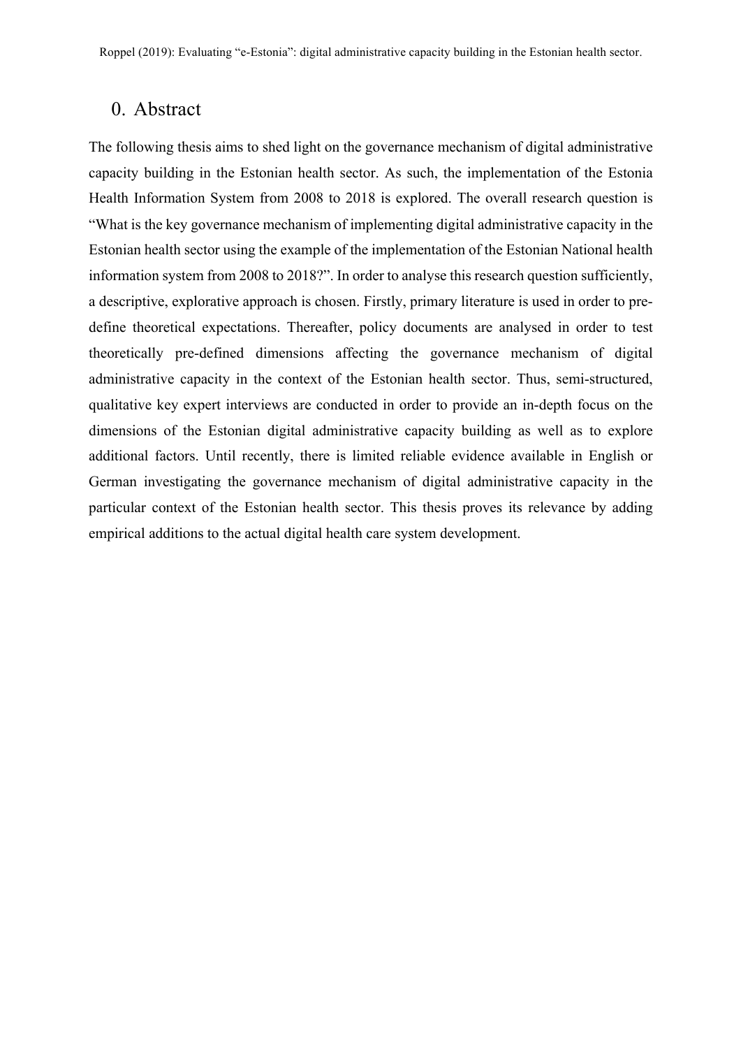# 0. Abstract

The following thesis aims to shed light on the governance mechanism of digital administrative capacity building in the Estonian health sector. As such, the implementation of the Estonia Health Information System from 2008 to 2018 is explored. The overall research question is "What is the key governance mechanism of implementing digital administrative capacity in the Estonian health sector using the example of the implementation of the Estonian National health information system from 2008 to 2018?". In order to analyse this research question sufficiently, a descriptive, explorative approach is chosen. Firstly, primary literature is used in order to pre-define theoretical expectations. Thereafter, policy documents are analysed in order to test theoretically pre-defined dimensions affecting the governance mechanism of digital administrative capacity in the context of the Estonian health sector. Thus, semi-structured, qualitative key expert interviews are conducted in order to provide an in-depth focus on the dimensions of the Estonian digital administrative capacity building as well as to explore additional factors. Until recently, there is limited reliable evidence available in English or German investigating the governance mechanism of digital administrative capacity in the particular context of the Estonian health sector. This thesis proves its relevance by adding empirical additions to the actual digital health care system development.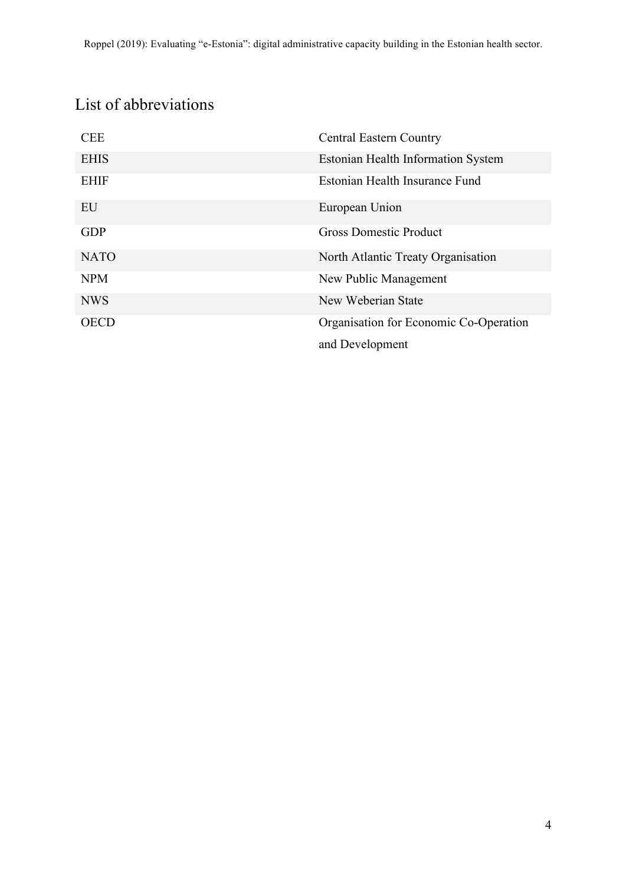## List of abbreviations

| | |
|---|---|
| CEE | Central Eastern Country |
| EHIS | Estonian Health Information System |
| EHIF | Estonian Health Insurance Fund |
| EU | European Union |
| GDP | Gross Domestic Product |
| NATO | North Atlantic Treaty Organisation |
| NPM | New Public Management |
| NWS | New Weberian State |
| OECD | Organisation for Economic Co-Operation and Development |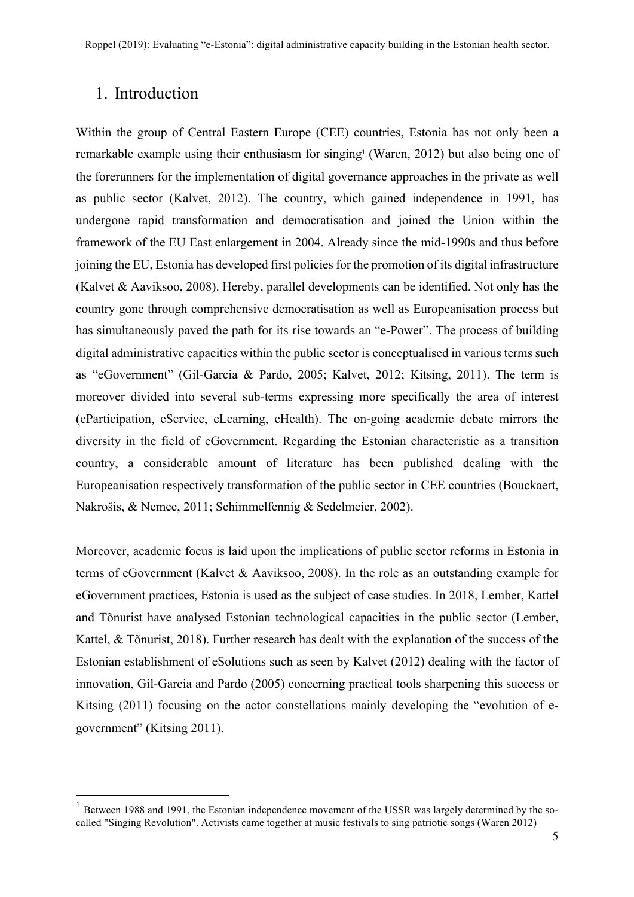# 1. Introduction

Within the group of Central Eastern Europe (CEE) countries, Estonia has not only been a remarkable example using their enthusiasm for singing[1] (Waren, 2012) but also being one of the forerunners for the implementation of digital governance approaches in the private as well as public sector (Kalvet, 2012). The country, which gained independence in 1991, has undergone rapid transformation and democratisation and joined the Union within the framework of the EU East enlargement in 2004. Already since the mid-1990s and thus before joining the EU, Estonia has developed first policies for the promotion of its digital infrastructure (Kalvet & Aaviksoo, 2008). Hereby, parallel developments can be identified. Not only has the country gone through comprehensive democratisation as well as Europeanisation process but has simultaneously paved the path for its rise towards an "e-Power". The process of building digital administrative capacities within the public sector is conceptualised in various terms such as "eGovernment" (Gil-Garcia & Pardo, 2005; Kalvet, 2012; Kitsing, 2011). The term is moreover divided into several sub-terms expressing more specifically the area of interest (eParticipation, eService, eLearning, eHealth). The on-going academic debate mirrors the diversity in the field of eGovernment. Regarding the Estonian characteristic as a transition country, a considerable amount of literature has been published dealing with the Europeanisation respectively transformation of the public sector in CEE countries (Bouckaert, Nakrošis, & Nemec, 2011; Schimmelfennig & Sedelmeier, 2002).

Moreover, academic focus is laid upon the implications of public sector reforms in Estonia in terms of eGovernment (Kalvet & Aaviksoo, 2008). In the role as an outstanding example for eGovernment practices, Estonia is used as the subject of case studies. In 2018, Lember, Kattel and Tõnurist have analysed Estonian technological capacities in the public sector (Lember, Kattel, & Tõnurist, 2018). Further research has dealt with the explanation of the success of the Estonian establishment of eSolutions such as seen by Kalvet (2012) dealing with the factor of innovation, Gil-Garcia and Pardo (2005) concerning practical tools sharpening this success or Kitsing (2011) focusing on the actor constellations mainly developing the "evolution of e-government" (Kitsing 2011).

[1] Between 1988 and 1991, the Estonian independence movement of the USSR was largely determined by the so-called "Singing Revolution". Activists came together at music festivals to sing patriotic songs (Waren 2012)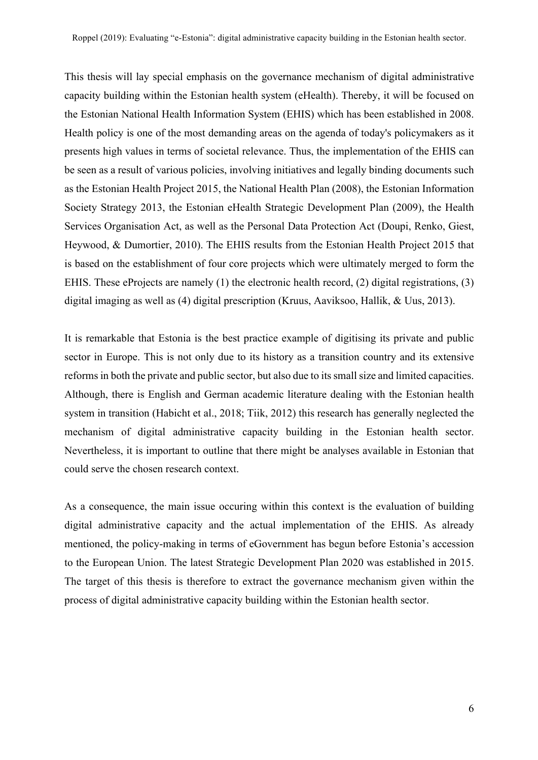This thesis will lay special emphasis on the governance mechanism of digital administrative capacity building within the Estonian health system (eHealth). Thereby, it will be focused on the Estonian National Health Information System (EHIS) which has been established in 2008. Health policy is one of the most demanding areas on the agenda of today's policymakers as it presents high values in terms of societal relevance. Thus, the implementation of the EHIS can be seen as a result of various policies, involving initiatives and legally binding documents such as the Estonian Health Project 2015, the National Health Plan (2008), the Estonian Information Society Strategy 2013, the Estonian eHealth Strategic Development Plan (2009), the Health Services Organisation Act, as well as the Personal Data Protection Act (Doupi, Renko, Giest, Heywood, & Dumortier, 2010). The EHIS results from the Estonian Health Project 2015 that is based on the establishment of four core projects which were ultimately merged to form the EHIS. These eProjects are namely (1) the electronic health record, (2) digital registrations, (3) digital imaging as well as (4) digital prescription (Kruus, Aaviksoo, Hallik, & Uus, 2013).

It is remarkable that Estonia is the best practice example of digitising its private and public sector in Europe. This is not only due to its history as a transition country and its extensive reforms in both the private and public sector, but also due to its small size and limited capacities. Although, there is English and German academic literature dealing with the Estonian health system in transition (Habicht et al., 2018; Tiik, 2012) this research has generally neglected the mechanism of digital administrative capacity building in the Estonian health sector. Nevertheless, it is important to outline that there might be analyses available in Estonian that could serve the chosen research context.

As a consequence, the main issue occuring within this context is the evaluation of building digital administrative capacity and the actual implementation of the EHIS. As already mentioned, the policy-making in terms of eGovernment has begun before Estonia's accession to the European Union. The latest Strategic Development Plan 2020 was established in 2015. The target of this thesis is therefore to extract the governance mechanism given within the process of digital administrative capacity building within the Estonian health sector.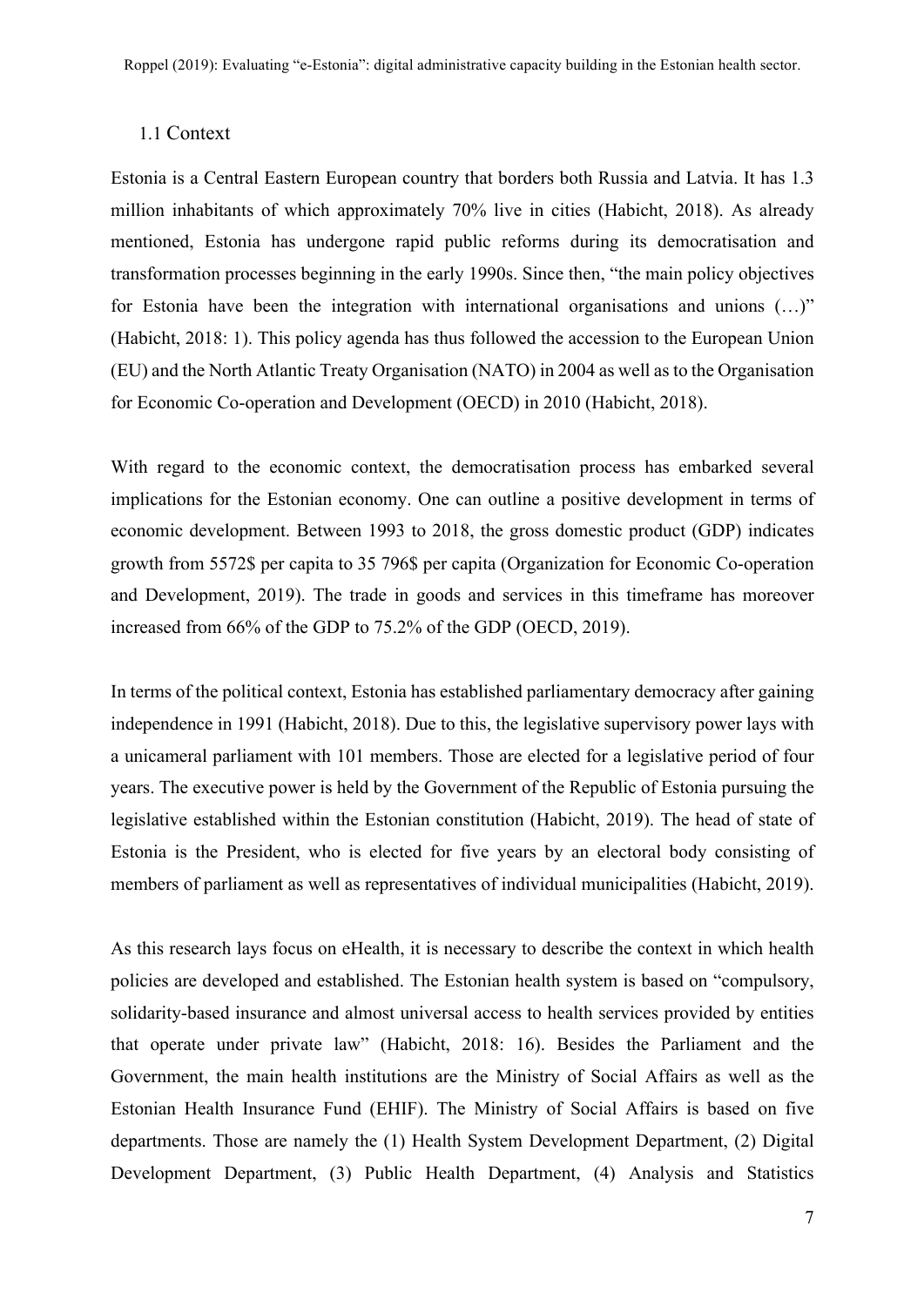## 1.1 Context

Estonia is a Central Eastern European country that borders both Russia and Latvia. It has 1.3 million inhabitants of which approximately 70% live in cities (Habicht, 2018). As already mentioned, Estonia has undergone rapid public reforms during its democratisation and transformation processes beginning in the early 1990s. Since then, "the main policy objectives for Estonia have been the integration with international organisations and unions (…)" (Habicht, 2018: 1). This policy agenda has thus followed the accession to the European Union (EU) and the North Atlantic Treaty Organisation (NATO) in 2004 as well as to the Organisation for Economic Co-operation and Development (OECD) in 2010 (Habicht, 2018).

With regard to the economic context, the democratisation process has embarked several implications for the Estonian economy. One can outline a positive development in terms of economic development. Between 1993 to 2018, the gross domestic product (GDP) indicates growth from 5572$ per capita to 35 796$ per capita (Organization for Economic Co-operation and Development, 2019). The trade in goods and services in this timeframe has moreover increased from 66% of the GDP to 75.2% of the GDP (OECD, 2019).

In terms of the political context, Estonia has established parliamentary democracy after gaining independence in 1991 (Habicht, 2018). Due to this, the legislative supervisory power lays with a unicameral parliament with 101 members. Those are elected for a legislative period of four years. The executive power is held by the Government of the Republic of Estonia pursuing the legislative established within the Estonian constitution (Habicht, 2019). The head of state of Estonia is the President, who is elected for five years by an electoral body consisting of members of parliament as well as representatives of individual municipalities (Habicht, 2019).

As this research lays focus on eHealth, it is necessary to describe the context in which health policies are developed and established. The Estonian health system is based on "compulsory, solidarity-based insurance and almost universal access to health services provided by entities that operate under private law" (Habicht, 2018: 16). Besides the Parliament and the Government, the main health institutions are the Ministry of Social Affairs as well as the Estonian Health Insurance Fund (EHIF). The Ministry of Social Affairs is based on five departments. Those are namely the (1) Health System Development Department, (2) Digital Development Department, (3) Public Health Department, (4) Analysis and Statistics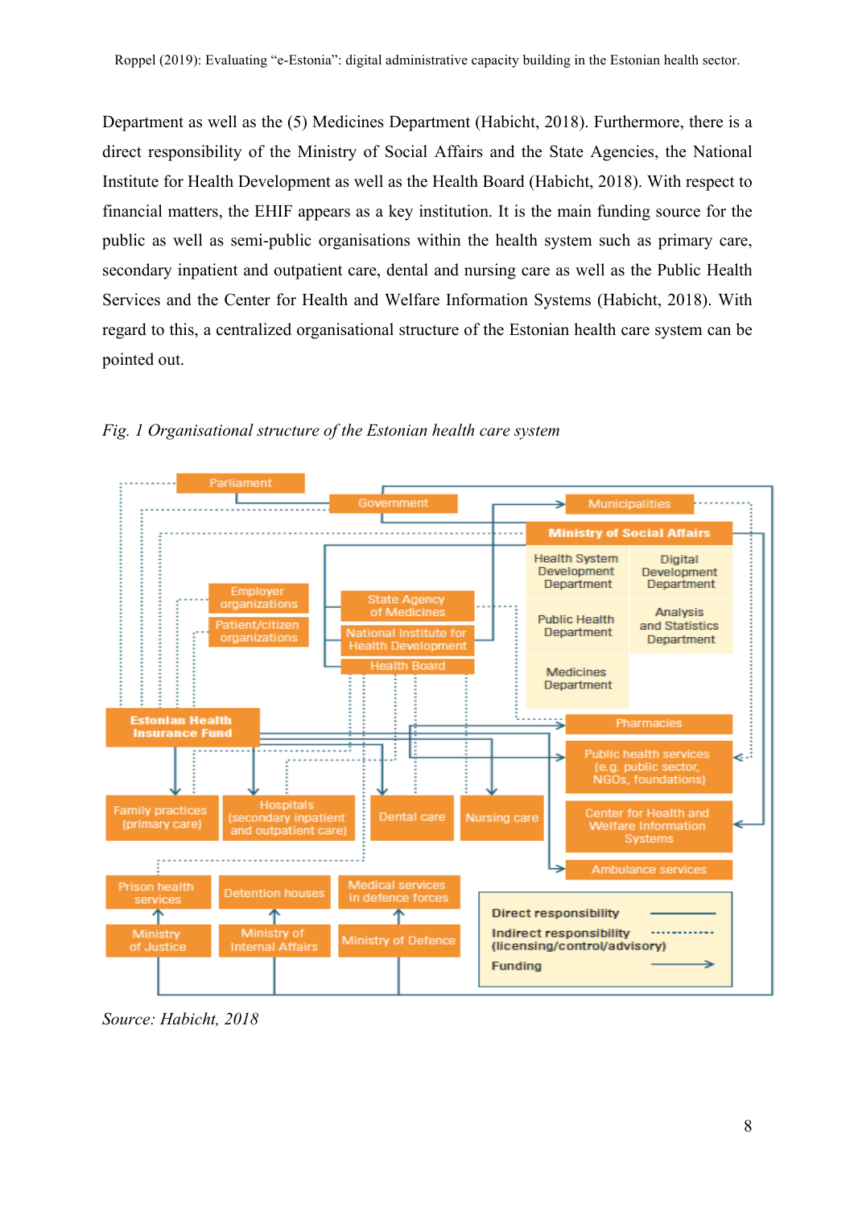Department as well as the (5) Medicines Department (Habicht, 2018). Furthermore, there is a direct responsibility of the Ministry of Social Affairs and the State Agencies, the National Institute for Health Development as well as the Health Board (Habicht, 2018). With respect to financial matters, the EHIF appears as a key institution. It is the main funding source for the public as well as semi-public organisations within the health system such as primary care, secondary inpatient and outpatient care, dental and nursing care as well as the Public Health Services and the Center for Health and Welfare Information Systems (Habicht, 2018). With regard to this, a centralized organisational structure of the Estonian health care system can be pointed out.

*Fig. 1 Organisational structure of the Estonian health care system*

*Source: Habicht, 2018*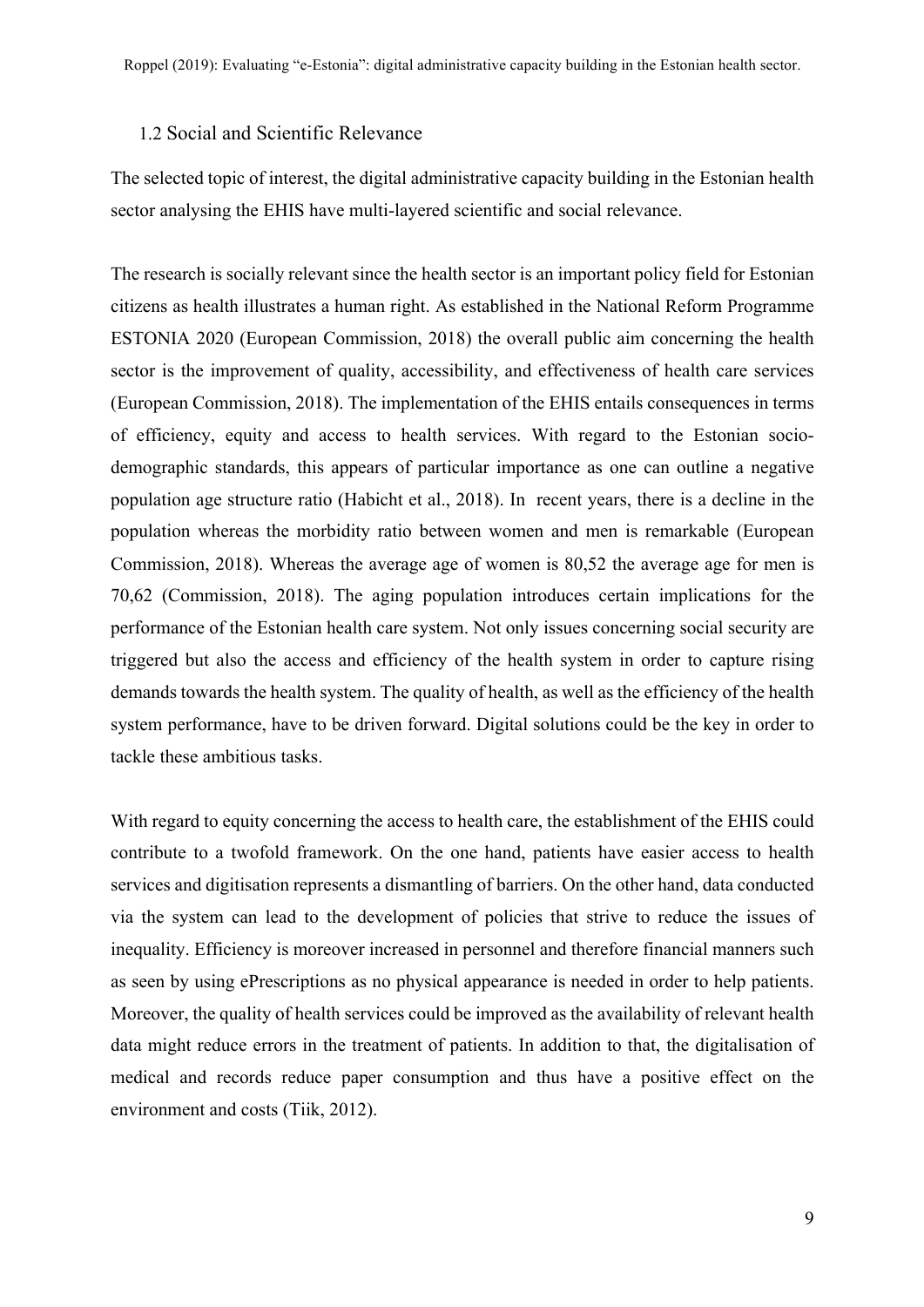## 1.2 Social and Scientific Relevance

The selected topic of interest, the digital administrative capacity building in the Estonian health sector analysing the EHIS have multi-layered scientific and social relevance.

The research is socially relevant since the health sector is an important policy field for Estonian citizens as health illustrates a human right. As established in the National Reform Programme ESTONIA 2020 (European Commission, 2018) the overall public aim concerning the health sector is the improvement of quality, accessibility, and effectiveness of health care services (European Commission, 2018). The implementation of the EHIS entails consequences in terms of efficiency, equity and access to health services. With regard to the Estonian socio-demographic standards, this appears of particular importance as one can outline a negative population age structure ratio (Habicht et al., 2018). In recent years, there is a decline in the population whereas the morbidity ratio between women and men is remarkable (European Commission, 2018). Whereas the average age of women is 80,52 the average age for men is 70,62 (Commission, 2018). The aging population introduces certain implications for the performance of the Estonian health care system. Not only issues concerning social security are triggered but also the access and efficiency of the health system in order to capture rising demands towards the health system. The quality of health, as well as the efficiency of the health system performance, have to be driven forward. Digital solutions could be the key in order to tackle these ambitious tasks.

With regard to equity concerning the access to health care, the establishment of the EHIS could contribute to a twofold framework. On the one hand, patients have easier access to health services and digitisation represents a dismantling of barriers. On the other hand, data conducted via the system can lead to the development of policies that strive to reduce the issues of inequality. Efficiency is moreover increased in personnel and therefore financial manners such as seen by using ePrescriptions as no physical appearance is needed in order to help patients. Moreover, the quality of health services could be improved as the availability of relevant health data might reduce errors in the treatment of patients. In addition to that, the digitalisation of medical and records reduce paper consumption and thus have a positive effect on the environment and costs (Tiik, 2012).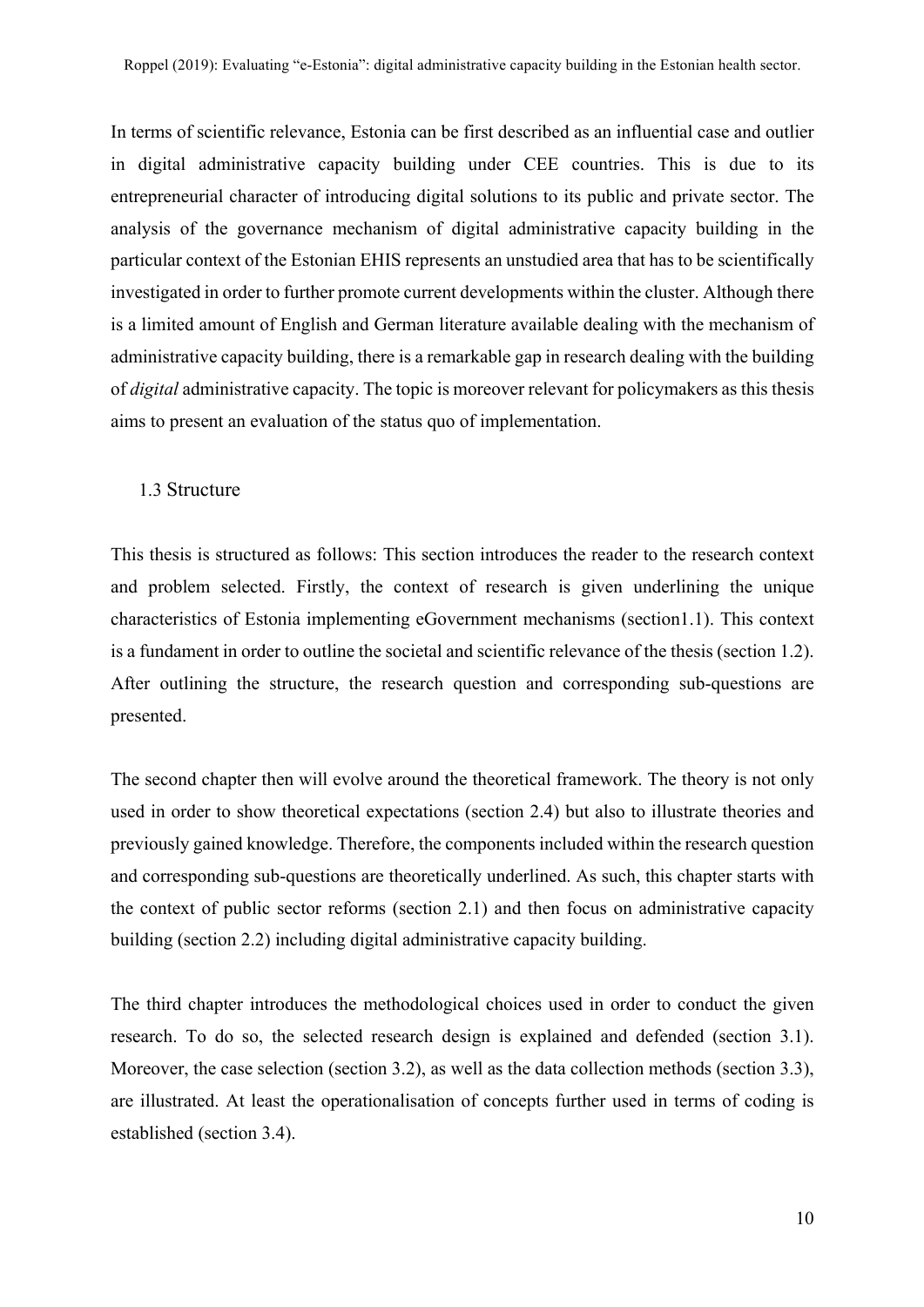In terms of scientific relevance, Estonia can be first described as an influential case and outlier in digital administrative capacity building under CEE countries. This is due to its entrepreneurial character of introducing digital solutions to its public and private sector. The analysis of the governance mechanism of digital administrative capacity building in the particular context of the Estonian EHIS represents an unstudied area that has to be scientifically investigated in order to further promote current developments within the cluster. Although there is a limited amount of English and German literature available dealing with the mechanism of administrative capacity building, there is a remarkable gap in research dealing with the building of *digital* administrative capacity. The topic is moreover relevant for policymakers as this thesis aims to present an evaluation of the status quo of implementation.

### 1.3 Structure

This thesis is structured as follows: This section introduces the reader to the research context and problem selected. Firstly, the context of research is given underlining the unique characteristics of Estonia implementing eGovernment mechanisms (section1.1). This context is a fundament in order to outline the societal and scientific relevance of the thesis (section 1.2). After outlining the structure, the research question and corresponding sub-questions are presented.

The second chapter then will evolve around the theoretical framework. The theory is not only used in order to show theoretical expectations (section 2.4) but also to illustrate theories and previously gained knowledge. Therefore, the components included within the research question and corresponding sub-questions are theoretically underlined. As such, this chapter starts with the context of public sector reforms (section 2.1) and then focus on administrative capacity building (section 2.2) including digital administrative capacity building.

The third chapter introduces the methodological choices used in order to conduct the given research. To do so, the selected research design is explained and defended (section 3.1). Moreover, the case selection (section 3.2), as well as the data collection methods (section 3.3), are illustrated. At least the operationalisation of concepts further used in terms of coding is established (section 3.4).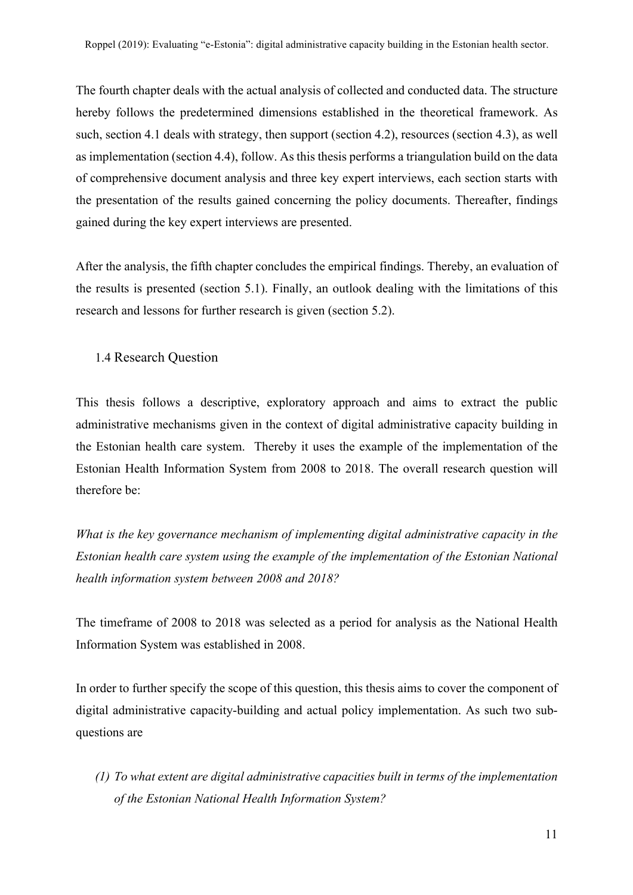The fourth chapter deals with the actual analysis of collected and conducted data. The structure hereby follows the predetermined dimensions established in the theoretical framework. As such, section 4.1 deals with strategy, then support (section 4.2), resources (section 4.3), as well as implementation (section 4.4), follow. As this thesis performs a triangulation build on the data of comprehensive document analysis and three key expert interviews, each section starts with the presentation of the results gained concerning the policy documents. Thereafter, findings gained during the key expert interviews are presented.

After the analysis, the fifth chapter concludes the empirical findings. Thereby, an evaluation of the results is presented (section 5.1). Finally, an outlook dealing with the limitations of this research and lessons for further research is given (section 5.2).

### 1.4 Research Question

This thesis follows a descriptive, exploratory approach and aims to extract the public administrative mechanisms given in the context of digital administrative capacity building in the Estonian health care system. Thereby it uses the example of the implementation of the Estonian Health Information System from 2008 to 2018. The overall research question will therefore be:

*What is the key governance mechanism of implementing digital administrative capacity in the Estonian health care system using the example of the implementation of the Estonian National health information system between 2008 and 2018?*

The timeframe of 2008 to 2018 was selected as a period for analysis as the National Health Information System was established in 2008.

In order to further specify the scope of this question, this thesis aims to cover the component of digital administrative capacity-building and actual policy implementation. As such two sub-questions are

*(1) To what extent are digital administrative capacities built in terms of the implementation of the Estonian National Health Information System?*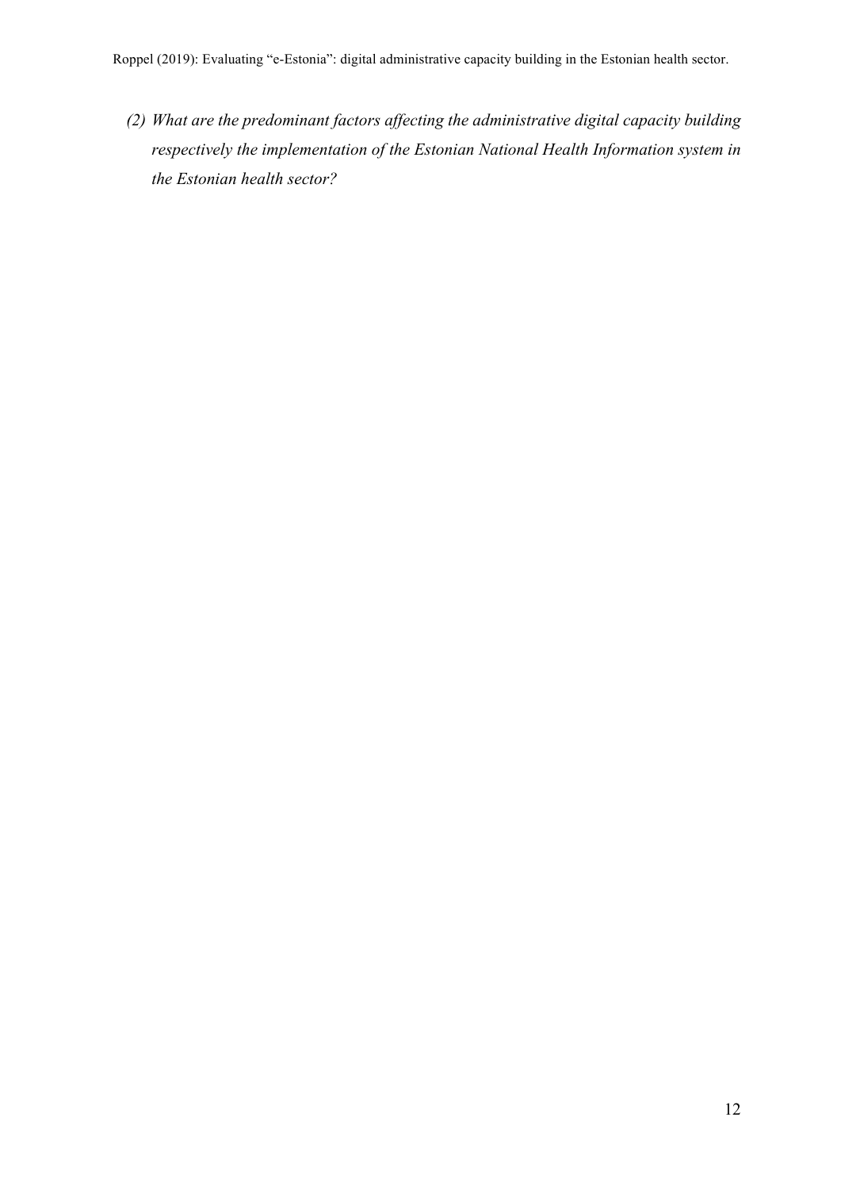*(2) What are the predominant factors affecting the administrative digital capacity building respectively the implementation of the Estonian National Health Information system in the Estonian health sector?*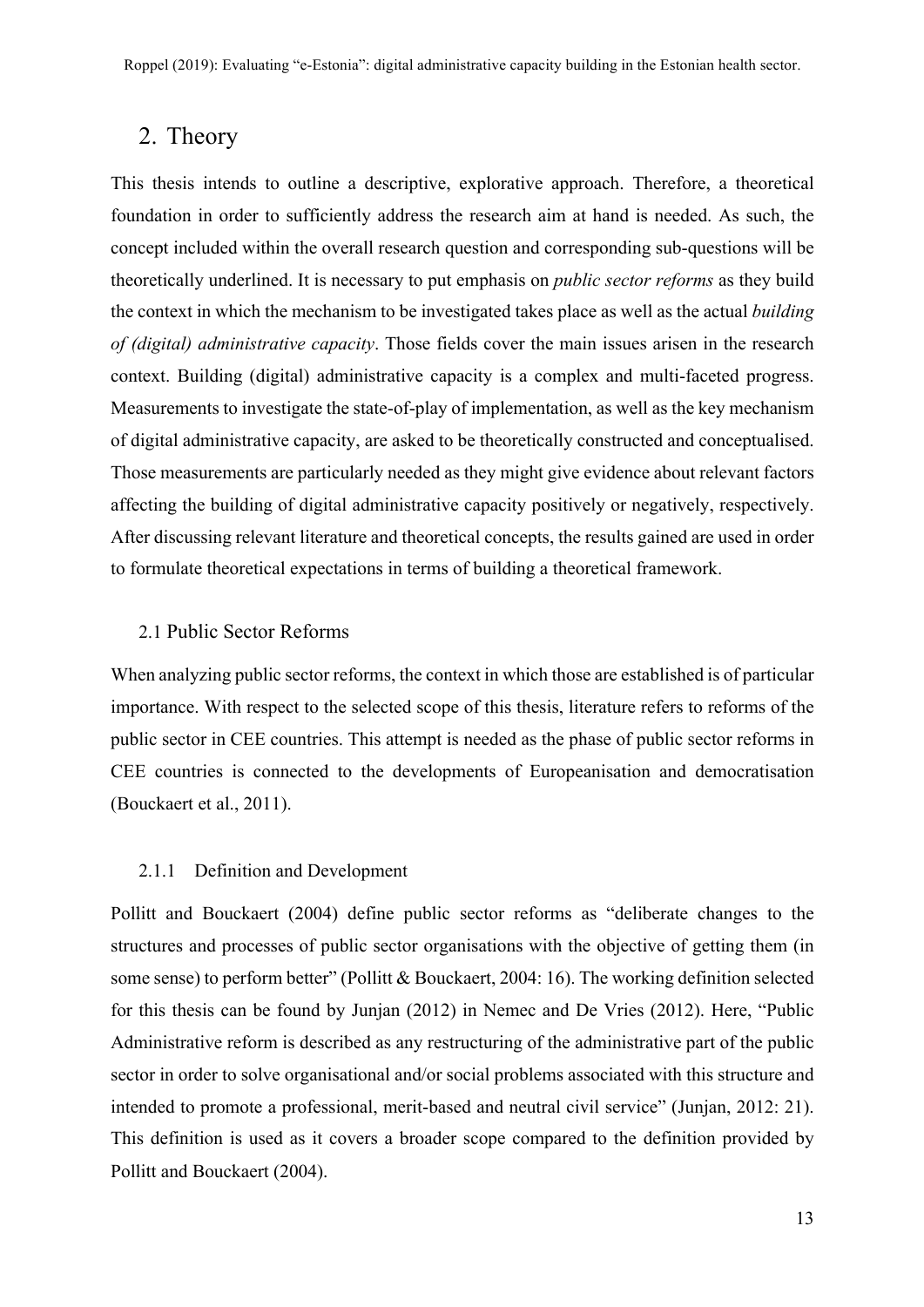# 2. Theory

This thesis intends to outline a descriptive, explorative approach. Therefore, a theoretical foundation in order to sufficiently address the research aim at hand is needed. As such, the concept included within the overall research question and corresponding sub-questions will be theoretically underlined. It is necessary to put emphasis on *public sector reforms* as they build the context in which the mechanism to be investigated takes place as well as the actual *building of (digital) administrative capacity*. Those fields cover the main issues arisen in the research context. Building (digital) administrative capacity is a complex and multi-faceted progress. Measurements to investigate the state-of-play of implementation, as well as the key mechanism of digital administrative capacity, are asked to be theoretically constructed and conceptualised. Those measurements are particularly needed as they might give evidence about relevant factors affecting the building of digital administrative capacity positively or negatively, respectively. After discussing relevant literature and theoretical concepts, the results gained are used in order to formulate theoretical expectations in terms of building a theoretical framework.

## 2.1 Public Sector Reforms

When analyzing public sector reforms, the context in which those are established is of particular importance. With respect to the selected scope of this thesis, literature refers to reforms of the public sector in CEE countries. This attempt is needed as the phase of public sector reforms in CEE countries is connected to the developments of Europeanisation and democratisation (Bouckaert et al., 2011).

### 2.1.1 Definition and Development

Pollitt and Bouckaert (2004) define public sector reforms as "deliberate changes to the structures and processes of public sector organisations with the objective of getting them (in some sense) to perform better" (Pollitt & Bouckaert, 2004: 16). The working definition selected for this thesis can be found by Junjan (2012) in Nemec and De Vries (2012). Here, "Public Administrative reform is described as any restructuring of the administrative part of the public sector in order to solve organisational and/or social problems associated with this structure and intended to promote a professional, merit-based and neutral civil service" (Junjan, 2012: 21). This definition is used as it covers a broader scope compared to the definition provided by Pollitt and Bouckaert (2004).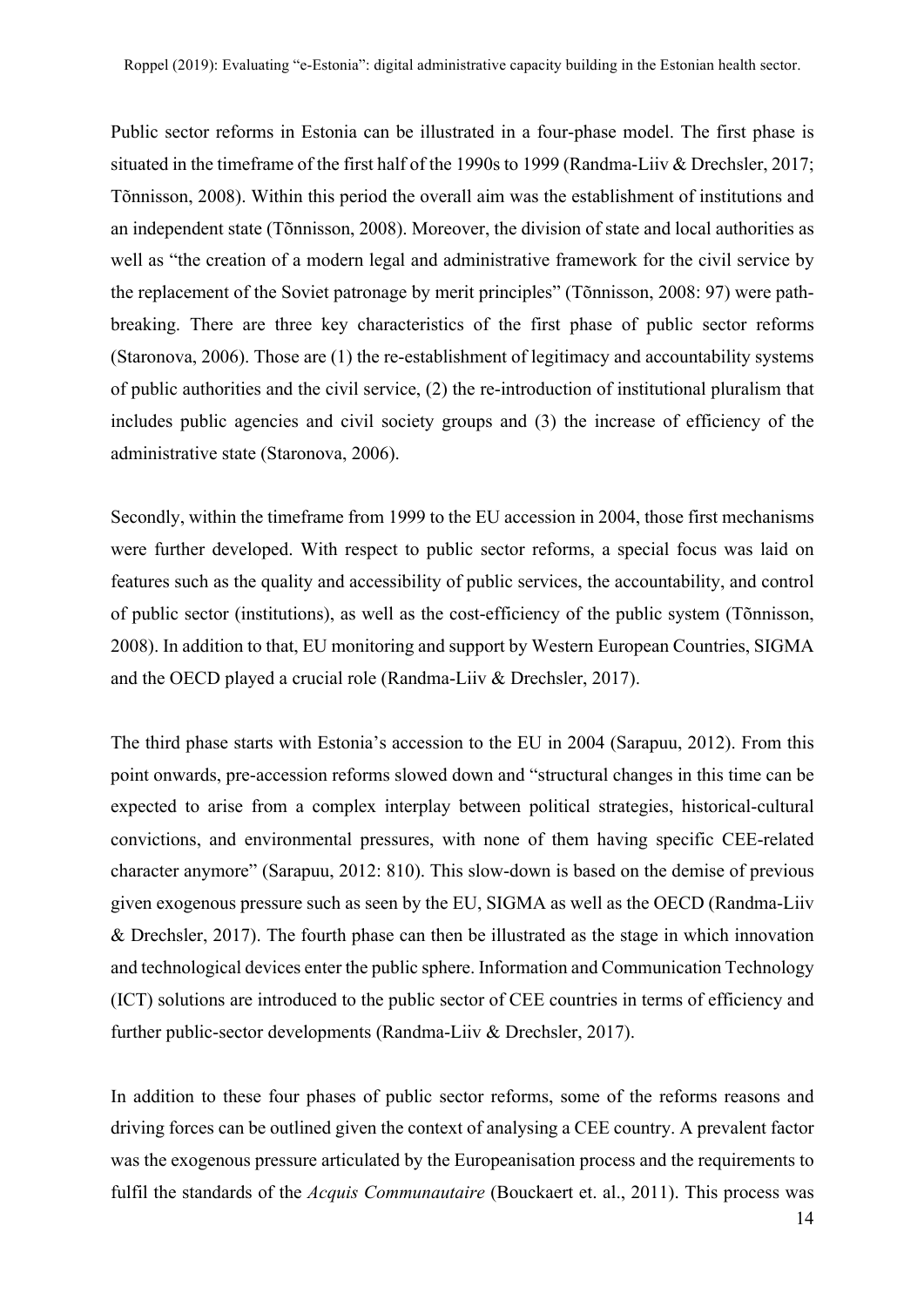Public sector reforms in Estonia can be illustrated in a four-phase model. The first phase is situated in the timeframe of the first half of the 1990s to 1999 (Randma-Liiv & Drechsler, 2017; Tõnnisson, 2008). Within this period the overall aim was the establishment of institutions and an independent state (Tõnnisson, 2008). Moreover, the division of state and local authorities as well as "the creation of a modern legal and administrative framework for the civil service by the replacement of the Soviet patronage by merit principles" (Tõnnisson, 2008: 97) were path-breaking. There are three key characteristics of the first phase of public sector reforms (Staronova, 2006). Those are (1) the re-establishment of legitimacy and accountability systems of public authorities and the civil service, (2) the re-introduction of institutional pluralism that includes public agencies and civil society groups and (3) the increase of efficiency of the administrative state (Staronova, 2006).

Secondly, within the timeframe from 1999 to the EU accession in 2004, those first mechanisms were further developed. With respect to public sector reforms, a special focus was laid on features such as the quality and accessibility of public services, the accountability, and control of public sector (institutions), as well as the cost-efficiency of the public system (Tõnnisson, 2008). In addition to that, EU monitoring and support by Western European Countries, SIGMA and the OECD played a crucial role (Randma-Liiv & Drechsler, 2017).

The third phase starts with Estonia's accession to the EU in 2004 (Sarapuu, 2012). From this point onwards, pre-accession reforms slowed down and "structural changes in this time can be expected to arise from a complex interplay between political strategies, historical-cultural convictions, and environmental pressures, with none of them having specific CEE-related character anymore" (Sarapuu, 2012: 810). This slow-down is based on the demise of previous given exogenous pressure such as seen by the EU, SIGMA as well as the OECD (Randma-Liiv & Drechsler, 2017). The fourth phase can then be illustrated as the stage in which innovation and technological devices enter the public sphere. Information and Communication Technology (ICT) solutions are introduced to the public sector of CEE countries in terms of efficiency and further public-sector developments (Randma-Liiv & Drechsler, 2017).

In addition to these four phases of public sector reforms, some of the reforms reasons and driving forces can be outlined given the context of analysing a CEE country. A prevalent factor was the exogenous pressure articulated by the Europeanisation process and the requirements to fulfil the standards of the *Acquis Communautaire* (Bouckaert et. al., 2011). This process was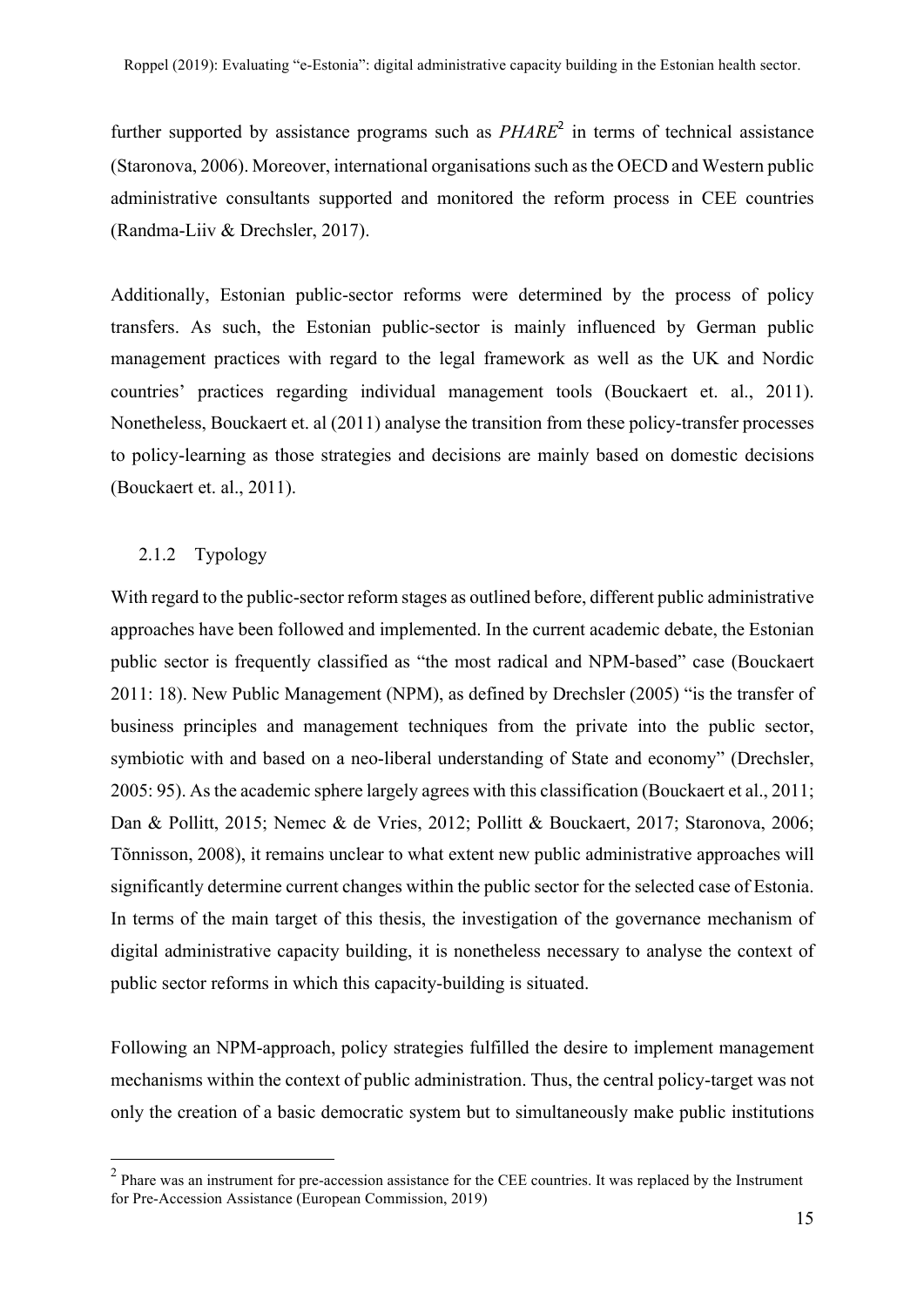further supported by assistance programs such as *PHARE*[2] in terms of technical assistance (Staronova, 2006). Moreover, international organisations such as the OECD and Western public administrative consultants supported and monitored the reform process in CEE countries (Randma-Liiv & Drechsler, 2017).

Additionally, Estonian public-sector reforms were determined by the process of policy transfers. As such, the Estonian public-sector is mainly influenced by German public management practices with regard to the legal framework as well as the UK and Nordic countries' practices regarding individual management tools (Bouckaert et. al., 2011). Nonetheless, Bouckaert et. al (2011) analyse the transition from these policy-transfer processes to policy-learning as those strategies and decisions are mainly based on domestic decisions (Bouckaert et. al., 2011).

### 2.1.2 Typology

With regard to the public-sector reform stages as outlined before, different public administrative approaches have been followed and implemented. In the current academic debate, the Estonian public sector is frequently classified as "the most radical and NPM-based" case (Bouckaert 2011: 18). New Public Management (NPM), as defined by Drechsler (2005) "is the transfer of business principles and management techniques from the private into the public sector, symbiotic with and based on a neo-liberal understanding of State and economy" (Drechsler, 2005: 95). As the academic sphere largely agrees with this classification (Bouckaert et al., 2011; Dan & Pollitt, 2015; Nemec & de Vries, 2012; Pollitt & Bouckaert, 2017; Staronova, 2006; Tõnnisson, 2008), it remains unclear to what extent new public administrative approaches will significantly determine current changes within the public sector for the selected case of Estonia. In terms of the main target of this thesis, the investigation of the governance mechanism of digital administrative capacity building, it is nonetheless necessary to analyse the context of public sector reforms in which this capacity-building is situated.

Following an NPM-approach, policy strategies fulfilled the desire to implement management mechanisms within the context of public administration. Thus, the central policy-target was not only the creation of a basic democratic system but to simultaneously make public institutions

---

[2] Phare was an instrument for pre-accession assistance for the CEE countries. It was replaced by the Instrument for Pre-Accession Assistance (European Commission, 2019)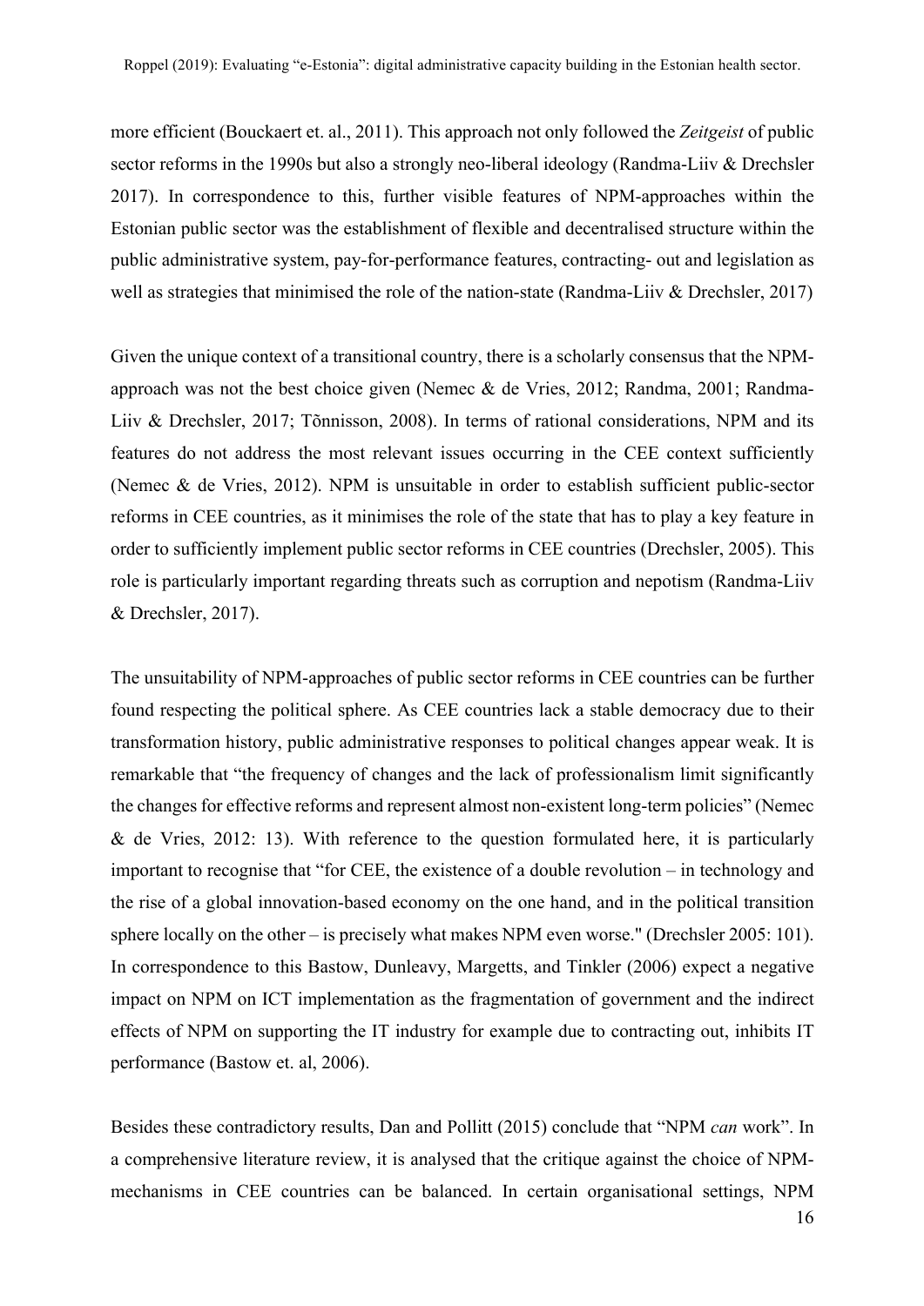more efficient (Bouckaert et. al., 2011). This approach not only followed the *Zeitgeist* of public sector reforms in the 1990s but also a strongly neo-liberal ideology (Randma-Liiv & Drechsler 2017). In correspondence to this, further visible features of NPM-approaches within the Estonian public sector was the establishment of flexible and decentralised structure within the public administrative system, pay-for-performance features, contracting- out and legislation as well as strategies that minimised the role of the nation-state (Randma-Liiv & Drechsler, 2017)

Given the unique context of a transitional country, there is a scholarly consensus that the NPM-approach was not the best choice given (Nemec & de Vries, 2012; Randma, 2001; Randma-Liiv & Drechsler, 2017; Tõnnisson, 2008). In terms of rational considerations, NPM and its features do not address the most relevant issues occurring in the CEE context sufficiently (Nemec & de Vries, 2012). NPM is unsuitable in order to establish sufficient public-sector reforms in CEE countries, as it minimises the role of the state that has to play a key feature in order to sufficiently implement public sector reforms in CEE countries (Drechsler, 2005). This role is particularly important regarding threats such as corruption and nepotism (Randma-Liiv & Drechsler, 2017).

The unsuitability of NPM-approaches of public sector reforms in CEE countries can be further found respecting the political sphere. As CEE countries lack a stable democracy due to their transformation history, public administrative responses to political changes appear weak. It is remarkable that "the frequency of changes and the lack of professionalism limit significantly the changes for effective reforms and represent almost non-existent long-term policies" (Nemec & de Vries, 2012: 13). With reference to the question formulated here, it is particularly important to recognise that "for CEE, the existence of a double revolution – in technology and the rise of a global innovation-based economy on the one hand, and in the political transition sphere locally on the other – is precisely what makes NPM even worse." (Drechsler 2005: 101). In correspondence to this Bastow, Dunleavy, Margetts, and Tinkler (2006) expect a negative impact on NPM on ICT implementation as the fragmentation of government and the indirect effects of NPM on supporting the IT industry for example due to contracting out, inhibits IT performance (Bastow et. al, 2006).

Besides these contradictory results, Dan and Pollitt (2015) conclude that "NPM *can* work". In a comprehensive literature review, it is analysed that the critique against the choice of NPM-mechanisms in CEE countries can be balanced. In certain organisational settings, NPM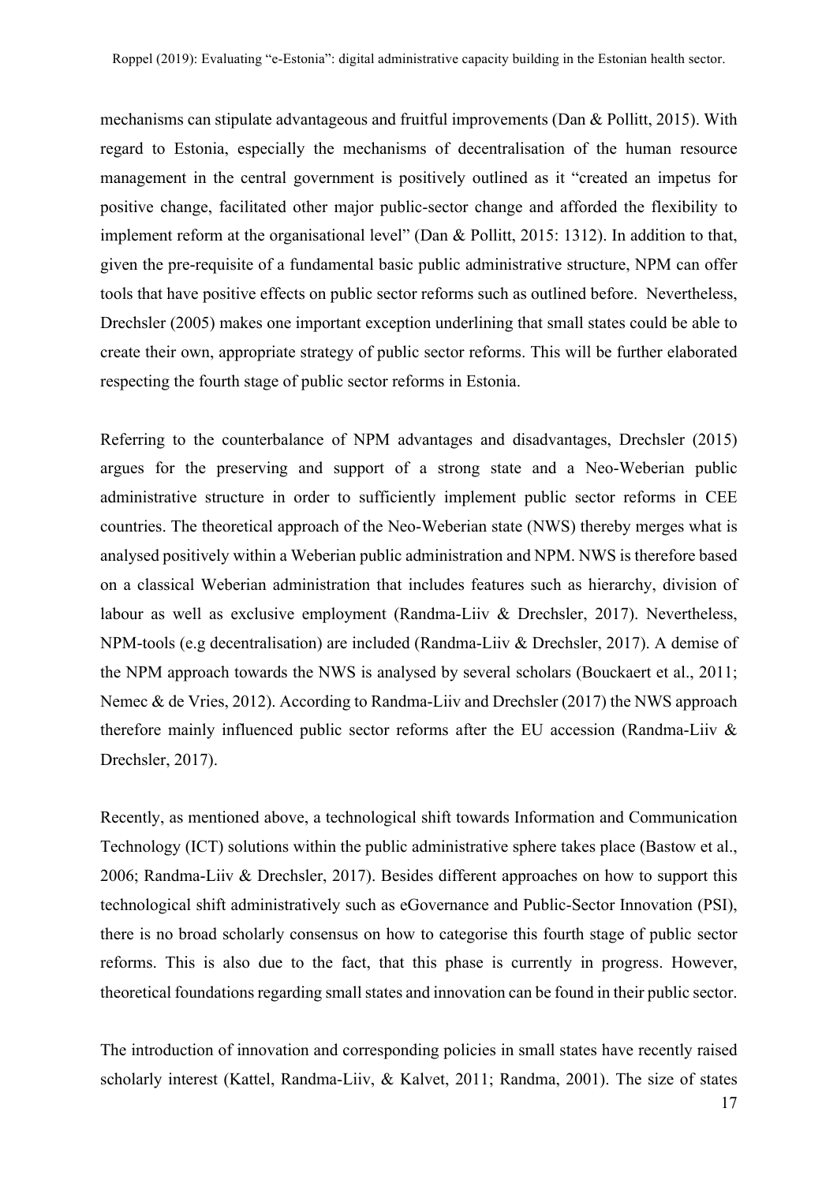mechanisms can stipulate advantageous and fruitful improvements (Dan & Pollitt, 2015). With regard to Estonia, especially the mechanisms of decentralisation of the human resource management in the central government is positively outlined as it "created an impetus for positive change, facilitated other major public-sector change and afforded the flexibility to implement reform at the organisational level" (Dan & Pollitt, 2015: 1312). In addition to that, given the pre-requisite of a fundamental basic public administrative structure, NPM can offer tools that have positive effects on public sector reforms such as outlined before. Nevertheless, Drechsler (2005) makes one important exception underlining that small states could be able to create their own, appropriate strategy of public sector reforms. This will be further elaborated respecting the fourth stage of public sector reforms in Estonia.

Referring to the counterbalance of NPM advantages and disadvantages, Drechsler (2015) argues for the preserving and support of a strong state and a Neo-Weberian public administrative structure in order to sufficiently implement public sector reforms in CEE countries. The theoretical approach of the Neo-Weberian state (NWS) thereby merges what is analysed positively within a Weberian public administration and NPM. NWS is therefore based on a classical Weberian administration that includes features such as hierarchy, division of labour as well as exclusive employment (Randma-Liiv & Drechsler, 2017). Nevertheless, NPM-tools (e.g decentralisation) are included (Randma-Liiv & Drechsler, 2017). A demise of the NPM approach towards the NWS is analysed by several scholars (Bouckaert et al., 2011; Nemec & de Vries, 2012). According to Randma-Liiv and Drechsler (2017) the NWS approach therefore mainly influenced public sector reforms after the EU accession (Randma-Liiv & Drechsler, 2017).

Recently, as mentioned above, a technological shift towards Information and Communication Technology (ICT) solutions within the public administrative sphere takes place (Bastow et al., 2006; Randma-Liiv & Drechsler, 2017). Besides different approaches on how to support this technological shift administratively such as eGovernance and Public-Sector Innovation (PSI), there is no broad scholarly consensus on how to categorise this fourth stage of public sector reforms. This is also due to the fact, that this phase is currently in progress. However, theoretical foundations regarding small states and innovation can be found in their public sector.

The introduction of innovation and corresponding policies in small states have recently raised scholarly interest (Kattel, Randma-Liiv, & Kalvet, 2011; Randma, 2001). The size of states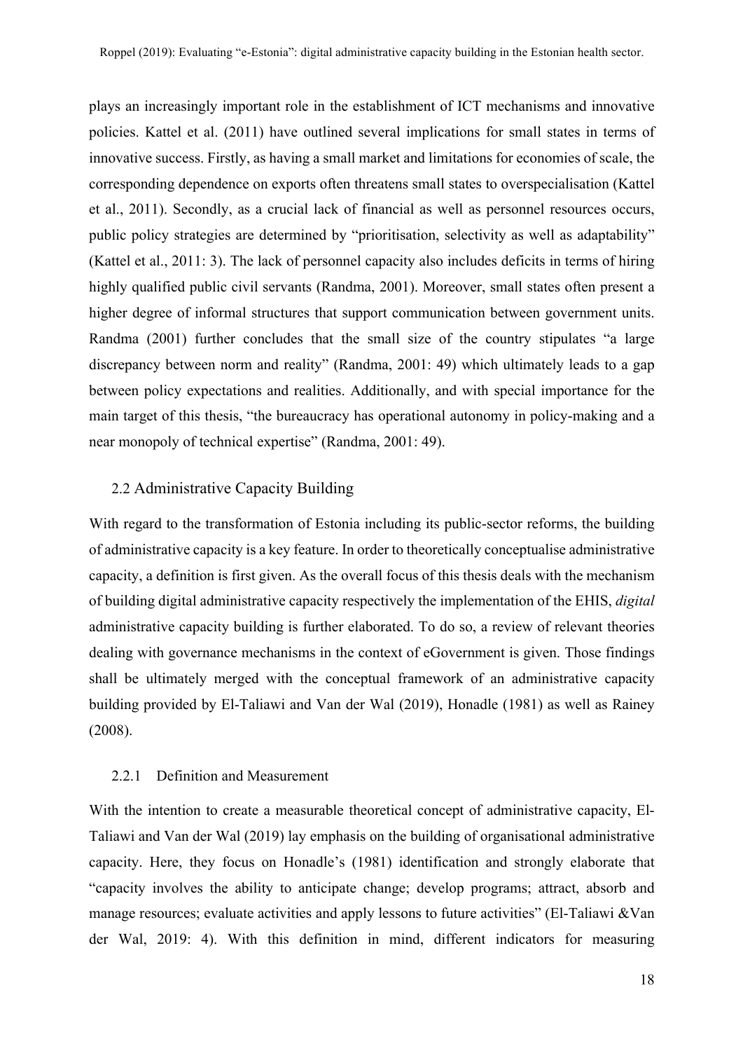plays an increasingly important role in the establishment of ICT mechanisms and innovative policies. Kattel et al. (2011) have outlined several implications for small states in terms of innovative success. Firstly, as having a small market and limitations for economies of scale, the corresponding dependence on exports often threatens small states to overspecialisation (Kattel et al., 2011). Secondly, as a crucial lack of financial as well as personnel resources occurs, public policy strategies are determined by "prioritisation, selectivity as well as adaptability" (Kattel et al., 2011: 3). The lack of personnel capacity also includes deficits in terms of hiring highly qualified public civil servants (Randma, 2001). Moreover, small states often present a higher degree of informal structures that support communication between government units. Randma (2001) further concludes that the small size of the country stipulates "a large discrepancy between norm and reality" (Randma, 2001: 49) which ultimately leads to a gap between policy expectations and realities. Additionally, and with special importance for the main target of this thesis, "the bureaucracy has operational autonomy in policy-making and a near monopoly of technical expertise" (Randma, 2001: 49).

## 2.2 Administrative Capacity Building

With regard to the transformation of Estonia including its public-sector reforms, the building of administrative capacity is a key feature. In order to theoretically conceptualise administrative capacity, a definition is first given. As the overall focus of this thesis deals with the mechanism of building digital administrative capacity respectively the implementation of the EHIS, *digital* administrative capacity building is further elaborated. To do so, a review of relevant theories dealing with governance mechanisms in the context of eGovernment is given. Those findings shall be ultimately merged with the conceptual framework of an administrative capacity building provided by El-Taliawi and Van der Wal (2019), Honadle (1981) as well as Rainey (2008).

### 2.2.1 Definition and Measurement

With the intention to create a measurable theoretical concept of administrative capacity, El-Taliawi and Van der Wal (2019) lay emphasis on the building of organisational administrative capacity. Here, they focus on Honadle's (1981) identification and strongly elaborate that "capacity involves the ability to anticipate change; develop programs; attract, absorb and manage resources; evaluate activities and apply lessons to future activities" (El-Taliawi &Van der Wal, 2019: 4). With this definition in mind, different indicators for measuring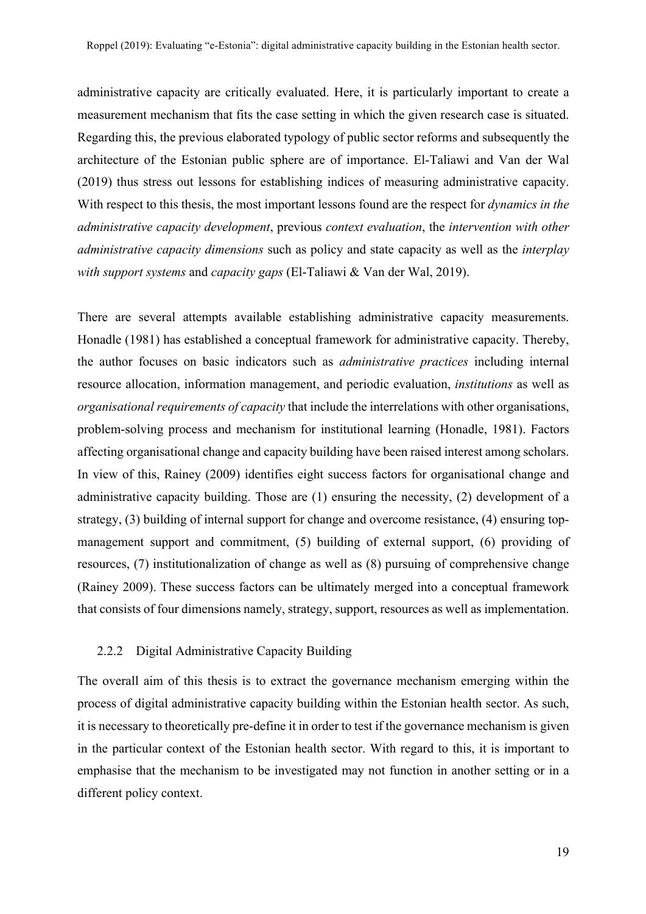administrative capacity are critically evaluated. Here, it is particularly important to create a measurement mechanism that fits the case setting in which the given research case is situated. Regarding this, the previous elaborated typology of public sector reforms and subsequently the architecture of the Estonian public sphere are of importance. El-Taliawi and Van der Wal (2019) thus stress out lessons for establishing indices of measuring administrative capacity. With respect to this thesis, the most important lessons found are the respect for *dynamics in the administrative capacity development*, previous *context evaluation*, the *intervention with other administrative capacity dimensions* such as policy and state capacity as well as the *interplay with support systems* and *capacity gaps* (El-Taliawi & Van der Wal, 2019).

There are several attempts available establishing administrative capacity measurements. Honadle (1981) has established a conceptual framework for administrative capacity. Thereby, the author focuses on basic indicators such as *administrative practices* including internal resource allocation, information management, and periodic evaluation, *institutions* as well as *organisational requirements of capacity* that include the interrelations with other organisations, problem-solving process and mechanism for institutional learning (Honadle, 1981). Factors affecting organisational change and capacity building have been raised interest among scholars. In view of this, Rainey (2009) identifies eight success factors for organisational change and administrative capacity building. Those are (1) ensuring the necessity, (2) development of a strategy, (3) building of internal support for change and overcome resistance, (4) ensuring top-management support and commitment, (5) building of external support, (6) providing of resources, (7) institutionalization of change as well as (8) pursuing of comprehensive change (Rainey 2009). These success factors can be ultimately merged into a conceptual framework that consists of four dimensions namely, strategy, support, resources as well as implementation.

### 2.2.2 Digital Administrative Capacity Building

The overall aim of this thesis is to extract the governance mechanism emerging within the process of digital administrative capacity building within the Estonian health sector. As such, it is necessary to theoretically pre-define it in order to test if the governance mechanism is given in the particular context of the Estonian health sector. With regard to this, it is important to emphasise that the mechanism to be investigated may not function in another setting or in a different policy context.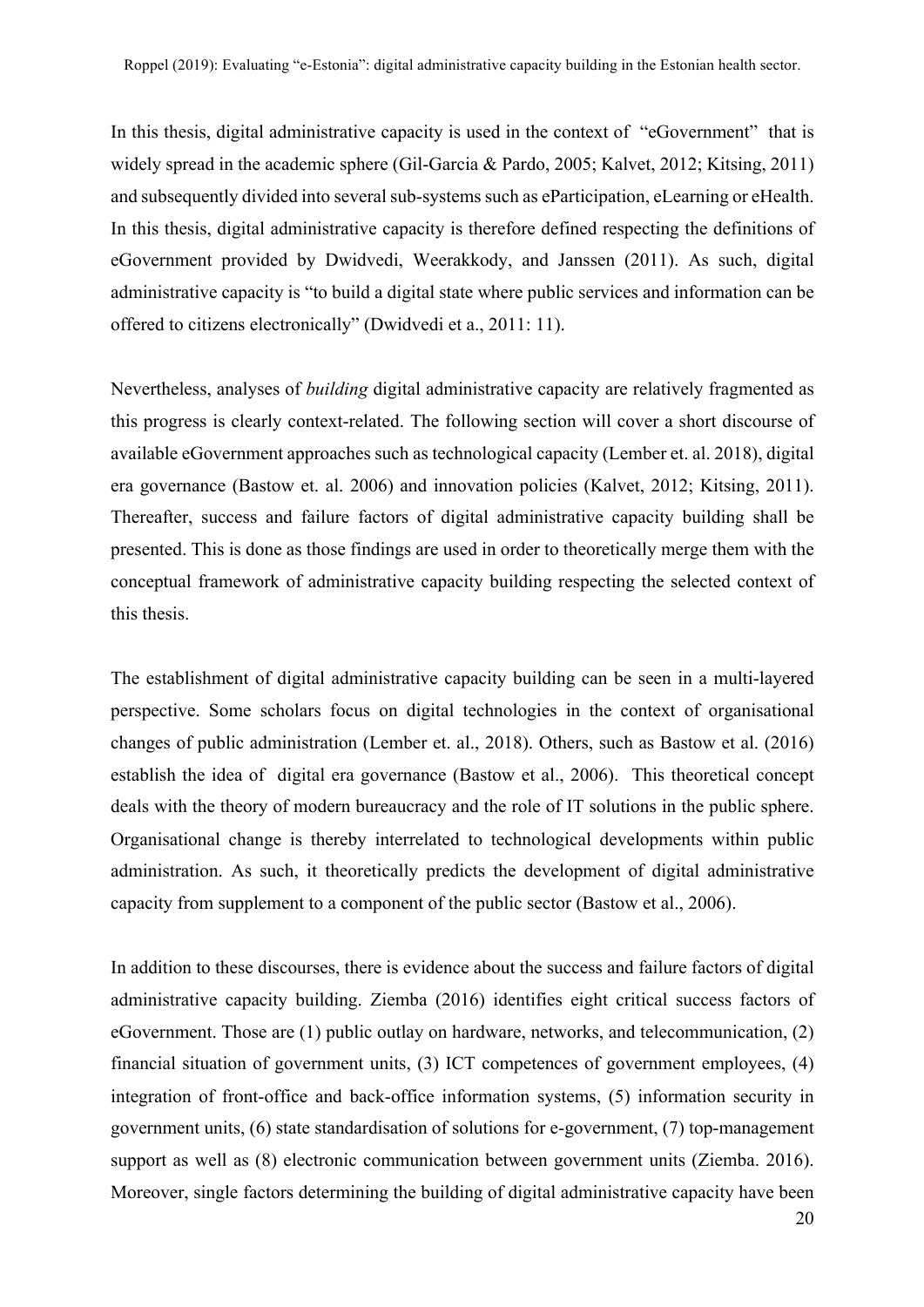In this thesis, digital administrative capacity is used in the context of "eGovernment" that is widely spread in the academic sphere (Gil-Garcia & Pardo, 2005; Kalvet, 2012; Kitsing, 2011) and subsequently divided into several sub-systems such as eParticipation, eLearning or eHealth. In this thesis, digital administrative capacity is therefore defined respecting the definitions of eGovernment provided by Dwidvedi, Weerakkody, and Janssen (2011). As such, digital administrative capacity is "to build a digital state where public services and information can be offered to citizens electronically" (Dwidvedi et a., 2011: 11).

Nevertheless, analyses of *building* digital administrative capacity are relatively fragmented as this progress is clearly context-related. The following section will cover a short discourse of available eGovernment approaches such as technological capacity (Lember et. al. 2018), digital era governance (Bastow et. al. 2006) and innovation policies (Kalvet, 2012; Kitsing, 2011). Thereafter, success and failure factors of digital administrative capacity building shall be presented. This is done as those findings are used in order to theoretically merge them with the conceptual framework of administrative capacity building respecting the selected context of this thesis.

The establishment of digital administrative capacity building can be seen in a multi-layered perspective. Some scholars focus on digital technologies in the context of organisational changes of public administration (Lember et. al., 2018). Others, such as Bastow et al. (2016) establish the idea of digital era governance (Bastow et al., 2006). This theoretical concept deals with the theory of modern bureaucracy and the role of IT solutions in the public sphere. Organisational change is thereby interrelated to technological developments within public administration. As such, it theoretically predicts the development of digital administrative capacity from supplement to a component of the public sector (Bastow et al., 2006).

In addition to these discourses, there is evidence about the success and failure factors of digital administrative capacity building. Ziemba (2016) identifies eight critical success factors of eGovernment. Those are (1) public outlay on hardware, networks, and telecommunication, (2) financial situation of government units, (3) ICT competences of government employees, (4) integration of front-office and back-office information systems, (5) information security in government units, (6) state standardisation of solutions for e-government, (7) top-management support as well as (8) electronic communication between government units (Ziemba. 2016). Moreover, single factors determining the building of digital administrative capacity have been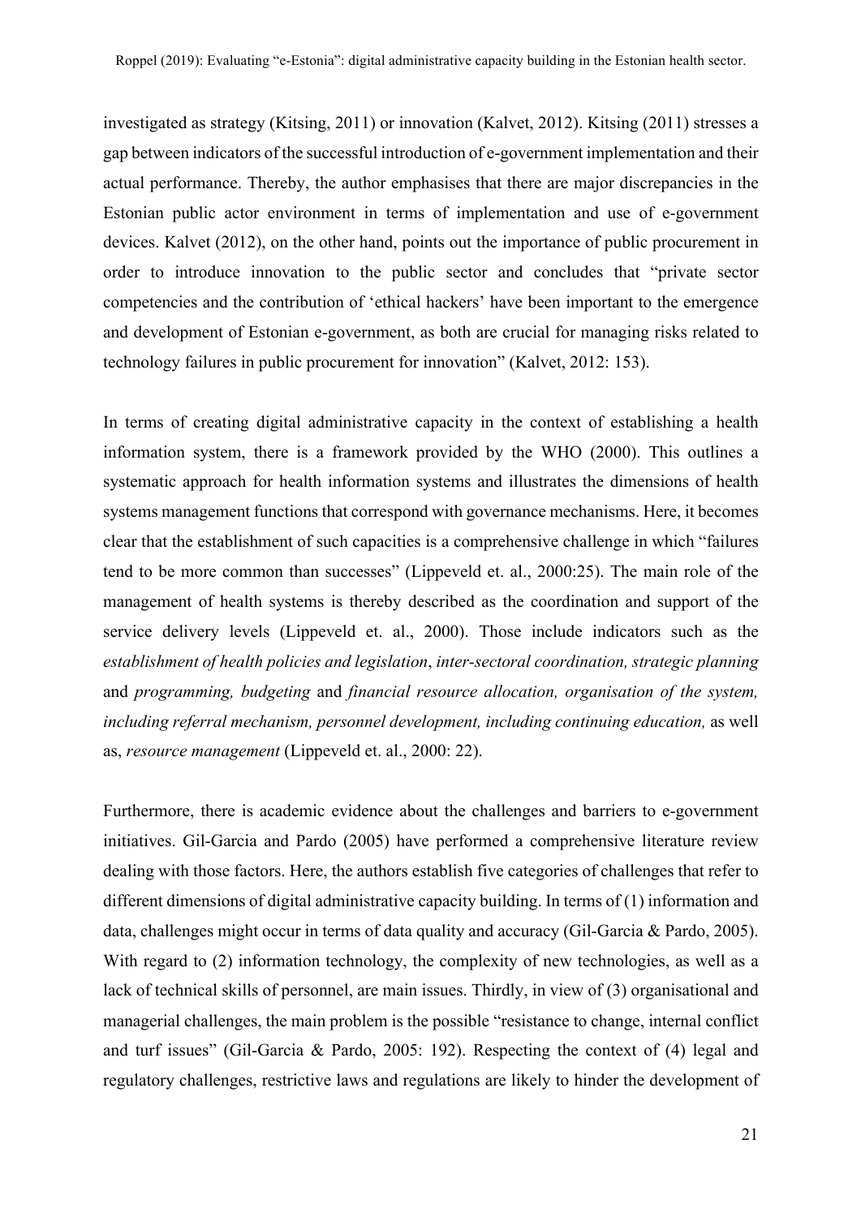investigated as strategy (Kitsing, 2011) or innovation (Kalvet, 2012). Kitsing (2011) stresses a gap between indicators of the successful introduction of e-government implementation and their actual performance. Thereby, the author emphasises that there are major discrepancies in the Estonian public actor environment in terms of implementation and use of e-government devices. Kalvet (2012), on the other hand, points out the importance of public procurement in order to introduce innovation to the public sector and concludes that "private sector competencies and the contribution of 'ethical hackers' have been important to the emergence and development of Estonian e-government, as both are crucial for managing risks related to technology failures in public procurement for innovation" (Kalvet, 2012: 153).

In terms of creating digital administrative capacity in the context of establishing a health information system, there is a framework provided by the WHO (2000). This outlines a systematic approach for health information systems and illustrates the dimensions of health systems management functions that correspond with governance mechanisms. Here, it becomes clear that the establishment of such capacities is a comprehensive challenge in which "failures tend to be more common than successes" (Lippeveld et. al., 2000:25). The main role of the management of health systems is thereby described as the coordination and support of the service delivery levels (Lippeveld et. al., 2000). Those include indicators such as the *establishment of health policies and legislation*, *inter-sectoral coordination, strategic planning* and *programming, budgeting* and *financial resource allocation, organisation of the system, including referral mechanism, personnel development, including continuing education,* as well as, *resource management* (Lippeveld et. al., 2000: 22).

Furthermore, there is academic evidence about the challenges and barriers to e-government initiatives. Gil-Garcia and Pardo (2005) have performed a comprehensive literature review dealing with those factors. Here, the authors establish five categories of challenges that refer to different dimensions of digital administrative capacity building. In terms of (1) information and data, challenges might occur in terms of data quality and accuracy (Gil-Garcia & Pardo, 2005). With regard to (2) information technology, the complexity of new technologies, as well as a lack of technical skills of personnel, are main issues. Thirdly, in view of (3) organisational and managerial challenges, the main problem is the possible "resistance to change, internal conflict and turf issues" (Gil-Garcia & Pardo, 2005: 192). Respecting the context of (4) legal and regulatory challenges, restrictive laws and regulations are likely to hinder the development of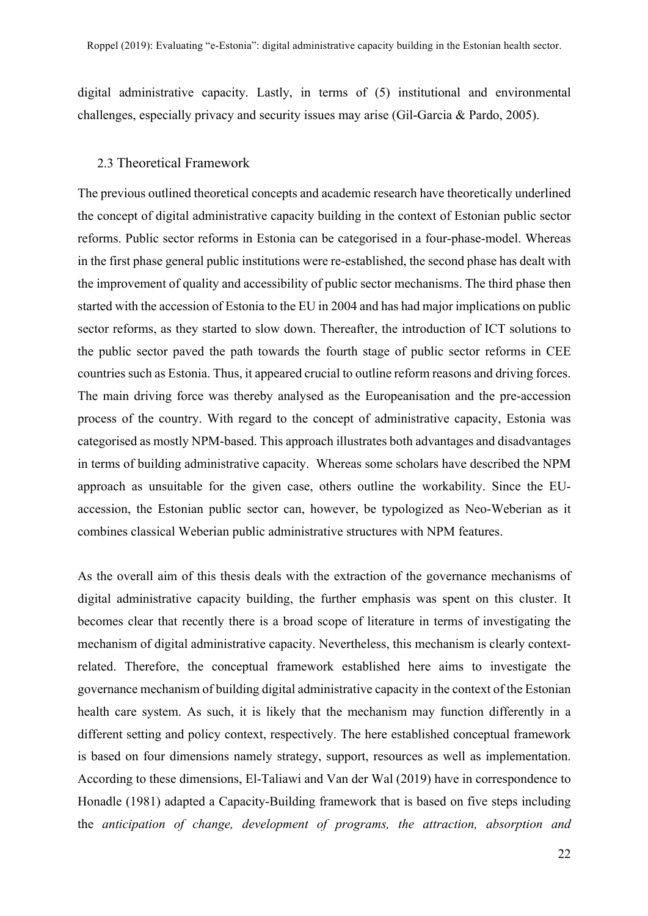digital administrative capacity. Lastly, in terms of (5) institutional and environmental challenges, especially privacy and security issues may arise (Gil-Garcia & Pardo, 2005).

### 2.3 Theoretical Framework

The previous outlined theoretical concepts and academic research have theoretically underlined the concept of digital administrative capacity building in the context of Estonian public sector reforms. Public sector reforms in Estonia can be categorised in a four-phase-model. Whereas in the first phase general public institutions were re-established, the second phase has dealt with the improvement of quality and accessibility of public sector mechanisms. The third phase then started with the accession of Estonia to the EU in 2004 and has had major implications on public sector reforms, as they started to slow down. Thereafter, the introduction of ICT solutions to the public sector paved the path towards the fourth stage of public sector reforms in CEE countries such as Estonia. Thus, it appeared crucial to outline reform reasons and driving forces. The main driving force was thereby analysed as the Europeanisation and the pre-accession process of the country. With regard to the concept of administrative capacity, Estonia was categorised as mostly NPM-based. This approach illustrates both advantages and disadvantages in terms of building administrative capacity. Whereas some scholars have described the NPM approach as unsuitable for the given case, others outline the workability. Since the EU-accession, the Estonian public sector can, however, be typologized as Neo-Weberian as it combines classical Weberian public administrative structures with NPM features.

As the overall aim of this thesis deals with the extraction of the governance mechanisms of digital administrative capacity building, the further emphasis was spent on this cluster. It becomes clear that recently there is a broad scope of literature in terms of investigating the mechanism of digital administrative capacity. Nevertheless, this mechanism is clearly context-related. Therefore, the conceptual framework established here aims to investigate the governance mechanism of building digital administrative capacity in the context of the Estonian health care system. As such, it is likely that the mechanism may function differently in a different setting and policy context, respectively. The here established conceptual framework is based on four dimensions namely strategy, support, resources as well as implementation. According to these dimensions, El-Taliawi and Van der Wal (2019) have in correspondence to Honadle (1981) adapted a Capacity-Building framework that is based on five steps including the *anticipation of change, development of programs, the attraction, absorption and*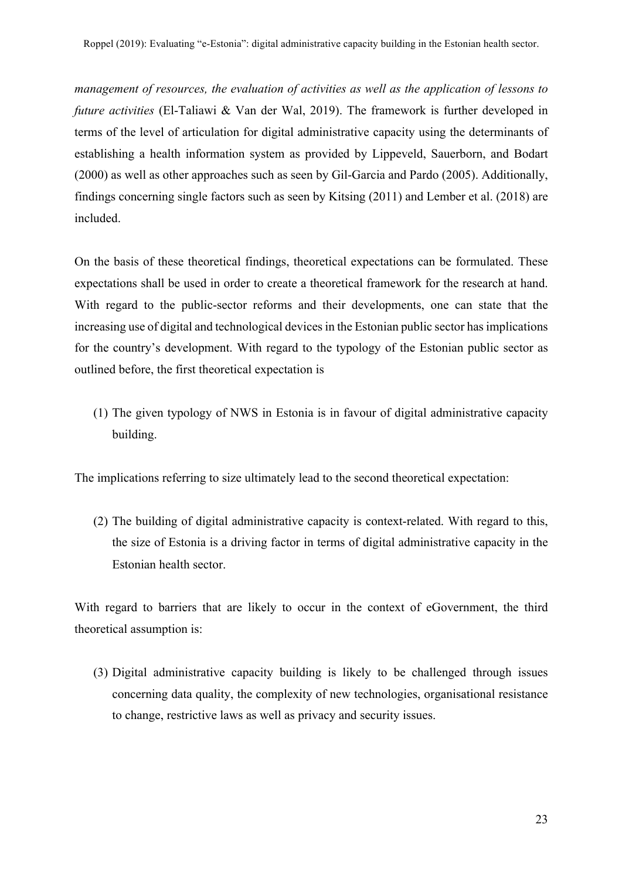*management of resources, the evaluation of activities as well as the application of lessons to future activities* (El-Taliawi & Van der Wal, 2019). The framework is further developed in terms of the level of articulation for digital administrative capacity using the determinants of establishing a health information system as provided by Lippeveld, Sauerborn, and Bodart (2000) as well as other approaches such as seen by Gil-Garcia and Pardo (2005). Additionally, findings concerning single factors such as seen by Kitsing (2011) and Lember et al. (2018) are included.

On the basis of these theoretical findings, theoretical expectations can be formulated. These expectations shall be used in order to create a theoretical framework for the research at hand. With regard to the public-sector reforms and their developments, one can state that the increasing use of digital and technological devices in the Estonian public sector has implications for the country's development. With regard to the typology of the Estonian public sector as outlined before, the first theoretical expectation is

(1) The given typology of NWS in Estonia is in favour of digital administrative capacity building.

The implications referring to size ultimately lead to the second theoretical expectation:

(2) The building of digital administrative capacity is context-related. With regard to this, the size of Estonia is a driving factor in terms of digital administrative capacity in the Estonian health sector.

With regard to barriers that are likely to occur in the context of eGovernment, the third theoretical assumption is:

(3) Digital administrative capacity building is likely to be challenged through issues concerning data quality, the complexity of new technologies, organisational resistance to change, restrictive laws as well as privacy and security issues.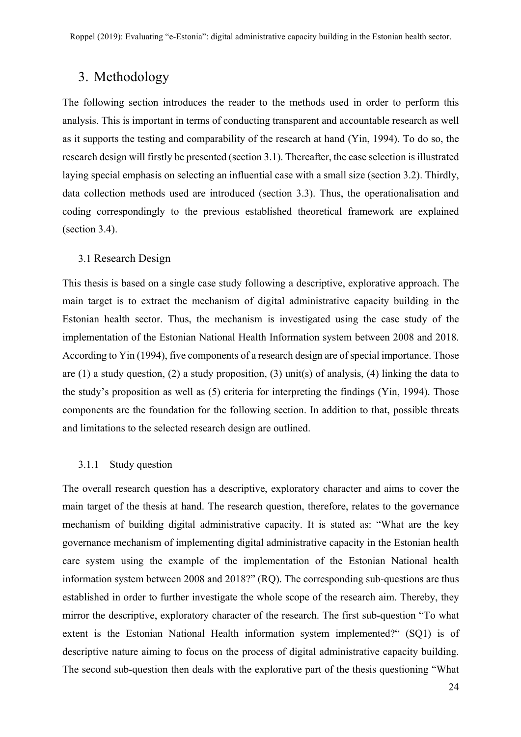# 3. Methodology

The following section introduces the reader to the methods used in order to perform this analysis. This is important in terms of conducting transparent and accountable research as well as it supports the testing and comparability of the research at hand (Yin, 1994). To do so, the research design will firstly be presented (section 3.1). Thereafter, the case selection is illustrated laying special emphasis on selecting an influential case with a small size (section 3.2). Thirdly, data collection methods used are introduced (section 3.3). Thus, the operationalisation and coding correspondingly to the previous established theoretical framework are explained (section 3.4).

## 3.1 Research Design

This thesis is based on a single case study following a descriptive, explorative approach. The main target is to extract the mechanism of digital administrative capacity building in the Estonian health sector. Thus, the mechanism is investigated using the case study of the implementation of the Estonian National Health Information system between 2008 and 2018. According to Yin (1994), five components of a research design are of special importance. Those are (1) a study question, (2) a study proposition, (3) unit(s) of analysis, (4) linking the data to the study's proposition as well as (5) criteria for interpreting the findings (Yin, 1994). Those components are the foundation for the following section. In addition to that, possible threats and limitations to the selected research design are outlined.

### 3.1.1 Study question

The overall research question has a descriptive, exploratory character and aims to cover the main target of the thesis at hand. The research question, therefore, relates to the governance mechanism of building digital administrative capacity. It is stated as: "What are the key governance mechanism of implementing digital administrative capacity in the Estonian health care system using the example of the implementation of the Estonian National health information system between 2008 and 2018?" (RQ). The corresponding sub-questions are thus established in order to further investigate the whole scope of the research aim. Thereby, they mirror the descriptive, exploratory character of the research. The first sub-question "To what extent is the Estonian National Health information system implemented?" (SQ1) is of descriptive nature aiming to focus on the process of digital administrative capacity building. The second sub-question then deals with the explorative part of the thesis questioning "What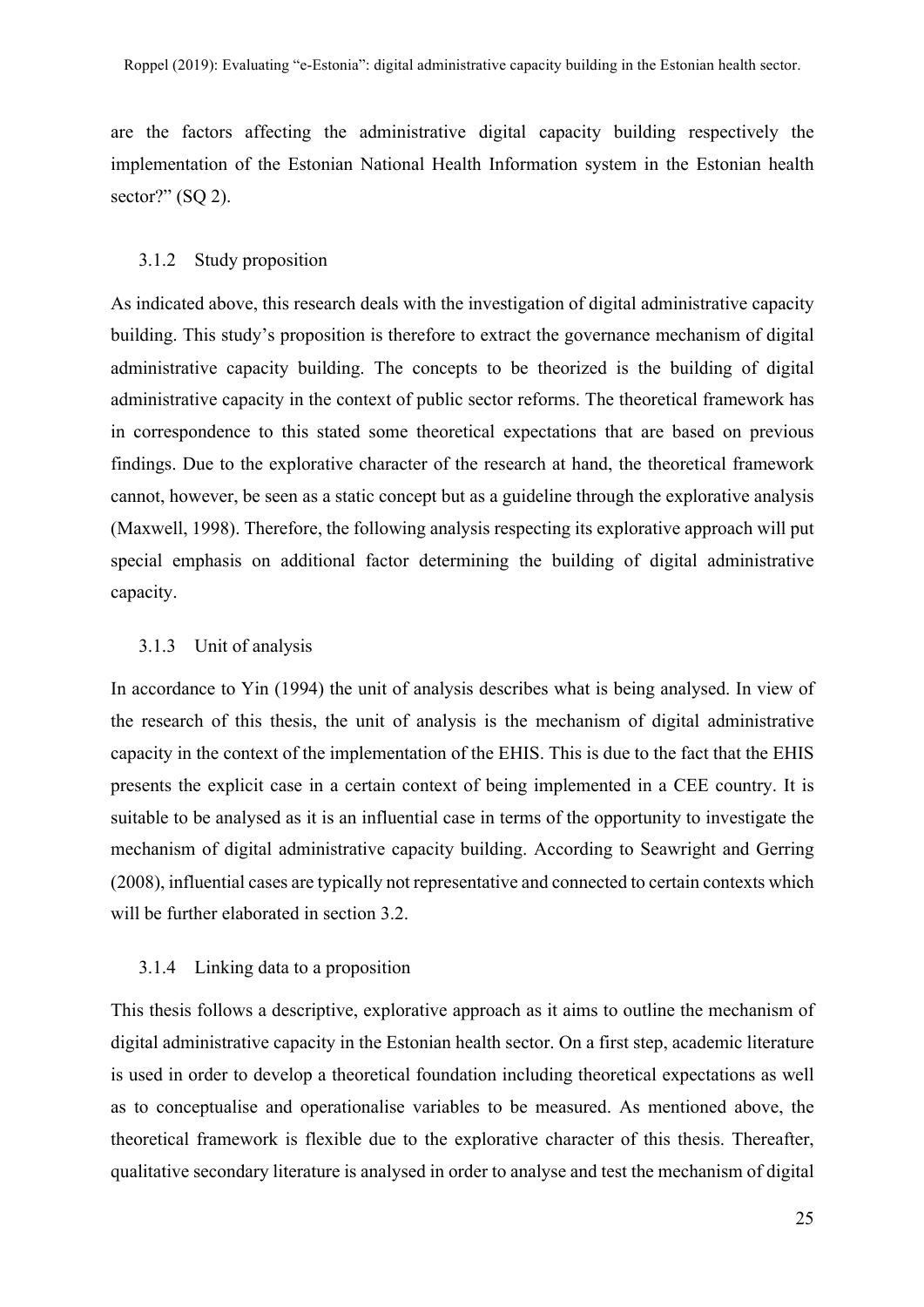are the factors affecting the administrative digital capacity building respectively the implementation of the Estonian National Health Information system in the Estonian health sector?" (SQ 2).

### 3.1.2 Study proposition

As indicated above, this research deals with the investigation of digital administrative capacity building. This study's proposition is therefore to extract the governance mechanism of digital administrative capacity building. The concepts to be theorized is the building of digital administrative capacity in the context of public sector reforms. The theoretical framework has in correspondence to this stated some theoretical expectations that are based on previous findings. Due to the explorative character of the research at hand, the theoretical framework cannot, however, be seen as a static concept but as a guideline through the explorative analysis (Maxwell, 1998). Therefore, the following analysis respecting its explorative approach will put special emphasis on additional factor determining the building of digital administrative capacity.

### 3.1.3 Unit of analysis

In accordance to Yin (1994) the unit of analysis describes what is being analysed. In view of the research of this thesis, the unit of analysis is the mechanism of digital administrative capacity in the context of the implementation of the EHIS. This is due to the fact that the EHIS presents the explicit case in a certain context of being implemented in a CEE country. It is suitable to be analysed as it is an influential case in terms of the opportunity to investigate the mechanism of digital administrative capacity building. According to Seawright and Gerring (2008), influential cases are typically not representative and connected to certain contexts which will be further elaborated in section 3.2.

### 3.1.4 Linking data to a proposition

This thesis follows a descriptive, explorative approach as it aims to outline the mechanism of digital administrative capacity in the Estonian health sector. On a first step, academic literature is used in order to develop a theoretical foundation including theoretical expectations as well as to conceptualise and operationalise variables to be measured. As mentioned above, the theoretical framework is flexible due to the explorative character of this thesis. Thereafter, qualitative secondary literature is analysed in order to analyse and test the mechanism of digital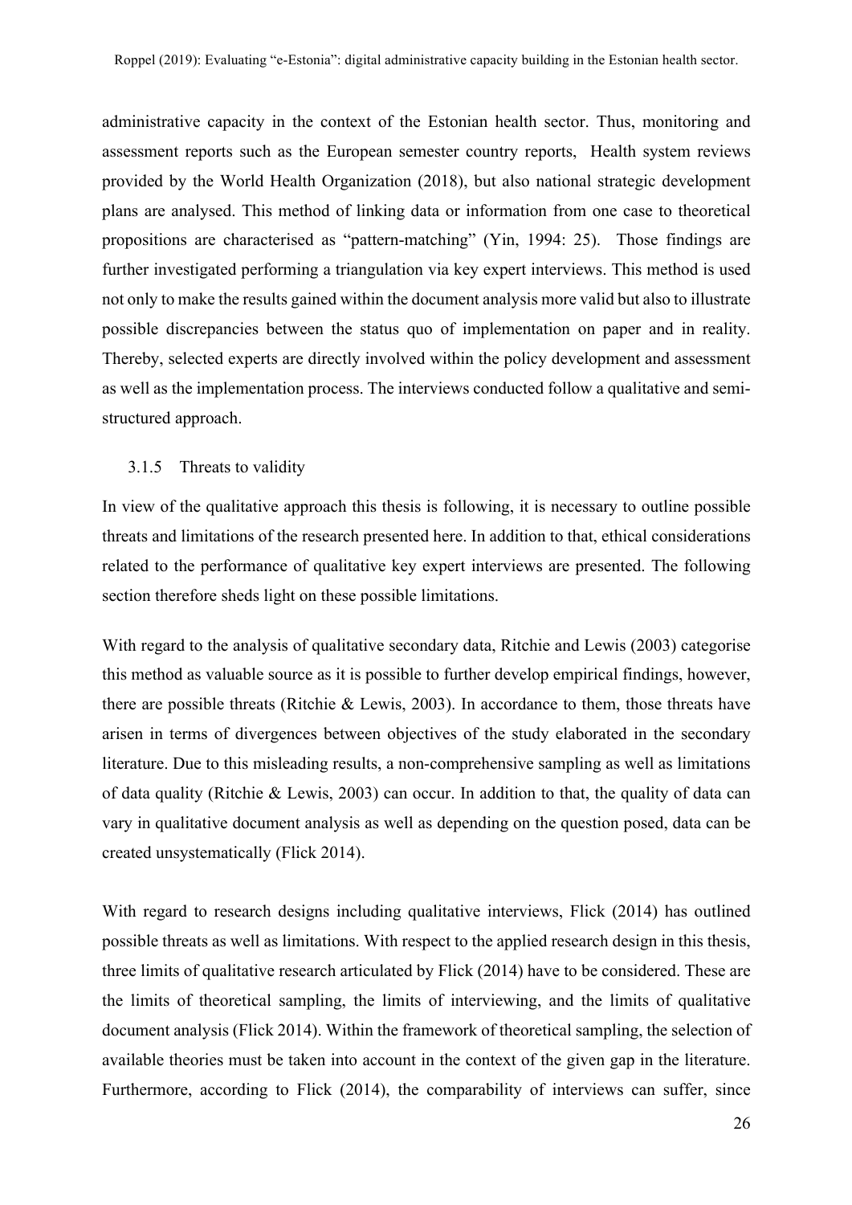administrative capacity in the context of the Estonian health sector. Thus, monitoring and assessment reports such as the European semester country reports, Health system reviews provided by the World Health Organization (2018), but also national strategic development plans are analysed. This method of linking data or information from one case to theoretical propositions are characterised as "pattern-matching" (Yin, 1994: 25). Those findings are further investigated performing a triangulation via key expert interviews. This method is used not only to make the results gained within the document analysis more valid but also to illustrate possible discrepancies between the status quo of implementation on paper and in reality. Thereby, selected experts are directly involved within the policy development and assessment as well as the implementation process. The interviews conducted follow a qualitative and semi-structured approach.

#### 3.1.5 Threats to validity

In view of the qualitative approach this thesis is following, it is necessary to outline possible threats and limitations of the research presented here. In addition to that, ethical considerations related to the performance of qualitative key expert interviews are presented. The following section therefore sheds light on these possible limitations.

With regard to the analysis of qualitative secondary data, Ritchie and Lewis (2003) categorise this method as valuable source as it is possible to further develop empirical findings, however, there are possible threats (Ritchie & Lewis, 2003). In accordance to them, those threats have arisen in terms of divergences between objectives of the study elaborated in the secondary literature. Due to this misleading results, a non-comprehensive sampling as well as limitations of data quality (Ritchie & Lewis, 2003) can occur. In addition to that, the quality of data can vary in qualitative document analysis as well as depending on the question posed, data can be created unsystematically (Flick 2014).

With regard to research designs including qualitative interviews, Flick (2014) has outlined possible threats as well as limitations. With respect to the applied research design in this thesis, three limits of qualitative research articulated by Flick (2014) have to be considered. These are the limits of theoretical sampling, the limits of interviewing, and the limits of qualitative document analysis (Flick 2014). Within the framework of theoretical sampling, the selection of available theories must be taken into account in the context of the given gap in the literature. Furthermore, according to Flick (2014), the comparability of interviews can suffer, since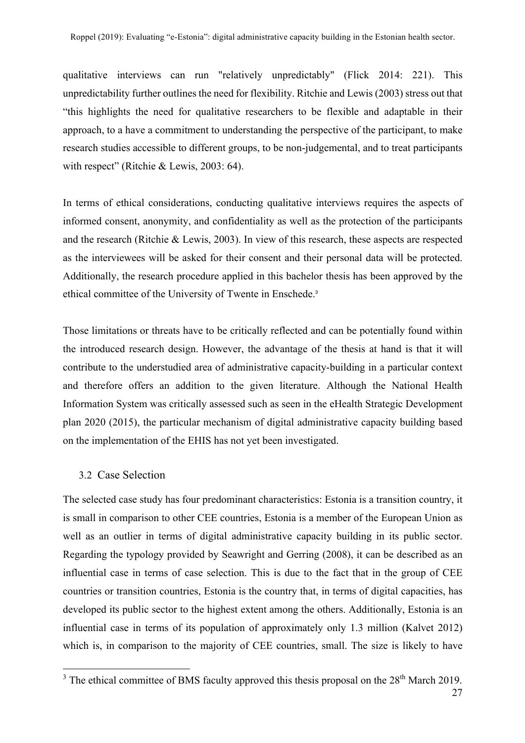qualitative interviews can run "relatively unpredictably" (Flick 2014: 221). This unpredictability further outlines the need for flexibility. Ritchie and Lewis (2003) stress out that "this highlights the need for qualitative researchers to be flexible and adaptable in their approach, to a have a commitment to understanding the perspective of the participant, to make research studies accessible to different groups, to be non-judgemental, and to treat participants with respect" (Ritchie & Lewis, 2003: 64).

In terms of ethical considerations, conducting qualitative interviews requires the aspects of informed consent, anonymity, and confidentiality as well as the protection of the participants and the research (Ritchie & Lewis, 2003). In view of this research, these aspects are respected as the interviewees will be asked for their consent and their personal data will be protected. Additionally, the research procedure applied in this bachelor thesis has been approved by the ethical committee of the University of Twente in Enschede.[3]

Those limitations or threats have to be critically reflected and can be potentially found within the introduced research design. However, the advantage of the thesis at hand is that it will contribute to the understudied area of administrative capacity-building in a particular context and therefore offers an addition to the given literature. Although the National Health Information System was critically assessed such as seen in the eHealth Strategic Development plan 2020 (2015), the particular mechanism of digital administrative capacity building based on the implementation of the EHIS has not yet been investigated.

## 3.2 Case Selection

The selected case study has four predominant characteristics: Estonia is a transition country, it is small in comparison to other CEE countries, Estonia is a member of the European Union as well as an outlier in terms of digital administrative capacity building in its public sector. Regarding the typology provided by Seawright and Gerring (2008), it can be described as an influential case in terms of case selection. This is due to the fact that in the group of CEE countries or transition countries, Estonia is the country that, in terms of digital capacities, has developed its public sector to the highest extent among the others. Additionally, Estonia is an influential case in terms of its population of approximately only 1.3 million (Kalvet 2012) which is, in comparison to the majority of CEE countries, small. The size is likely to have

[3] The ethical committee of BMS faculty approved this thesis proposal on the 28th March 2019.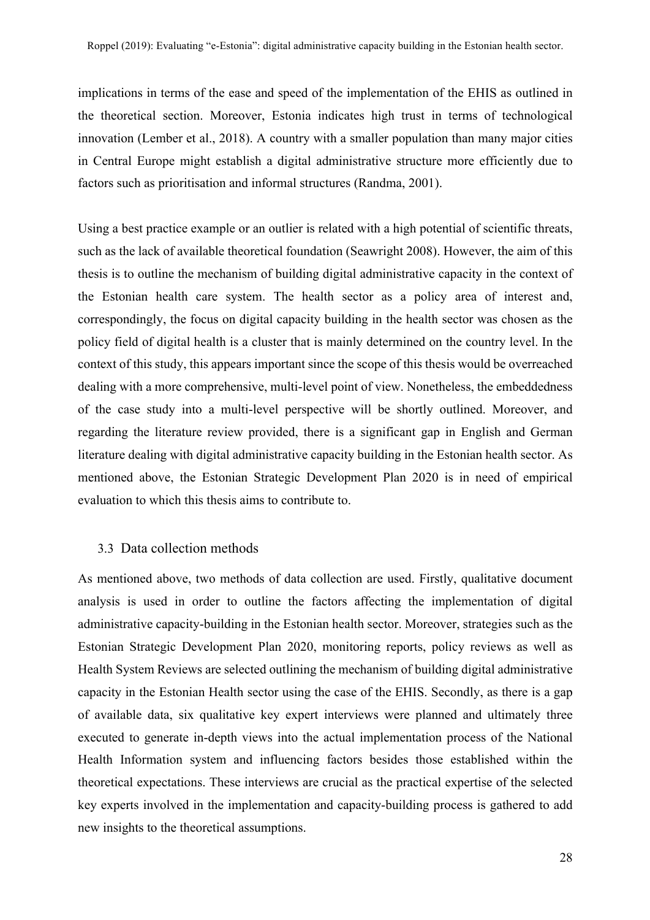implications in terms of the ease and speed of the implementation of the EHIS as outlined in the theoretical section. Moreover, Estonia indicates high trust in terms of technological innovation (Lember et al., 2018). A country with a smaller population than many major cities in Central Europe might establish a digital administrative structure more efficiently due to factors such as prioritisation and informal structures (Randma, 2001).

Using a best practice example or an outlier is related with a high potential of scientific threats, such as the lack of available theoretical foundation (Seawright 2008). However, the aim of this thesis is to outline the mechanism of building digital administrative capacity in the context of the Estonian health care system. The health sector as a policy area of interest and, correspondingly, the focus on digital capacity building in the health sector was chosen as the policy field of digital health is a cluster that is mainly determined on the country level. In the context of this study, this appears important since the scope of this thesis would be overreached dealing with a more comprehensive, multi-level point of view. Nonetheless, the embeddedness of the case study into a multi-level perspective will be shortly outlined. Moreover, and regarding the literature review provided, there is a significant gap in English and German literature dealing with digital administrative capacity building in the Estonian health sector. As mentioned above, the Estonian Strategic Development Plan 2020 is in need of empirical evaluation to which this thesis aims to contribute to.

### 3.3 Data collection methods

As mentioned above, two methods of data collection are used. Firstly, qualitative document analysis is used in order to outline the factors affecting the implementation of digital administrative capacity-building in the Estonian health sector. Moreover, strategies such as the Estonian Strategic Development Plan 2020, monitoring reports, policy reviews as well as Health System Reviews are selected outlining the mechanism of building digital administrative capacity in the Estonian Health sector using the case of the EHIS. Secondly, as there is a gap of available data, six qualitative key expert interviews were planned and ultimately three executed to generate in-depth views into the actual implementation process of the National Health Information system and influencing factors besides those established within the theoretical expectations. These interviews are crucial as the practical expertise of the selected key experts involved in the implementation and capacity-building process is gathered to add new insights to the theoretical assumptions.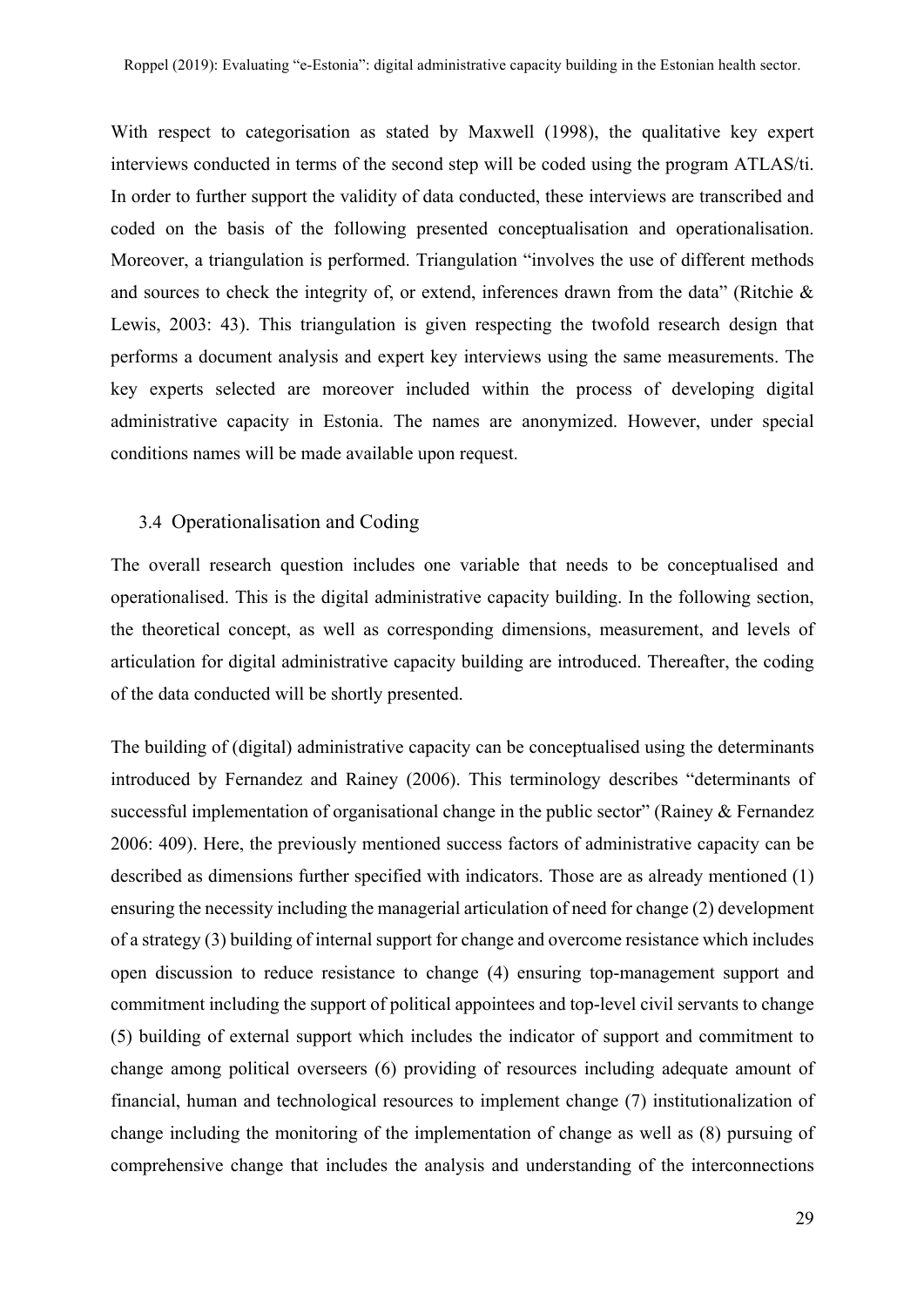With respect to categorisation as stated by Maxwell (1998), the qualitative key expert interviews conducted in terms of the second step will be coded using the program ATLAS/ti. In order to further support the validity of data conducted, these interviews are transcribed and coded on the basis of the following presented conceptualisation and operationalisation. Moreover, a triangulation is performed. Triangulation "involves the use of different methods and sources to check the integrity of, or extend, inferences drawn from the data" (Ritchie & Lewis, 2003: 43). This triangulation is given respecting the twofold research design that performs a document analysis and expert key interviews using the same measurements. The key experts selected are moreover included within the process of developing digital administrative capacity in Estonia. The names are anonymized. However, under special conditions names will be made available upon request.

### 3.4 Operationalisation and Coding

The overall research question includes one variable that needs to be conceptualised and operationalised. This is the digital administrative capacity building. In the following section, the theoretical concept, as well as corresponding dimensions, measurement, and levels of articulation for digital administrative capacity building are introduced. Thereafter, the coding of the data conducted will be shortly presented.

The building of (digital) administrative capacity can be conceptualised using the determinants introduced by Fernandez and Rainey (2006). This terminology describes "determinants of successful implementation of organisational change in the public sector" (Rainey & Fernandez 2006: 409). Here, the previously mentioned success factors of administrative capacity can be described as dimensions further specified with indicators. Those are as already mentioned (1) ensuring the necessity including the managerial articulation of need for change (2) development of a strategy (3) building of internal support for change and overcome resistance which includes open discussion to reduce resistance to change (4) ensuring top-management support and commitment including the support of political appointees and top-level civil servants to change (5) building of external support which includes the indicator of support and commitment to change among political overseers (6) providing of resources including adequate amount of financial, human and technological resources to implement change (7) institutionalization of change including the monitoring of the implementation of change as well as (8) pursuing of comprehensive change that includes the analysis and understanding of the interconnections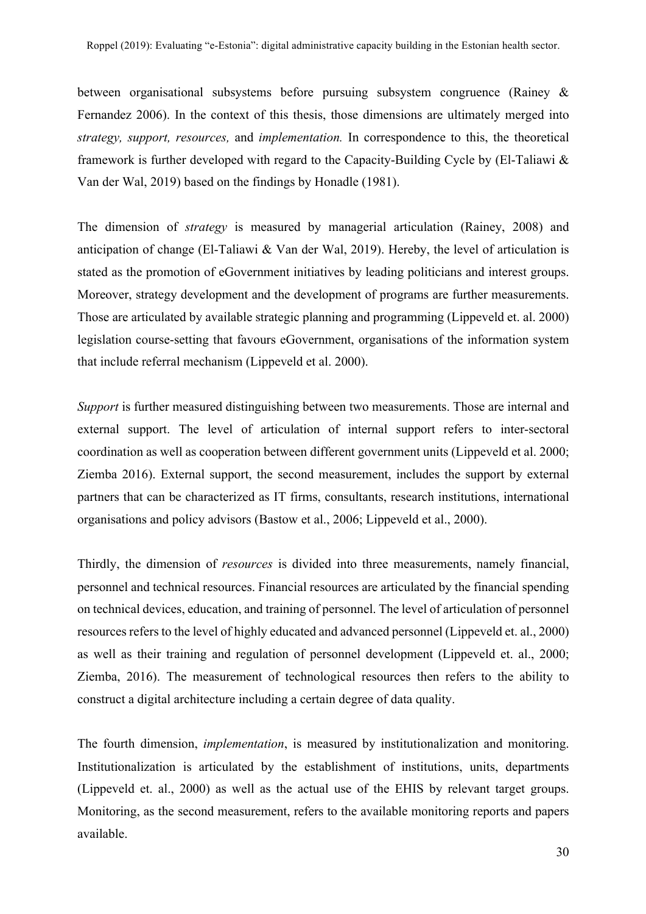between organisational subsystems before pursuing subsystem congruence (Rainey & Fernandez 2006). In the context of this thesis, those dimensions are ultimately merged into *strategy, support, resources,* and *implementation.* In correspondence to this, the theoretical framework is further developed with regard to the Capacity-Building Cycle by (El-Taliawi & Van der Wal, 2019) based on the findings by Honadle (1981).

The dimension of *strategy* is measured by managerial articulation (Rainey, 2008) and anticipation of change (El-Taliawi & Van der Wal, 2019). Hereby, the level of articulation is stated as the promotion of eGovernment initiatives by leading politicians and interest groups. Moreover, strategy development and the development of programs are further measurements. Those are articulated by available strategic planning and programming (Lippeveld et. al. 2000) legislation course-setting that favours eGovernment, organisations of the information system that include referral mechanism (Lippeveld et al. 2000).

*Support* is further measured distinguishing between two measurements. Those are internal and external support. The level of articulation of internal support refers to inter-sectoral coordination as well as cooperation between different government units (Lippeveld et al. 2000; Ziemba 2016). External support, the second measurement, includes the support by external partners that can be characterized as IT firms, consultants, research institutions, international organisations and policy advisors (Bastow et al., 2006; Lippeveld et al., 2000).

Thirdly, the dimension of *resources* is divided into three measurements, namely financial, personnel and technical resources. Financial resources are articulated by the financial spending on technical devices, education, and training of personnel. The level of articulation of personnel resources refers to the level of highly educated and advanced personnel (Lippeveld et. al., 2000) as well as their training and regulation of personnel development (Lippeveld et. al., 2000; Ziemba, 2016). The measurement of technological resources then refers to the ability to construct a digital architecture including a certain degree of data quality.

The fourth dimension, *implementation*, is measured by institutionalization and monitoring. Institutionalization is articulated by the establishment of institutions, units, departments (Lippeveld et. al., 2000) as well as the actual use of the EHIS by relevant target groups. Monitoring, as the second measurement, refers to the available monitoring reports and papers available.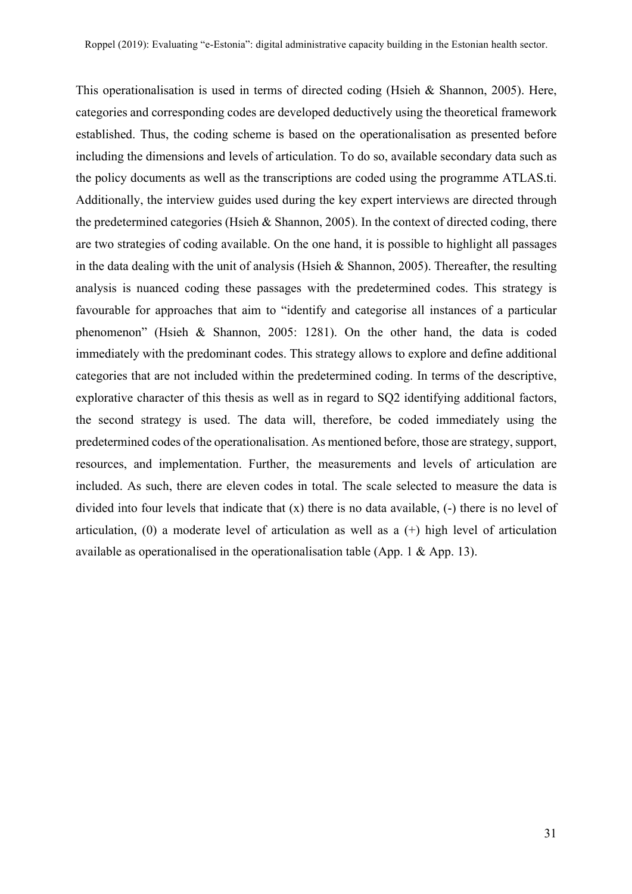This operationalisation is used in terms of directed coding (Hsieh & Shannon, 2005). Here, categories and corresponding codes are developed deductively using the theoretical framework established. Thus, the coding scheme is based on the operationalisation as presented before including the dimensions and levels of articulation. To do so, available secondary data such as the policy documents as well as the transcriptions are coded using the programme ATLAS.ti. Additionally, the interview guides used during the key expert interviews are directed through the predetermined categories (Hsieh & Shannon, 2005). In the context of directed coding, there are two strategies of coding available. On the one hand, it is possible to highlight all passages in the data dealing with the unit of analysis (Hsieh & Shannon, 2005). Thereafter, the resulting analysis is nuanced coding these passages with the predetermined codes. This strategy is favourable for approaches that aim to "identify and categorise all instances of a particular phenomenon" (Hsieh & Shannon, 2005: 1281). On the other hand, the data is coded immediately with the predominant codes. This strategy allows to explore and define additional categories that are not included within the predetermined coding. In terms of the descriptive, explorative character of this thesis as well as in regard to SQ2 identifying additional factors, the second strategy is used. The data will, therefore, be coded immediately using the predetermined codes of the operationalisation. As mentioned before, those are strategy, support, resources, and implementation. Further, the measurements and levels of articulation are included. As such, there are eleven codes in total. The scale selected to measure the data is divided into four levels that indicate that (x) there is no data available, (-) there is no level of articulation, (0) a moderate level of articulation as well as a (+) high level of articulation available as operationalised in the operationalisation table (App. 1 & App. 13).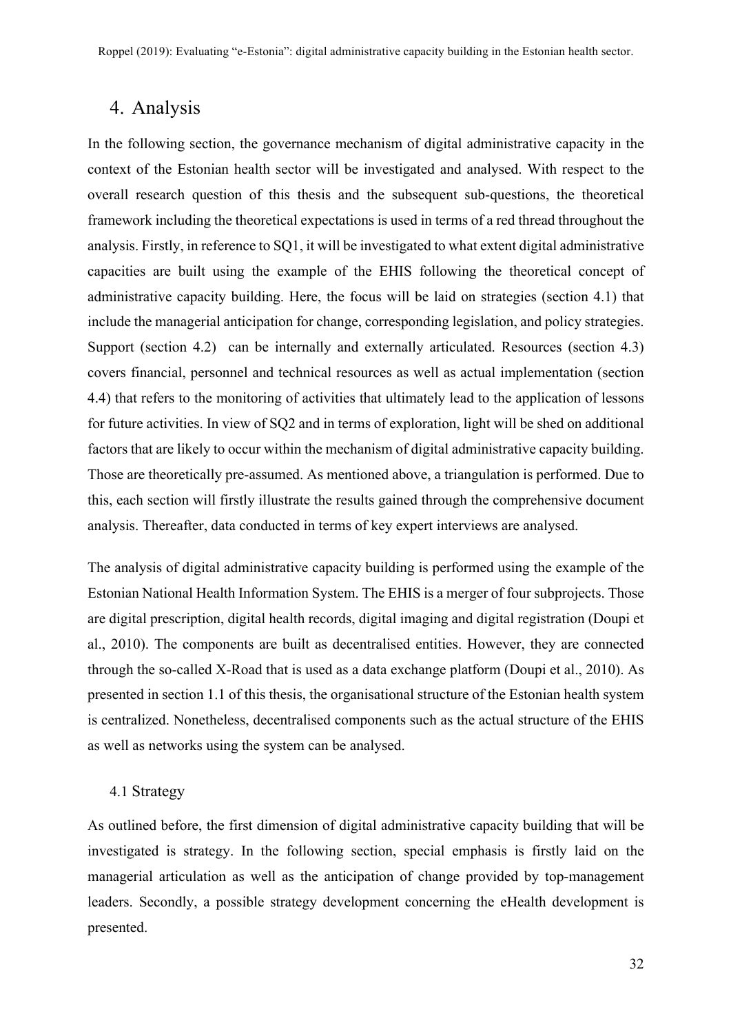# 4. Analysis

In the following section, the governance mechanism of digital administrative capacity in the context of the Estonian health sector will be investigated and analysed. With respect to the overall research question of this thesis and the subsequent sub-questions, the theoretical framework including the theoretical expectations is used in terms of a red thread throughout the analysis. Firstly, in reference to SQ1, it will be investigated to what extent digital administrative capacities are built using the example of the EHIS following the theoretical concept of administrative capacity building. Here, the focus will be laid on strategies (section 4.1) that include the managerial anticipation for change, corresponding legislation, and policy strategies. Support (section 4.2) can be internally and externally articulated. Resources (section 4.3) covers financial, personnel and technical resources as well as actual implementation (section 4.4) that refers to the monitoring of activities that ultimately lead to the application of lessons for future activities. In view of SQ2 and in terms of exploration, light will be shed on additional factors that are likely to occur within the mechanism of digital administrative capacity building. Those are theoretically pre-assumed. As mentioned above, a triangulation is performed. Due to this, each section will firstly illustrate the results gained through the comprehensive document analysis. Thereafter, data conducted in terms of key expert interviews are analysed.

The analysis of digital administrative capacity building is performed using the example of the Estonian National Health Information System. The EHIS is a merger of four subprojects. Those are digital prescription, digital health records, digital imaging and digital registration (Doupi et al., 2010). The components are built as decentralised entities. However, they are connected through the so-called X-Road that is used as a data exchange platform (Doupi et al., 2010). As presented in section 1.1 of this thesis, the organisational structure of the Estonian health system is centralized. Nonetheless, decentralised components such as the actual structure of the EHIS as well as networks using the system can be analysed.

## 4.1 Strategy

As outlined before, the first dimension of digital administrative capacity building that will be investigated is strategy. In the following section, special emphasis is firstly laid on the managerial articulation as well as the anticipation of change provided by top-management leaders. Secondly, a possible strategy development concerning the eHealth development is presented.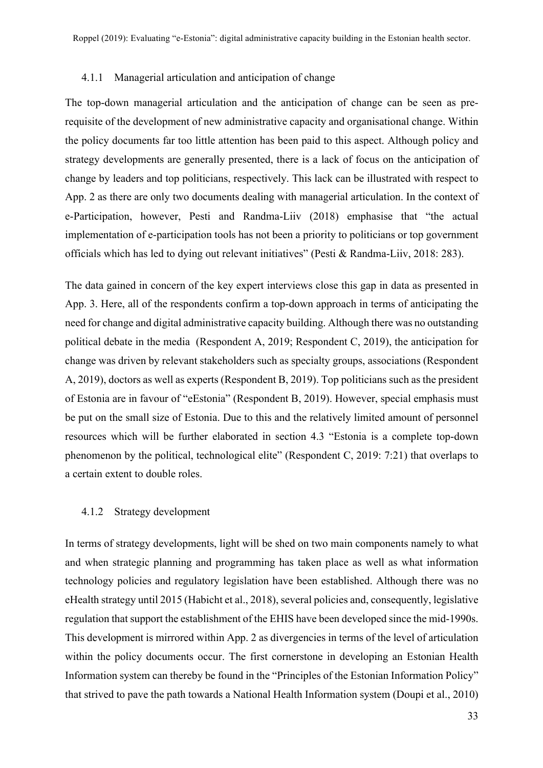### 4.1.1 Managerial articulation and anticipation of change

The top-down managerial articulation and the anticipation of change can be seen as pre-requisite of the development of new administrative capacity and organisational change. Within the policy documents far too little attention has been paid to this aspect. Although policy and strategy developments are generally presented, there is a lack of focus on the anticipation of change by leaders and top politicians, respectively. This lack can be illustrated with respect to App. 2 as there are only two documents dealing with managerial articulation. In the context of e-Participation, however, Pesti and Randma-Liiv (2018) emphasise that "the actual implementation of e-participation tools has not been a priority to politicians or top government officials which has led to dying out relevant initiatives" (Pesti & Randma-Liiv, 2018: 283).

The data gained in concern of the key expert interviews close this gap in data as presented in App. 3. Here, all of the respondents confirm a top-down approach in terms of anticipating the need for change and digital administrative capacity building. Although there was no outstanding political debate in the media (Respondent A, 2019; Respondent C, 2019), the anticipation for change was driven by relevant stakeholders such as specialty groups, associations (Respondent A, 2019), doctors as well as experts (Respondent B, 2019). Top politicians such as the president of Estonia are in favour of "eEstonia" (Respondent B, 2019). However, special emphasis must be put on the small size of Estonia. Due to this and the relatively limited amount of personnel resources which will be further elaborated in section 4.3 "Estonia is a complete top-down phenomenon by the political, technological elite" (Respondent C, 2019: 7:21) that overlaps to a certain extent to double roles.

### 4.1.2 Strategy development

In terms of strategy developments, light will be shed on two main components namely to what and when strategic planning and programming has taken place as well as what information technology policies and regulatory legislation have been established. Although there was no eHealth strategy until 2015 (Habicht et al., 2018), several policies and, consequently, legislative regulation that support the establishment of the EHIS have been developed since the mid-1990s. This development is mirrored within App. 2 as divergencies in terms of the level of articulation within the policy documents occur. The first cornerstone in developing an Estonian Health Information system can thereby be found in the "Principles of the Estonian Information Policy" that strived to pave the path towards a National Health Information system (Doupi et al., 2010)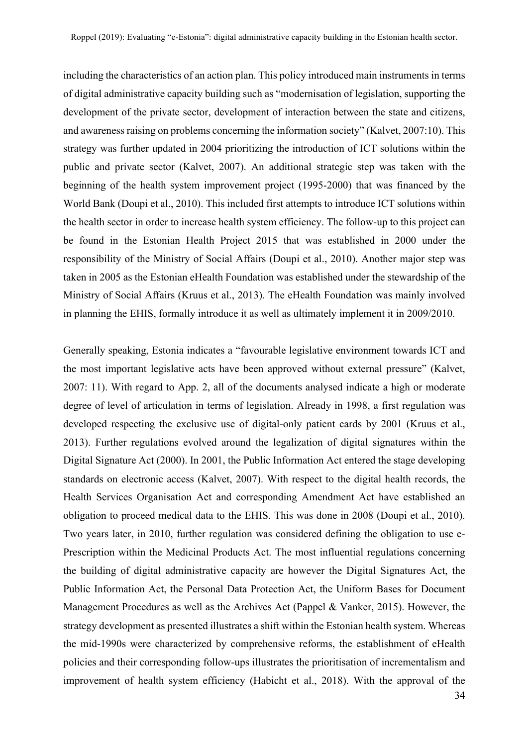including the characteristics of an action plan. This policy introduced main instruments in terms of digital administrative capacity building such as "modernisation of legislation, supporting the development of the private sector, development of interaction between the state and citizens, and awareness raising on problems concerning the information society" (Kalvet, 2007:10). This strategy was further updated in 2004 prioritizing the introduction of ICT solutions within the public and private sector (Kalvet, 2007). An additional strategic step was taken with the beginning of the health system improvement project (1995-2000) that was financed by the World Bank (Doupi et al., 2010). This included first attempts to introduce ICT solutions within the health sector in order to increase health system efficiency. The follow-up to this project can be found in the Estonian Health Project 2015 that was established in 2000 under the responsibility of the Ministry of Social Affairs (Doupi et al., 2010). Another major step was taken in 2005 as the Estonian eHealth Foundation was established under the stewardship of the Ministry of Social Affairs (Kruus et al., 2013). The eHealth Foundation was mainly involved in planning the EHIS, formally introduce it as well as ultimately implement it in 2009/2010.

Generally speaking, Estonia indicates a "favourable legislative environment towards ICT and the most important legislative acts have been approved without external pressure" (Kalvet, 2007: 11). With regard to App. 2, all of the documents analysed indicate a high or moderate degree of level of articulation in terms of legislation. Already in 1998, a first regulation was developed respecting the exclusive use of digital-only patient cards by 2001 (Kruus et al., 2013). Further regulations evolved around the legalization of digital signatures within the Digital Signature Act (2000). In 2001, the Public Information Act entered the stage developing standards on electronic access (Kalvet, 2007). With respect to the digital health records, the Health Services Organisation Act and corresponding Amendment Act have established an obligation to proceed medical data to the EHIS. This was done in 2008 (Doupi et al., 2010). Two years later, in 2010, further regulation was considered defining the obligation to use e-Prescription within the Medicinal Products Act. The most influential regulations concerning the building of digital administrative capacity are however the Digital Signatures Act, the Public Information Act, the Personal Data Protection Act, the Uniform Bases for Document Management Procedures as well as the Archives Act (Pappel & Vanker, 2015). However, the strategy development as presented illustrates a shift within the Estonian health system. Whereas the mid-1990s were characterized by comprehensive reforms, the establishment of eHealth policies and their corresponding follow-ups illustrates the prioritisation of incrementalism and improvement of health system efficiency (Habicht et al., 2018). With the approval of the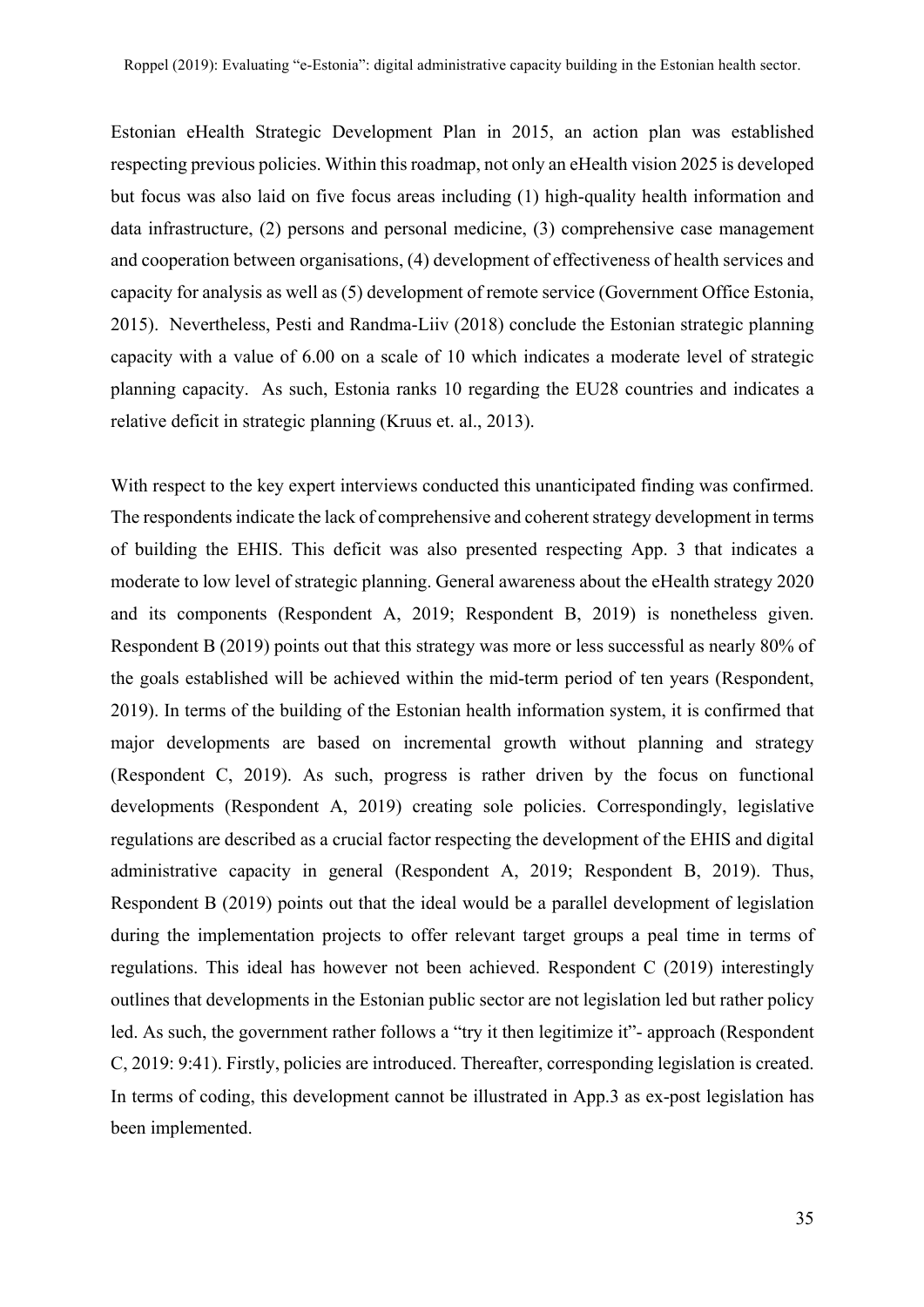Estonian eHealth Strategic Development Plan in 2015, an action plan was established respecting previous policies. Within this roadmap, not only an eHealth vision 2025 is developed but focus was also laid on five focus areas including (1) high-quality health information and data infrastructure, (2) persons and personal medicine, (3) comprehensive case management and cooperation between organisations, (4) development of effectiveness of health services and capacity for analysis as well as (5) development of remote service (Government Office Estonia, 2015). Nevertheless, Pesti and Randma-Liiv (2018) conclude the Estonian strategic planning capacity with a value of 6.00 on a scale of 10 which indicates a moderate level of strategic planning capacity. As such, Estonia ranks 10 regarding the EU28 countries and indicates a relative deficit in strategic planning (Kruus et. al., 2013).

With respect to the key expert interviews conducted this unanticipated finding was confirmed. The respondents indicate the lack of comprehensive and coherent strategy development in terms of building the EHIS. This deficit was also presented respecting App. 3 that indicates a moderate to low level of strategic planning. General awareness about the eHealth strategy 2020 and its components (Respondent A, 2019; Respondent B, 2019) is nonetheless given. Respondent B (2019) points out that this strategy was more or less successful as nearly 80% of the goals established will be achieved within the mid-term period of ten years (Respondent, 2019). In terms of the building of the Estonian health information system, it is confirmed that major developments are based on incremental growth without planning and strategy (Respondent C, 2019). As such, progress is rather driven by the focus on functional developments (Respondent A, 2019) creating sole policies. Correspondingly, legislative regulations are described as a crucial factor respecting the development of the EHIS and digital administrative capacity in general (Respondent A, 2019; Respondent B, 2019). Thus, Respondent B (2019) points out that the ideal would be a parallel development of legislation during the implementation projects to offer relevant target groups a peal time in terms of regulations. This ideal has however not been achieved. Respondent C (2019) interestingly outlines that developments in the Estonian public sector are not legislation led but rather policy led. As such, the government rather follows a "try it then legitimize it"- approach (Respondent C, 2019: 9:41). Firstly, policies are introduced. Thereafter, corresponding legislation is created. In terms of coding, this development cannot be illustrated in App.3 as ex-post legislation has been implemented.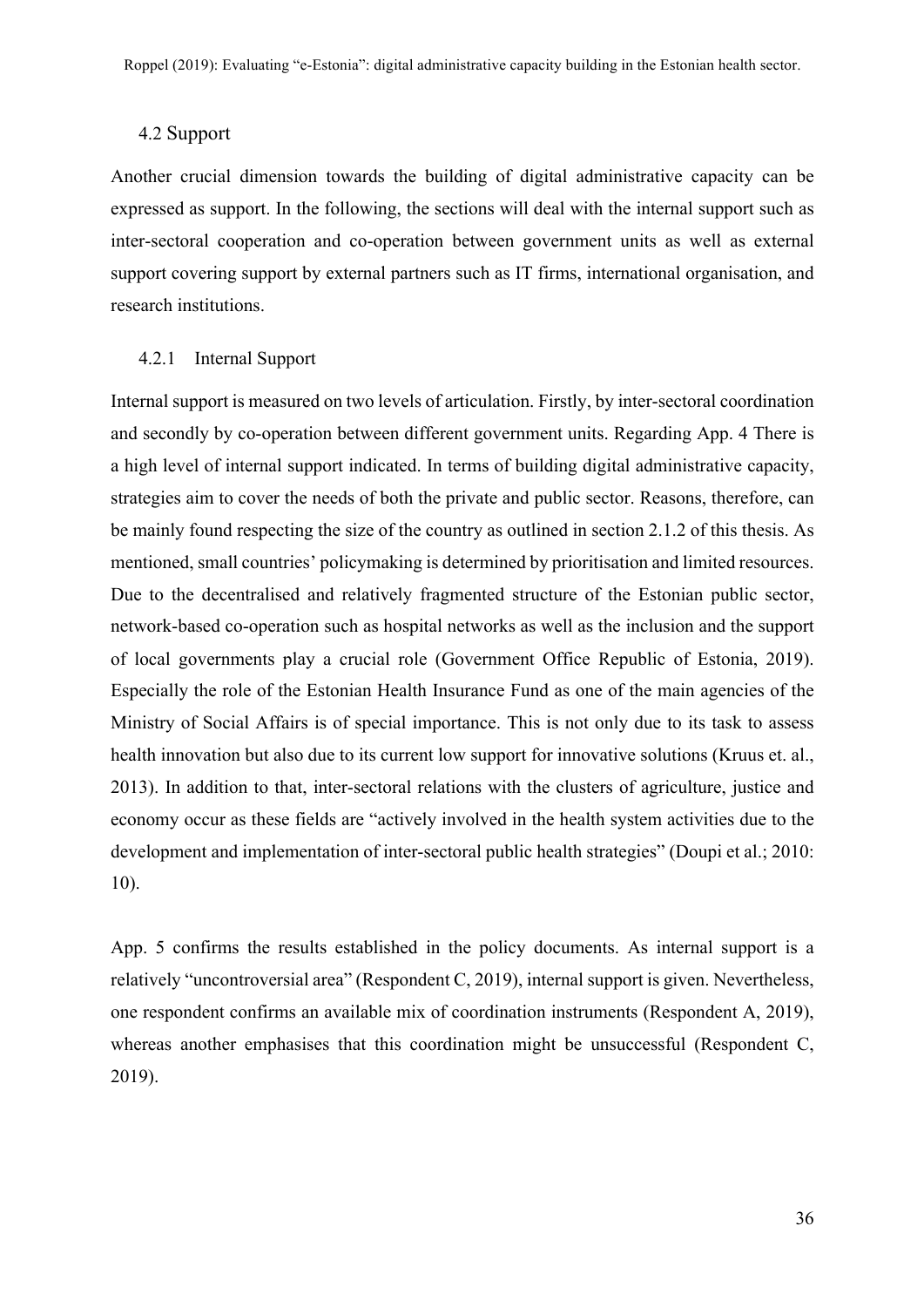## 4.2 Support

Another crucial dimension towards the building of digital administrative capacity can be expressed as support. In the following, the sections will deal with the internal support such as inter-sectoral cooperation and co-operation between government units as well as external support covering support by external partners such as IT firms, international organisation, and research institutions.

### 4.2.1 Internal Support

Internal support is measured on two levels of articulation. Firstly, by inter-sectoral coordination and secondly by co-operation between different government units. Regarding App. 4 There is a high level of internal support indicated. In terms of building digital administrative capacity, strategies aim to cover the needs of both the private and public sector. Reasons, therefore, can be mainly found respecting the size of the country as outlined in section 2.1.2 of this thesis. As mentioned, small countries' policymaking is determined by prioritisation and limited resources. Due to the decentralised and relatively fragmented structure of the Estonian public sector, network-based co-operation such as hospital networks as well as the inclusion and the support of local governments play a crucial role (Government Office Republic of Estonia, 2019). Especially the role of the Estonian Health Insurance Fund as one of the main agencies of the Ministry of Social Affairs is of special importance. This is not only due to its task to assess health innovation but also due to its current low support for innovative solutions (Kruus et. al., 2013). In addition to that, inter-sectoral relations with the clusters of agriculture, justice and economy occur as these fields are "actively involved in the health system activities due to the development and implementation of inter-sectoral public health strategies" (Doupi et al.; 2010: 10).

App. 5 confirms the results established in the policy documents. As internal support is a relatively "uncontroversial area" (Respondent C, 2019), internal support is given. Nevertheless, one respondent confirms an available mix of coordination instruments (Respondent A, 2019), whereas another emphasises that this coordination might be unsuccessful (Respondent C, 2019).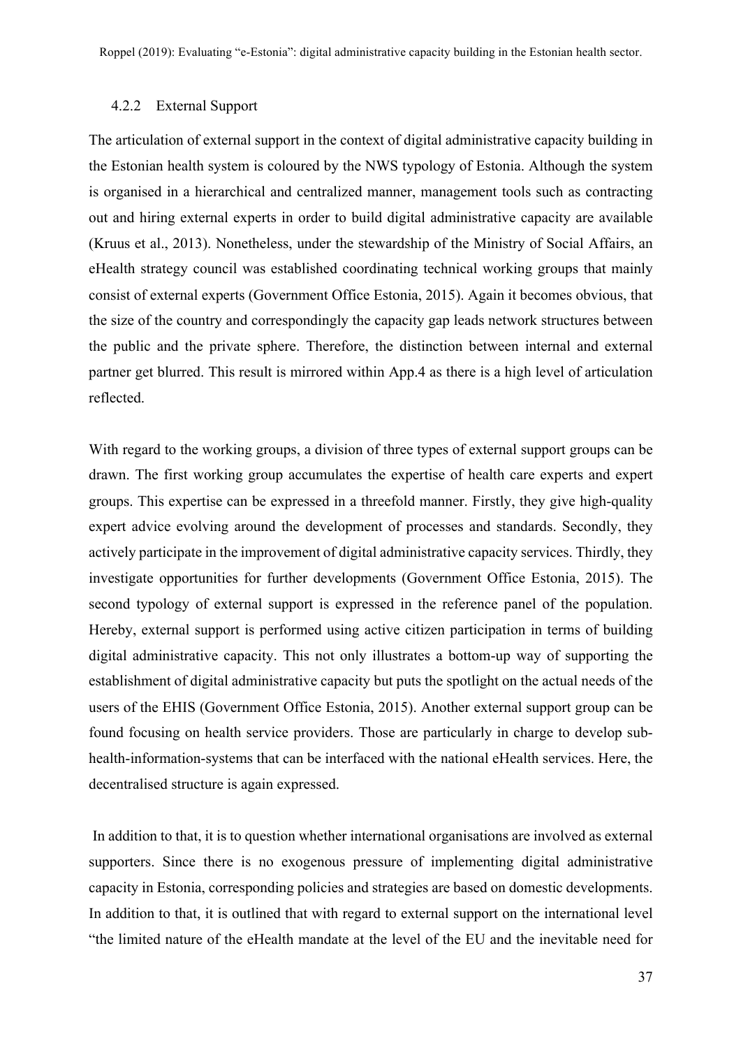### 4.2.2 External Support

The articulation of external support in the context of digital administrative capacity building in the Estonian health system is coloured by the NWS typology of Estonia. Although the system is organised in a hierarchical and centralized manner, management tools such as contracting out and hiring external experts in order to build digital administrative capacity are available (Kruus et al., 2013). Nonetheless, under the stewardship of the Ministry of Social Affairs, an eHealth strategy council was established coordinating technical working groups that mainly consist of external experts (Government Office Estonia, 2015). Again it becomes obvious, that the size of the country and correspondingly the capacity gap leads network structures between the public and the private sphere. Therefore, the distinction between internal and external partner get blurred. This result is mirrored within App.4 as there is a high level of articulation reflected.

With regard to the working groups, a division of three types of external support groups can be drawn. The first working group accumulates the expertise of health care experts and expert groups. This expertise can be expressed in a threefold manner. Firstly, they give high-quality expert advice evolving around the development of processes and standards. Secondly, they actively participate in the improvement of digital administrative capacity services. Thirdly, they investigate opportunities for further developments (Government Office Estonia, 2015). The second typology of external support is expressed in the reference panel of the population. Hereby, external support is performed using active citizen participation in terms of building digital administrative capacity. This not only illustrates a bottom-up way of supporting the establishment of digital administrative capacity but puts the spotlight on the actual needs of the users of the EHIS (Government Office Estonia, 2015). Another external support group can be found focusing on health service providers. Those are particularly in charge to develop sub-health-information-systems that can be interfaced with the national eHealth services. Here, the decentralised structure is again expressed.

In addition to that, it is to question whether international organisations are involved as external supporters. Since there is no exogenous pressure of implementing digital administrative capacity in Estonia, corresponding policies and strategies are based on domestic developments. In addition to that, it is outlined that with regard to external support on the international level "the limited nature of the eHealth mandate at the level of the EU and the inevitable need for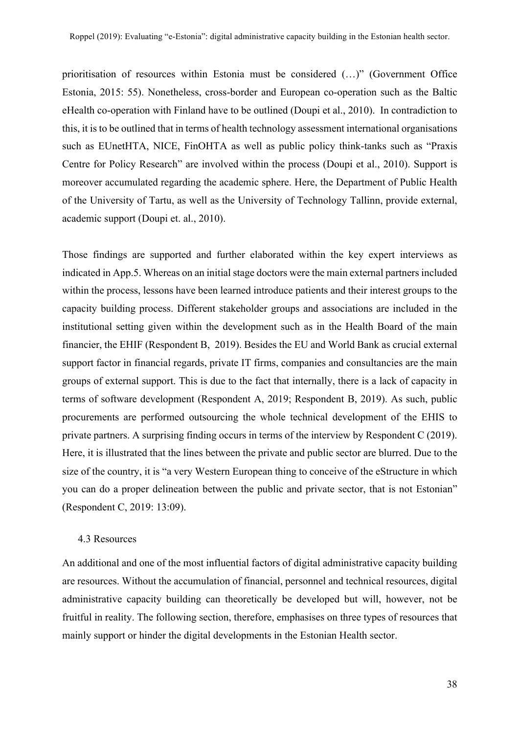prioritisation of resources within Estonia must be considered (…)" (Government Office Estonia, 2015: 55). Nonetheless, cross-border and European co-operation such as the Baltic eHealth co-operation with Finland have to be outlined (Doupi et al., 2010). In contradiction to this, it is to be outlined that in terms of health technology assessment international organisations such as EUnetHTA, NICE, FinOHTA as well as public policy think-tanks such as "Praxis Centre for Policy Research" are involved within the process (Doupi et al., 2010). Support is moreover accumulated regarding the academic sphere. Here, the Department of Public Health of the University of Tartu, as well as the University of Technology Tallinn, provide external, academic support (Doupi et. al., 2010).

Those findings are supported and further elaborated within the key expert interviews as indicated in App.5. Whereas on an initial stage doctors were the main external partners included within the process, lessons have been learned introduce patients and their interest groups to the capacity building process. Different stakeholder groups and associations are included in the institutional setting given within the development such as in the Health Board of the main financier, the EHIF (Respondent B, 2019). Besides the EU and World Bank as crucial external support factor in financial regards, private IT firms, companies and consultancies are the main groups of external support. This is due to the fact that internally, there is a lack of capacity in terms of software development (Respondent A, 2019; Respondent B, 2019). As such, public procurements are performed outsourcing the whole technical development of the EHIS to private partners. A surprising finding occurs in terms of the interview by Respondent C (2019). Here, it is illustrated that the lines between the private and public sector are blurred. Due to the size of the country, it is "a very Western European thing to conceive of the eStructure in which you can do a proper delineation between the public and private sector, that is not Estonian" (Respondent C, 2019: 13:09).

### 4.3 Resources

An additional and one of the most influential factors of digital administrative capacity building are resources. Without the accumulation of financial, personnel and technical resources, digital administrative capacity building can theoretically be developed but will, however, not be fruitful in reality. The following section, therefore, emphasises on three types of resources that mainly support or hinder the digital developments in the Estonian Health sector.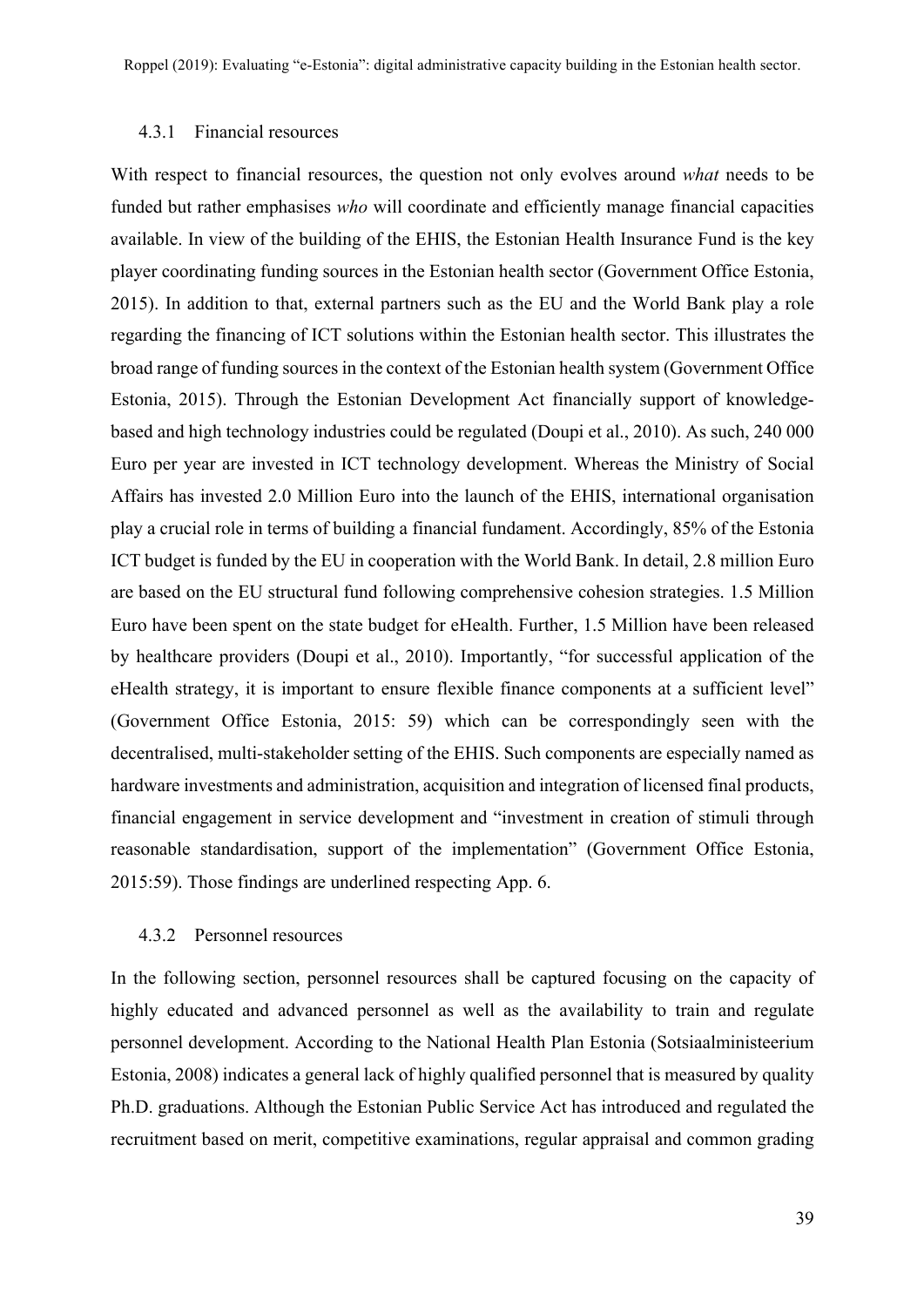### 4.3.1 Financial resources

With respect to financial resources, the question not only evolves around *what* needs to be funded but rather emphasises *who* will coordinate and efficiently manage financial capacities available. In view of the building of the EHIS, the Estonian Health Insurance Fund is the key player coordinating funding sources in the Estonian health sector (Government Office Estonia, 2015). In addition to that, external partners such as the EU and the World Bank play a role regarding the financing of ICT solutions within the Estonian health sector. This illustrates the broad range of funding sources in the context of the Estonian health system (Government Office Estonia, 2015). Through the Estonian Development Act financially support of knowledge-based and high technology industries could be regulated (Doupi et al., 2010). As such, 240 000 Euro per year are invested in ICT technology development. Whereas the Ministry of Social Affairs has invested 2.0 Million Euro into the launch of the EHIS, international organisation play a crucial role in terms of building a financial fundament. Accordingly, 85% of the Estonia ICT budget is funded by the EU in cooperation with the World Bank. In detail, 2.8 million Euro are based on the EU structural fund following comprehensive cohesion strategies. 1.5 Million Euro have been spent on the state budget for eHealth. Further, 1.5 Million have been released by healthcare providers (Doupi et al., 2010). Importantly, "for successful application of the eHealth strategy, it is important to ensure flexible finance components at a sufficient level" (Government Office Estonia, 2015: 59) which can be correspondingly seen with the decentralised, multi-stakeholder setting of the EHIS. Such components are especially named as hardware investments and administration, acquisition and integration of licensed final products, financial engagement in service development and "investment in creation of stimuli through reasonable standardisation, support of the implementation" (Government Office Estonia, 2015:59). Those findings are underlined respecting App. 6.

### 4.3.2 Personnel resources

In the following section, personnel resources shall be captured focusing on the capacity of highly educated and advanced personnel as well as the availability to train and regulate personnel development. According to the National Health Plan Estonia (Sotsiaalministeerium Estonia, 2008) indicates a general lack of highly qualified personnel that is measured by quality Ph.D. graduations. Although the Estonian Public Service Act has introduced and regulated the recruitment based on merit, competitive examinations, regular appraisal and common grading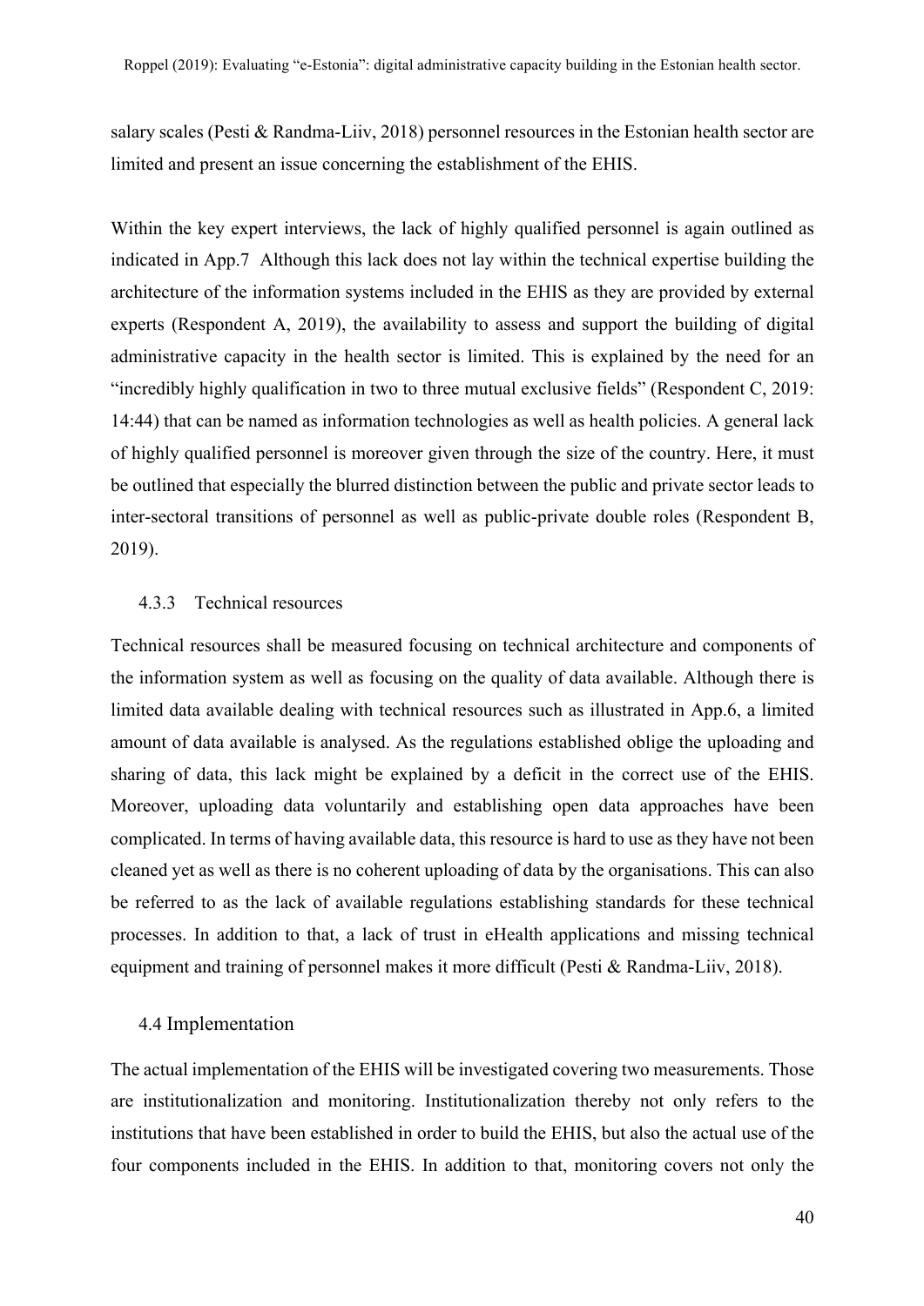salary scales (Pesti & Randma-Liiv, 2018) personnel resources in the Estonian health sector are limited and present an issue concerning the establishment of the EHIS.

Within the key expert interviews, the lack of highly qualified personnel is again outlined as indicated in App.7 Although this lack does not lay within the technical expertise building the architecture of the information systems included in the EHIS as they are provided by external experts (Respondent A, 2019), the availability to assess and support the building of digital administrative capacity in the health sector is limited. This is explained by the need for an "incredibly highly qualification in two to three mutual exclusive fields" (Respondent C, 2019: 14:44) that can be named as information technologies as well as health policies. A general lack of highly qualified personnel is moreover given through the size of the country. Here, it must be outlined that especially the blurred distinction between the public and private sector leads to inter-sectoral transitions of personnel as well as public-private double roles (Respondent B, 2019).

### 4.3.3 Technical resources

Technical resources shall be measured focusing on technical architecture and components of the information system as well as focusing on the quality of data available. Although there is limited data available dealing with technical resources such as illustrated in App.6, a limited amount of data available is analysed. As the regulations established oblige the uploading and sharing of data, this lack might be explained by a deficit in the correct use of the EHIS. Moreover, uploading data voluntarily and establishing open data approaches have been complicated. In terms of having available data, this resource is hard to use as they have not been cleaned yet as well as there is no coherent uploading of data by the organisations. This can also be referred to as the lack of available regulations establishing standards for these technical processes. In addition to that, a lack of trust in eHealth applications and missing technical equipment and training of personnel makes it more difficult (Pesti & Randma-Liiv, 2018).

## 4.4 Implementation

The actual implementation of the EHIS will be investigated covering two measurements. Those are institutionalization and monitoring. Institutionalization thereby not only refers to the institutions that have been established in order to build the EHIS, but also the actual use of the four components included in the EHIS. In addition to that, monitoring covers not only the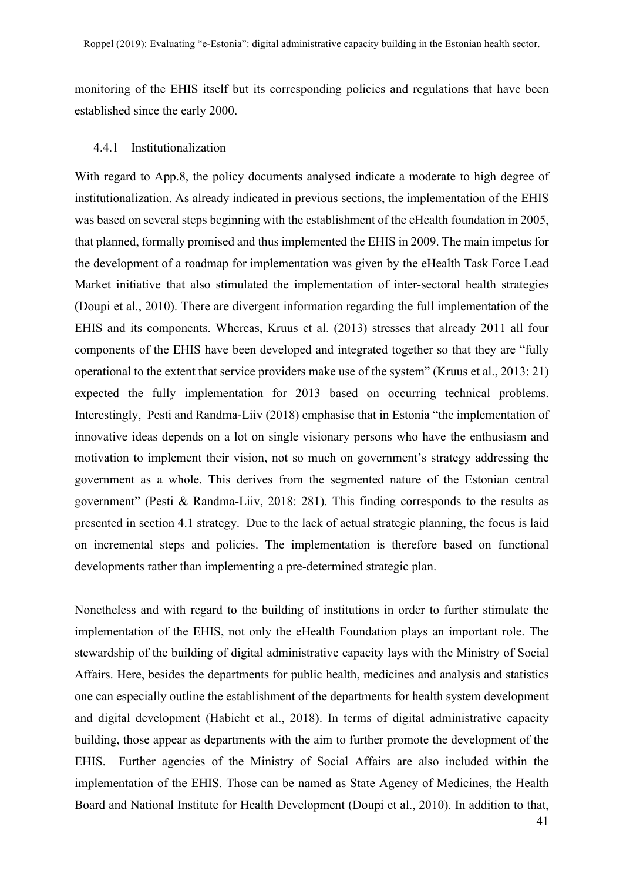monitoring of the EHIS itself but its corresponding policies and regulations that have been established since the early 2000.

### 4.4.1 Institutionalization

With regard to App.8, the policy documents analysed indicate a moderate to high degree of institutionalization. As already indicated in previous sections, the implementation of the EHIS was based on several steps beginning with the establishment of the eHealth foundation in 2005, that planned, formally promised and thus implemented the EHIS in 2009. The main impetus for the development of a roadmap for implementation was given by the eHealth Task Force Lead Market initiative that also stimulated the implementation of inter-sectoral health strategies (Doupi et al., 2010). There are divergent information regarding the full implementation of the EHIS and its components. Whereas, Kruus et al. (2013) stresses that already 2011 all four components of the EHIS have been developed and integrated together so that they are "fully operational to the extent that service providers make use of the system" (Kruus et al., 2013: 21) expected the fully implementation for 2013 based on occurring technical problems. Interestingly, Pesti and Randma-Liiv (2018) emphasise that in Estonia "the implementation of innovative ideas depends on a lot on single visionary persons who have the enthusiasm and motivation to implement their vision, not so much on government's strategy addressing the government as a whole. This derives from the segmented nature of the Estonian central government" (Pesti & Randma-Liiv, 2018: 281). This finding corresponds to the results as presented in section 4.1 strategy. Due to the lack of actual strategic planning, the focus is laid on incremental steps and policies. The implementation is therefore based on functional developments rather than implementing a pre-determined strategic plan.

Nonetheless and with regard to the building of institutions in order to further stimulate the implementation of the EHIS, not only the eHealth Foundation plays an important role. The stewardship of the building of digital administrative capacity lays with the Ministry of Social Affairs. Here, besides the departments for public health, medicines and analysis and statistics one can especially outline the establishment of the departments for health system development and digital development (Habicht et al., 2018). In terms of digital administrative capacity building, those appear as departments with the aim to further promote the development of the EHIS. Further agencies of the Ministry of Social Affairs are also included within the implementation of the EHIS. Those can be named as State Agency of Medicines, the Health Board and National Institute for Health Development (Doupi et al., 2010). In addition to that,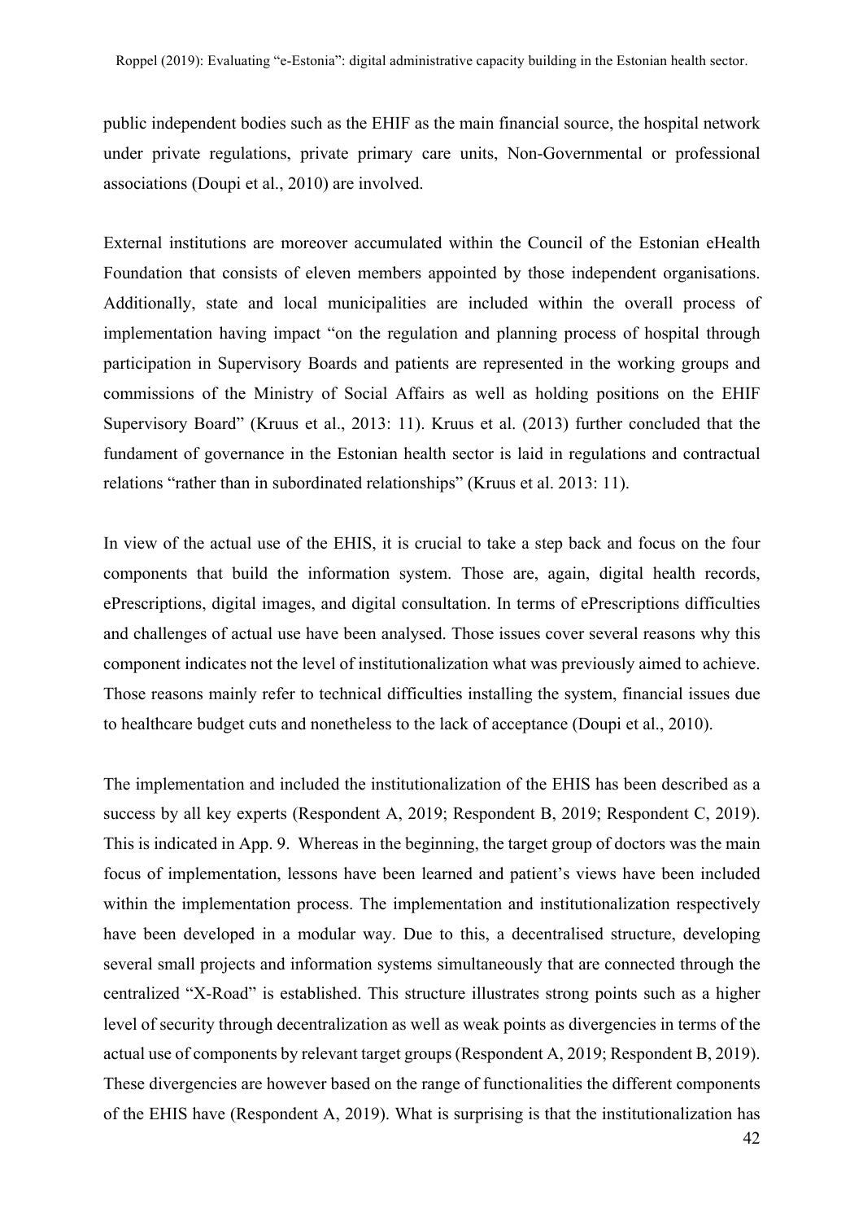public independent bodies such as the EHIF as the main financial source, the hospital network under private regulations, private primary care units, Non-Governmental or professional associations (Doupi et al., 2010) are involved.

External institutions are moreover accumulated within the Council of the Estonian eHealth Foundation that consists of eleven members appointed by those independent organisations. Additionally, state and local municipalities are included within the overall process of implementation having impact "on the regulation and planning process of hospital through participation in Supervisory Boards and patients are represented in the working groups and commissions of the Ministry of Social Affairs as well as holding positions on the EHIF Supervisory Board" (Kruus et al., 2013: 11). Kruus et al. (2013) further concluded that the fundament of governance in the Estonian health sector is laid in regulations and contractual relations "rather than in subordinated relationships" (Kruus et al. 2013: 11).

In view of the actual use of the EHIS, it is crucial to take a step back and focus on the four components that build the information system. Those are, again, digital health records, ePrescriptions, digital images, and digital consultation. In terms of ePrescriptions difficulties and challenges of actual use have been analysed. Those issues cover several reasons why this component indicates not the level of institutionalization what was previously aimed to achieve. Those reasons mainly refer to technical difficulties installing the system, financial issues due to healthcare budget cuts and nonetheless to the lack of acceptance (Doupi et al., 2010).

The implementation and included the institutionalization of the EHIS has been described as a success by all key experts (Respondent A, 2019; Respondent B, 2019; Respondent C, 2019). This is indicated in App. 9. Whereas in the beginning, the target group of doctors was the main focus of implementation, lessons have been learned and patient's views have been included within the implementation process. The implementation and institutionalization respectively have been developed in a modular way. Due to this, a decentralised structure, developing several small projects and information systems simultaneously that are connected through the centralized "X-Road" is established. This structure illustrates strong points such as a higher level of security through decentralization as well as weak points as divergencies in terms of the actual use of components by relevant target groups (Respondent A, 2019; Respondent B, 2019). These divergencies are however based on the range of functionalities the different components of the EHIS have (Respondent A, 2019). What is surprising is that the institutionalization has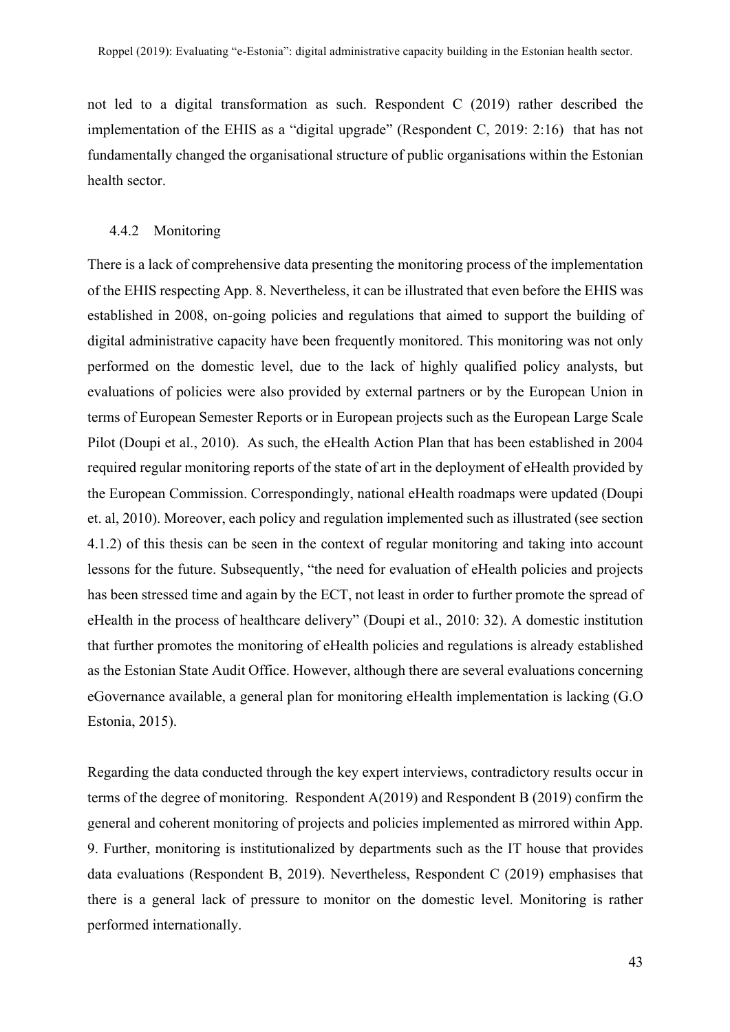not led to a digital transformation as such. Respondent C (2019) rather described the implementation of the EHIS as a "digital upgrade" (Respondent C, 2019: 2:16) that has not fundamentally changed the organisational structure of public organisations within the Estonian health sector.

### 4.4.2 Monitoring

There is a lack of comprehensive data presenting the monitoring process of the implementation of the EHIS respecting App. 8. Nevertheless, it can be illustrated that even before the EHIS was established in 2008, on-going policies and regulations that aimed to support the building of digital administrative capacity have been frequently monitored. This monitoring was not only performed on the domestic level, due to the lack of highly qualified policy analysts, but evaluations of policies were also provided by external partners or by the European Union in terms of European Semester Reports or in European projects such as the European Large Scale Pilot (Doupi et al., 2010). As such, the eHealth Action Plan that has been established in 2004 required regular monitoring reports of the state of art in the deployment of eHealth provided by the European Commission. Correspondingly, national eHealth roadmaps were updated (Doupi et. al, 2010). Moreover, each policy and regulation implemented such as illustrated (see section 4.1.2) of this thesis can be seen in the context of regular monitoring and taking into account lessons for the future. Subsequently, "the need for evaluation of eHealth policies and projects has been stressed time and again by the ECT, not least in order to further promote the spread of eHealth in the process of healthcare delivery" (Doupi et al., 2010: 32). A domestic institution that further promotes the monitoring of eHealth policies and regulations is already established as the Estonian State Audit Office. However, although there are several evaluations concerning eGovernance available, a general plan for monitoring eHealth implementation is lacking (G.O Estonia, 2015).

Regarding the data conducted through the key expert interviews, contradictory results occur in terms of the degree of monitoring. Respondent A(2019) and Respondent B (2019) confirm the general and coherent monitoring of projects and policies implemented as mirrored within App. 9. Further, monitoring is institutionalized by departments such as the IT house that provides data evaluations (Respondent B, 2019). Nevertheless, Respondent C (2019) emphasises that there is a general lack of pressure to monitor on the domestic level. Monitoring is rather performed internationally.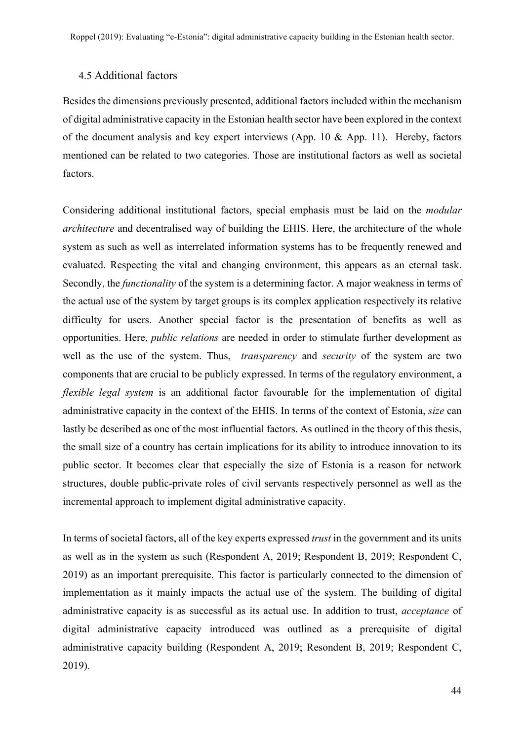## 4.5 Additional factors

Besides the dimensions previously presented, additional factors included within the mechanism of digital administrative capacity in the Estonian health sector have been explored in the context of the document analysis and key expert interviews (App. 10 & App. 11). Hereby, factors mentioned can be related to two categories. Those are institutional factors as well as societal factors.

Considering additional institutional factors, special emphasis must be laid on the *modular architecture* and decentralised way of building the EHIS. Here, the architecture of the whole system as such as well as interrelated information systems has to be frequently renewed and evaluated. Respecting the vital and changing environment, this appears as an eternal task. Secondly, the *functionality* of the system is a determining factor. A major weakness in terms of the actual use of the system by target groups is its complex application respectively its relative difficulty for users. Another special factor is the presentation of benefits as well as opportunities. Here, *public relations* are needed in order to stimulate further development as well as the use of the system. Thus, *transparency* and *security* of the system are two components that are crucial to be publicly expressed. In terms of the regulatory environment, a *flexible legal system* is an additional factor favourable for the implementation of digital administrative capacity in the context of the EHIS. In terms of the context of Estonia, *size* can lastly be described as one of the most influential factors. As outlined in the theory of this thesis, the small size of a country has certain implications for its ability to introduce innovation to its public sector. It becomes clear that especially the size of Estonia is a reason for network structures, double public-private roles of civil servants respectively personnel as well as the incremental approach to implement digital administrative capacity.

In terms of societal factors, all of the key experts expressed *trust* in the government and its units as well as in the system as such (Respondent A, 2019; Respondent B, 2019; Respondent C, 2019) as an important prerequisite. This factor is particularly connected to the dimension of implementation as it mainly impacts the actual use of the system. The building of digital administrative capacity is as successful as its actual use. In addition to trust, *acceptance* of digital administrative capacity introduced was outlined as a prerequisite of digital administrative capacity building (Respondent A, 2019; Resondent B, 2019; Respondent C, 2019).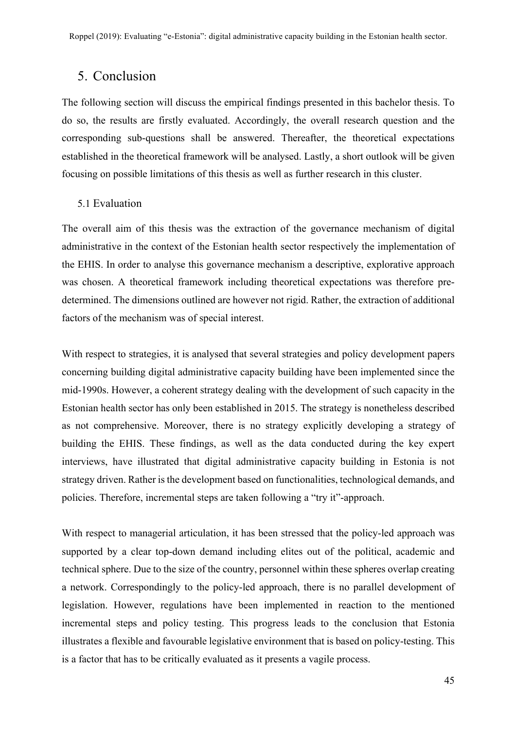# 5. Conclusion

The following section will discuss the empirical findings presented in this bachelor thesis. To do so, the results are firstly evaluated. Accordingly, the overall research question and the corresponding sub-questions shall be answered. Thereafter, the theoretical expectations established in the theoretical framework will be analysed. Lastly, a short outlook will be given focusing on possible limitations of this thesis as well as further research in this cluster.

## 5.1 Evaluation

The overall aim of this thesis was the extraction of the governance mechanism of digital administrative in the context of the Estonian health sector respectively the implementation of the EHIS. In order to analyse this governance mechanism a descriptive, explorative approach was chosen. A theoretical framework including theoretical expectations was therefore pre-determined. The dimensions outlined are however not rigid. Rather, the extraction of additional factors of the mechanism was of special interest.

With respect to strategies, it is analysed that several strategies and policy development papers concerning building digital administrative capacity building have been implemented since the mid-1990s. However, a coherent strategy dealing with the development of such capacity in the Estonian health sector has only been established in 2015. The strategy is nonetheless described as not comprehensive. Moreover, there is no strategy explicitly developing a strategy of building the EHIS. These findings, as well as the data conducted during the key expert interviews, have illustrated that digital administrative capacity building in Estonia is not strategy driven. Rather is the development based on functionalities, technological demands, and policies. Therefore, incremental steps are taken following a "try it"-approach.

With respect to managerial articulation, it has been stressed that the policy-led approach was supported by a clear top-down demand including elites out of the political, academic and technical sphere. Due to the size of the country, personnel within these spheres overlap creating a network. Correspondingly to the policy-led approach, there is no parallel development of legislation. However, regulations have been implemented in reaction to the mentioned incremental steps and policy testing. This progress leads to the conclusion that Estonia illustrates a flexible and favourable legislative environment that is based on policy-testing. This is a factor that has to be critically evaluated as it presents a vagile process.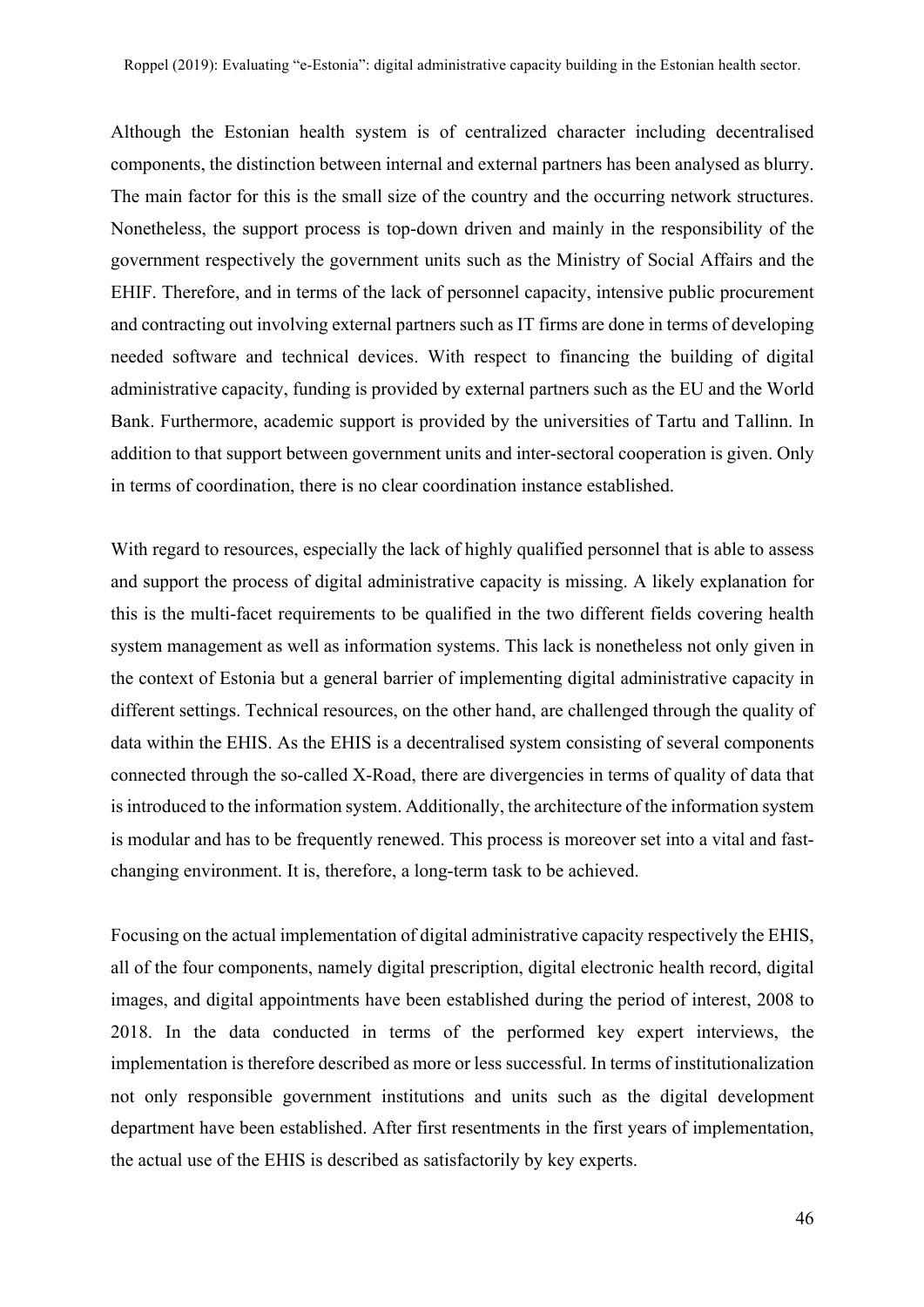Although the Estonian health system is of centralized character including decentralised components, the distinction between internal and external partners has been analysed as blurry. The main factor for this is the small size of the country and the occurring network structures. Nonetheless, the support process is top-down driven and mainly in the responsibility of the government respectively the government units such as the Ministry of Social Affairs and the EHIF. Therefore, and in terms of the lack of personnel capacity, intensive public procurement and contracting out involving external partners such as IT firms are done in terms of developing needed software and technical devices. With respect to financing the building of digital administrative capacity, funding is provided by external partners such as the EU and the World Bank. Furthermore, academic support is provided by the universities of Tartu and Tallinn. In addition to that support between government units and inter-sectoral cooperation is given. Only in terms of coordination, there is no clear coordination instance established.

With regard to resources, especially the lack of highly qualified personnel that is able to assess and support the process of digital administrative capacity is missing. A likely explanation for this is the multi-facet requirements to be qualified in the two different fields covering health system management as well as information systems. This lack is nonetheless not only given in the context of Estonia but a general barrier of implementing digital administrative capacity in different settings. Technical resources, on the other hand, are challenged through the quality of data within the EHIS. As the EHIS is a decentralised system consisting of several components connected through the so-called X-Road, there are divergencies in terms of quality of data that is introduced to the information system. Additionally, the architecture of the information system is modular and has to be frequently renewed. This process is moreover set into a vital and fast-changing environment. It is, therefore, a long-term task to be achieved.

Focusing on the actual implementation of digital administrative capacity respectively the EHIS, all of the four components, namely digital prescription, digital electronic health record, digital images, and digital appointments have been established during the period of interest, 2008 to 2018. In the data conducted in terms of the performed key expert interviews, the implementation is therefore described as more or less successful. In terms of institutionalization not only responsible government institutions and units such as the digital development department have been established. After first resentments in the first years of implementation, the actual use of the EHIS is described as satisfactorily by key experts.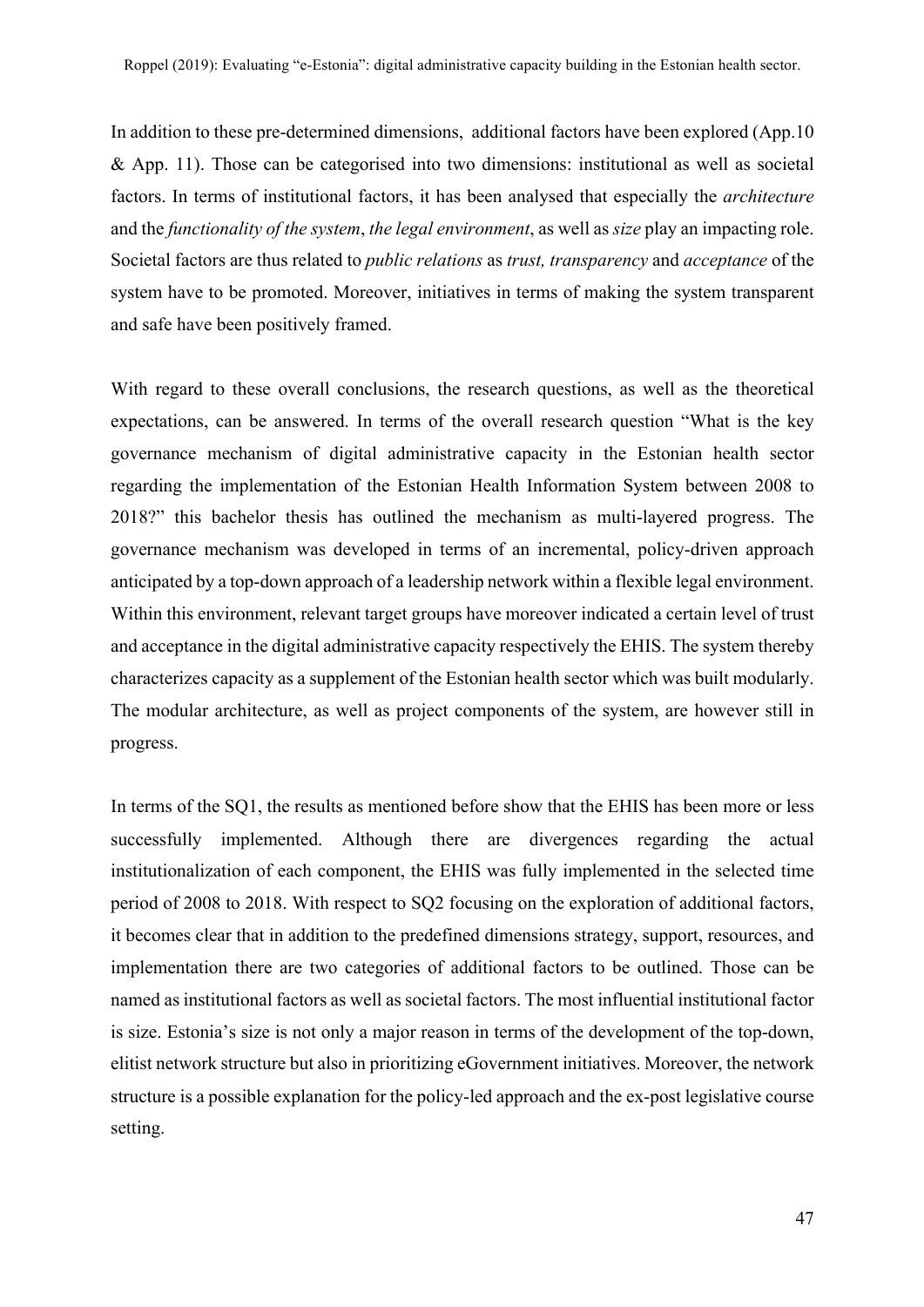In addition to these pre-determined dimensions, additional factors have been explored (App.10 & App. 11). Those can be categorised into two dimensions: institutional as well as societal factors. In terms of institutional factors, it has been analysed that especially the *architecture* and the *functionality of the system*, *the legal environment*, as well as *size* play an impacting role. Societal factors are thus related to *public relations* as *trust, transparency* and *acceptance* of the system have to be promoted. Moreover, initiatives in terms of making the system transparent and safe have been positively framed.

With regard to these overall conclusions, the research questions, as well as the theoretical expectations, can be answered. In terms of the overall research question "What is the key governance mechanism of digital administrative capacity in the Estonian health sector regarding the implementation of the Estonian Health Information System between 2008 to 2018?" this bachelor thesis has outlined the mechanism as multi-layered progress. The governance mechanism was developed in terms of an incremental, policy-driven approach anticipated by a top-down approach of a leadership network within a flexible legal environment. Within this environment, relevant target groups have moreover indicated a certain level of trust and acceptance in the digital administrative capacity respectively the EHIS. The system thereby characterizes capacity as a supplement of the Estonian health sector which was built modularly. The modular architecture, as well as project components of the system, are however still in progress.

In terms of the SQ1, the results as mentioned before show that the EHIS has been more or less successfully implemented. Although there are divergences regarding the actual institutionalization of each component, the EHIS was fully implemented in the selected time period of 2008 to 2018. With respect to SQ2 focusing on the exploration of additional factors, it becomes clear that in addition to the predefined dimensions strategy, support, resources, and implementation there are two categories of additional factors to be outlined. Those can be named as institutional factors as well as societal factors. The most influential institutional factor is size. Estonia's size is not only a major reason in terms of the development of the top-down, elitist network structure but also in prioritizing eGovernment initiatives. Moreover, the network structure is a possible explanation for the policy-led approach and the ex-post legislative course setting.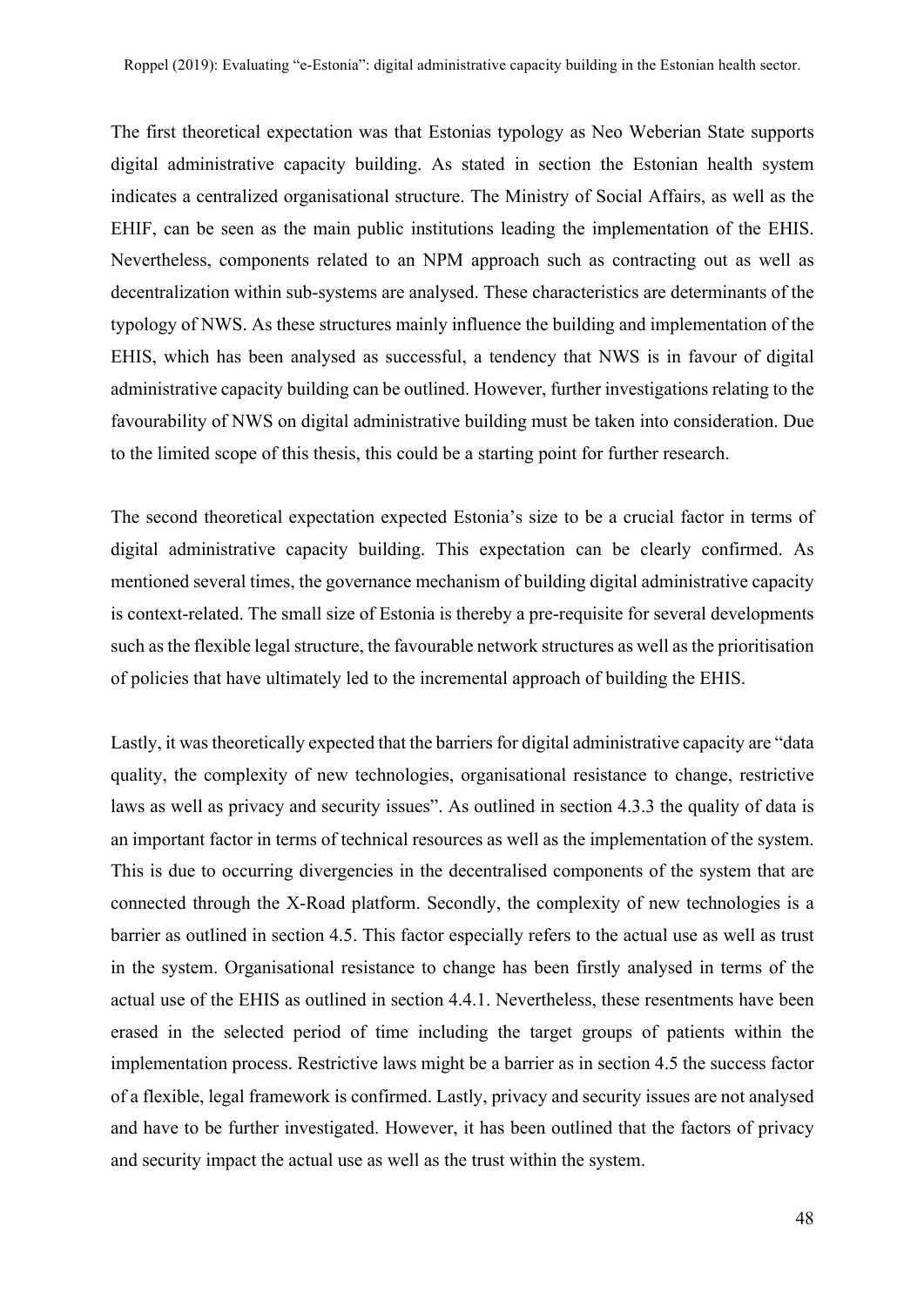The first theoretical expectation was that Estonias typology as Neo Weberian State supports digital administrative capacity building. As stated in section the Estonian health system indicates a centralized organisational structure. The Ministry of Social Affairs, as well as the EHIF, can be seen as the main public institutions leading the implementation of the EHIS. Nevertheless, components related to an NPM approach such as contracting out as well as decentralization within sub-systems are analysed. These characteristics are determinants of the typology of NWS. As these structures mainly influence the building and implementation of the EHIS, which has been analysed as successful, a tendency that NWS is in favour of digital administrative capacity building can be outlined. However, further investigations relating to the favourability of NWS on digital administrative building must be taken into consideration. Due to the limited scope of this thesis, this could be a starting point for further research.

The second theoretical expectation expected Estonia's size to be a crucial factor in terms of digital administrative capacity building. This expectation can be clearly confirmed. As mentioned several times, the governance mechanism of building digital administrative capacity is context-related. The small size of Estonia is thereby a pre-requisite for several developments such as the flexible legal structure, the favourable network structures as well as the prioritisation of policies that have ultimately led to the incremental approach of building the EHIS.

Lastly, it was theoretically expected that the barriers for digital administrative capacity are "data quality, the complexity of new technologies, organisational resistance to change, restrictive laws as well as privacy and security issues". As outlined in section 4.3.3 the quality of data is an important factor in terms of technical resources as well as the implementation of the system. This is due to occurring divergencies in the decentralised components of the system that are connected through the X-Road platform. Secondly, the complexity of new technologies is a barrier as outlined in section 4.5. This factor especially refers to the actual use as well as trust in the system. Organisational resistance to change has been firstly analysed in terms of the actual use of the EHIS as outlined in section 4.4.1. Nevertheless, these resentments have been erased in the selected period of time including the target groups of patients within the implementation process. Restrictive laws might be a barrier as in section 4.5 the success factor of a flexible, legal framework is confirmed. Lastly, privacy and security issues are not analysed and have to be further investigated. However, it has been outlined that the factors of privacy and security impact the actual use as well as the trust within the system.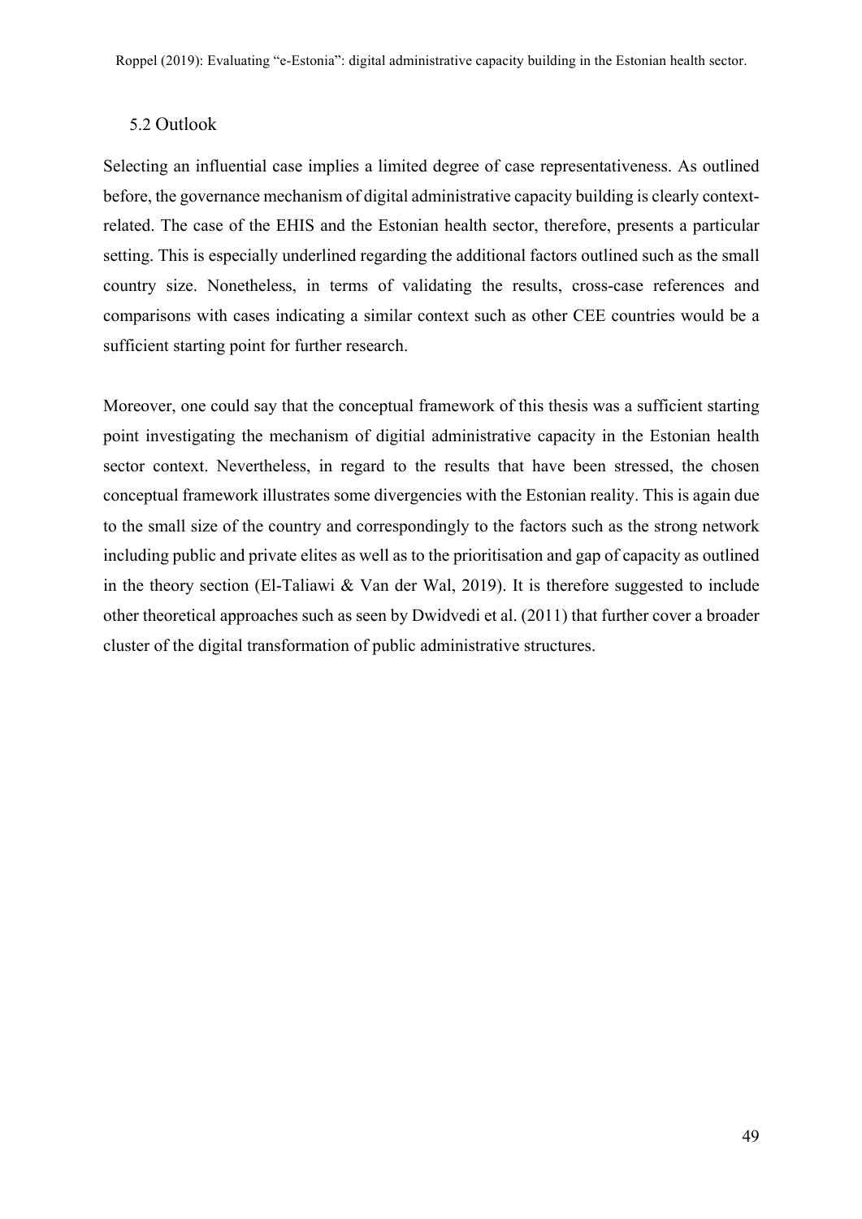## 5.2 Outlook

Selecting an influential case implies a limited degree of case representativeness. As outlined before, the governance mechanism of digital administrative capacity building is clearly context-related. The case of the EHIS and the Estonian health sector, therefore, presents a particular setting. This is especially underlined regarding the additional factors outlined such as the small country size. Nonetheless, in terms of validating the results, cross-case references and comparisons with cases indicating a similar context such as other CEE countries would be a sufficient starting point for further research.

Moreover, one could say that the conceptual framework of this thesis was a sufficient starting point investigating the mechanism of digitial administrative capacity in the Estonian health sector context. Nevertheless, in regard to the results that have been stressed, the chosen conceptual framework illustrates some divergencies with the Estonian reality. This is again due to the small size of the country and correspondingly to the factors such as the strong network including public and private elites as well as to the prioritisation and gap of capacity as outlined in the theory section (El-Taliawi & Van der Wal, 2019). It is therefore suggested to include other theoretical approaches such as seen by Dwidvedi et al. (2011) that further cover a broader cluster of the digital transformation of public administrative structures.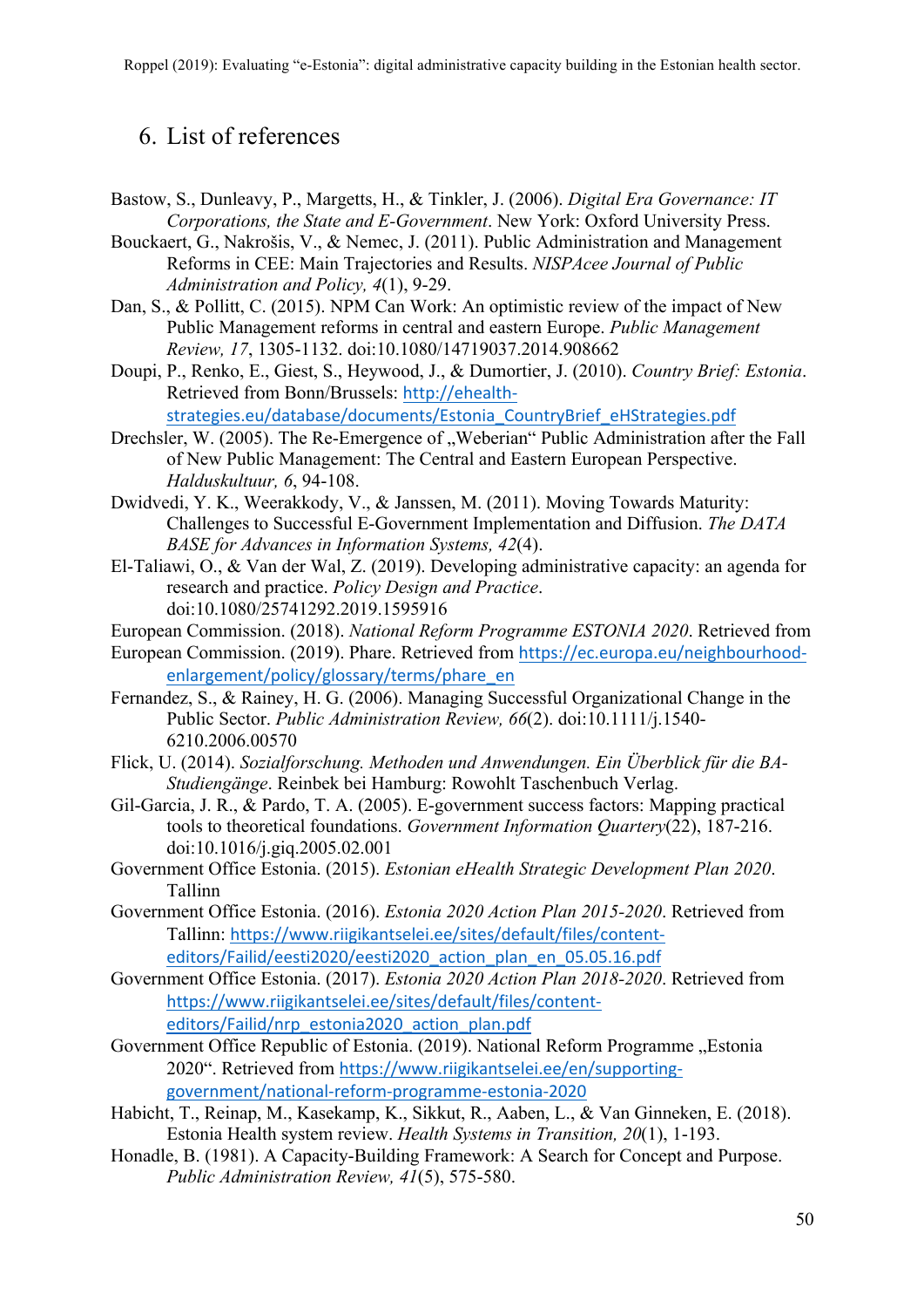## 6. List of references

Bastow, S., Dunleavy, P., Margetts, H., & Tinkler, J. (2006). *Digital Era Governance: IT Corporations, the State and E-Government*. New York: Oxford University Press.

Bouckaert, G., Nakrošis, V., & Nemec, J. (2011). Public Administration and Management Reforms in CEE: Main Trajectories and Results. *NISPAcee Journal of Public Administration and Policy, 4*(1), 9-29.

Dan, S., & Pollitt, C. (2015). NPM Can Work: An optimistic review of the impact of New Public Management reforms in central and eastern Europe. *Public Management Review, 17*, 1305-1132. doi:10.1080/14719037.2014.908662

Doupi, P., Renko, E., Giest, S., Heywood, J., & Dumortier, J. (2010). *Country Brief: Estonia*. Retrieved from Bonn/Brussels: http://ehealth-strategies.eu/database/documents/Estonia_CountryBrief_eHStrategies.pdf

Drechsler, W. (2005). The Re-Emergence of „Weberian" Public Administration after the Fall of New Public Management: The Central and Eastern European Perspective. *Halduskultuur, 6*, 94-108.

Dwidvedi, Y. K., Weerakkody, V., & Janssen, M. (2011). Moving Towards Maturity: Challenges to Successful E-Government Implementation and Diffusion. *The DATA BASE for Advances in Information Systems, 42*(4).

El-Taliawi, O., & Van der Wal, Z. (2019). Developing administrative capacity: an agenda for research and practice. *Policy Design and Practice*. doi:10.1080/25741292.2019.1595916

European Commission. (2018). *National Reform Programme ESTONIA 2020*. Retrieved from

European Commission. (2019). Phare. Retrieved from https://ec.europa.eu/neighbourhood-enlargement/policy/glossary/terms/phare_en

Fernandez, S., & Rainey, H. G. (2006). Managing Successful Organizational Change in the Public Sector. *Public Administration Review, 66*(2). doi:10.1111/j.1540-6210.2006.00570

Flick, U. (2014). *Sozialforschung. Methoden und Anwendungen. Ein Überblick für die BA-Studiengänge*. Reinbek bei Hamburg: Rowohlt Taschenbuch Verlag.

Gil-Garcia, J. R., & Pardo, T. A. (2005). E-government success factors: Mapping practical tools to theoretical foundations. *Government Information Quartery*(22), 187-216. doi:10.1016/j.giq.2005.02.001

Government Office Estonia. (2015). *Estonian eHealth Strategic Development Plan 2020*. Tallinn

Government Office Estonia. (2016). *Estonia 2020 Action Plan 2015-2020*. Retrieved from Tallinn: https://www.riigikantselei.ee/sites/default/files/content-editors/Failid/eesti2020/eesti2020_action_plan_en_05.05.16.pdf

Government Office Estonia. (2017). *Estonia 2020 Action Plan 2018-2020*. Retrieved from https://www.riigikantselei.ee/sites/default/files/content-editors/Failid/nrp_estonia2020_action_plan.pdf

Government Office Republic of Estonia. (2019). National Reform Programme „Estonia 2020". Retrieved from https://www.riigikantselei.ee/en/supporting-government/national-reform-programme-estonia-2020

Habicht, T., Reinap, M., Kasekamp, K., Sikkut, R., Aaben, L., & Van Ginneken, E. (2018). Estonia Health system review. *Health Systems in Transition, 20*(1), 1-193.

Honadle, B. (1981). A Capacity-Building Framework: A Search for Concept and Purpose. *Public Administration Review, 41*(5), 575-580.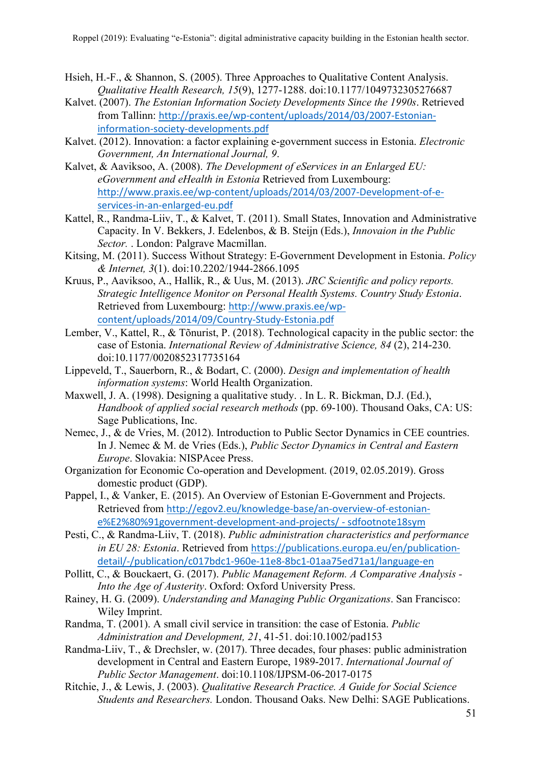Hsieh, H.-F., & Shannon, S. (2005). Three Approaches to Qualitative Content Analysis. *Qualitative Health Research, 15*(9), 1277-1288. doi:10.1177/1049732305276687

Kalvet. (2007). *The Estonian Information Society Developments Since the 1990s*. Retrieved from Tallinn: http://praxis.ee/wp-content/uploads/2014/03/2007-Estonian-information-society-developments.pdf

Kalvet. (2012). Innovation: a factor explaining e-government success in Estonia. *Electronic Government, An International Journal, 9*.

Kalvet, & Aaviksoo, A. (2008). *The Development of eServices in an Enlarged EU: eGovernment and eHealth in Estonia* Retrieved from Luxembourg: http://www.praxis.ee/wp-content/uploads/2014/03/2007-Development-of-e-services-in-an-enlarged-eu.pdf

Kattel, R., Randma-Liiv, T., & Kalvet, T. (2011). Small States, Innovation and Administrative Capacity. In V. Bekkers, J. Edelenbos, & B. Steijn (Eds.), *Innovaion in the Public Sector.* . London: Palgrave Macmillan.

Kitsing, M. (2011). Success Without Strategy: E-Government Development in Estonia. *Policy & Internet, 3*(1). doi:10.2202/1944-2866.1095

Kruus, P., Aaviksoo, A., Hallik, R., & Uus, M. (2013). *JRC Scientific and policy reports. Strategic Intelligence Monitor on Personal Health Systems. Country Study Estonia*. Retrieved from Luxembourg: http://www.praxis.ee/wp-content/uploads/2014/09/Country-Study-Estonia.pdf

Lember, V., Kattel, R., & Tõnurist, P. (2018). Technological capacity in the public sector: the case of Estonia. *International Review of Administrative Science, 84* (2), 214-230. doi:10.1177/0020852317735164

Lippeveld, T., Sauerborn, R., & Bodart, C. (2000). *Design and implementation of health information systems*: World Health Organization.

Maxwell, J. A. (1998). Designing a qualitative study. . In L. R. Bickman, D.J. (Ed.), *Handbook of applied social research methods* (pp. 69-100). Thousand Oaks, CA: US: Sage Publications, Inc.

Nemec, J., & de Vries, M. (2012). Introduction to Public Sector Dynamics in CEE countries. In J. Nemec & M. de Vries (Eds.), *Public Sector Dynamics in Central and Eastern Europe*. Slovakia: NISPAcee Press.

Organization for Economic Co-operation and Development. (2019, 02.05.2019). Gross domestic product (GDP).

Pappel, I., & Vanker, E. (2015). An Overview of Estonian E-Government and Projects. Retrieved from http://egov2.eu/knowledge-base/an-overview-of-estonian-e%E2%80%91government-development-and-projects/ - sdfootnote18sym

Pesti, C., & Randma-Liiv, T. (2018). *Public administration characteristics and performance in EU 28: Estonia*. Retrieved from https://publications.europa.eu/en/publication-detail/-/publication/c017bdc1-960e-11e8-8bc1-01aa75ed71a1/language-en

Pollitt, C., & Bouckaert, G. (2017). *Public Management Reform. A Comparative Analysis - Into the Age of Austerity*. Oxford: Oxford University Press.

Rainey, H. G. (2009). *Understanding and Managing Public Organizations*. San Francisco: Wiley Imprint.

Randma, T. (2001). A small civil service in transition: the case of Estonia. *Public Administration and Development, 21*, 41-51. doi:10.1002/pad153

Randma-Liiv, T., & Drechsler, w. (2017). Three decades, four phases: public administration development in Central and Eastern Europe, 1989-2017. *International Journal of Public Sector Management*. doi:10.1108/IJPSM-06-2017-0175

Ritchie, J., & Lewis, J. (2003). *Qualitative Research Practice. A Guide for Social Science Students and Researchers.* London. Thousand Oaks. New Delhi: SAGE Publications.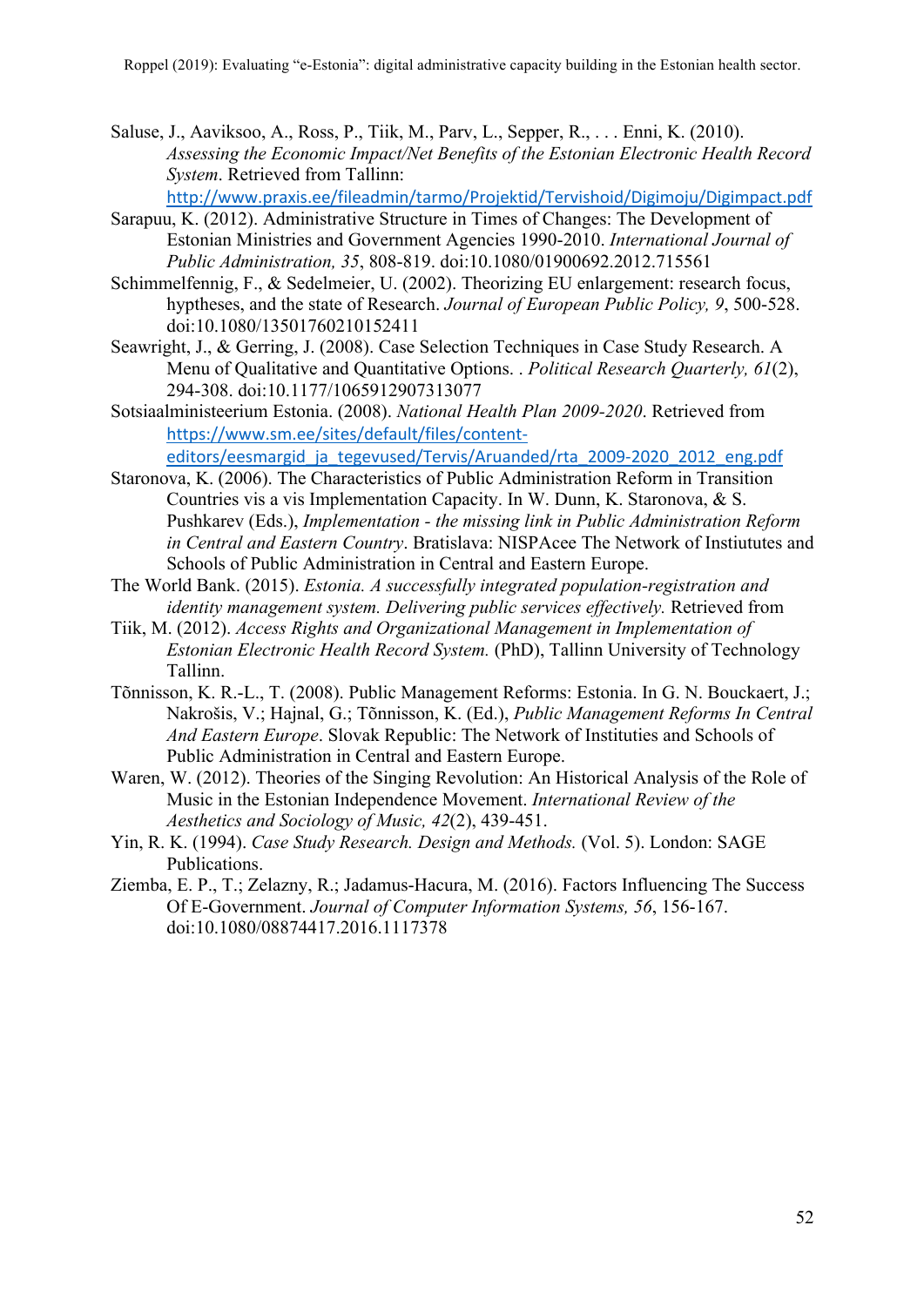Saluse, J., Aaviksoo, A., Ross, P., Tiik, M., Parv, L., Sepper, R., . . . Enni, K. (2010). *Assessing the Economic Impact/Net Benefits of the Estonian Electronic Health Record System*. Retrieved from Tallinn: http://www.praxis.ee/fileadmin/tarmo/Projektid/Tervishoid/Digimoju/Digimpact.pdf

Sarapuu, K. (2012). Administrative Structure in Times of Changes: The Development of Estonian Ministries and Government Agencies 1990-2010. *International Journal of Public Administration, 35*, 808-819. doi:10.1080/01900692.2012.715561

Schimmelfennig, F., & Sedelmeier, U. (2002). Theorizing EU enlargement: research focus, hyptheses, and the state of Research. *Journal of European Public Policy, 9*, 500-528. doi:10.1080/13501760210152411

Seawright, J., & Gerring, J. (2008). Case Selection Techniques in Case Study Research. A Menu of Qualitative and Quantitative Options. . *Political Research Quarterly, 61*(2), 294-308. doi:10.1177/1065912907313077

Sotsiaalministeerium Estonia. (2008). *National Health Plan 2009-2020*. Retrieved from https://www.sm.ee/sites/default/files/content-editors/eesmargid_ja_tegevused/Tervis/Aruanded/rta_2009-2020_2012_eng.pdf

Staronova, K. (2006). The Characteristics of Public Administration Reform in Transition Countries vis a vis Implementation Capacity. In W. Dunn, K. Staronova, & S. Pushkarev (Eds.), *Implementation - the missing link in Public Administration Reform in Central and Eastern Country*. Bratislava: NISPAcee The Network of Instiututes and Schools of Public Administration in Central and Eastern Europe.

The World Bank. (2015). *Estonia. A successfully integrated population-registration and identity management system. Delivering public services effectively.* Retrieved from

Tiik, M. (2012). *Access Rights and Organizational Management in Implementation of Estonian Electronic Health Record System.* (PhD), Tallinn University of Technology Tallinn.

Tõnnisson, K. R.-L., T. (2008). Public Management Reforms: Estonia. In G. N. Bouckaert, J.; Nakrošis, V.; Hajnal, G.; Tõnnisson, K. (Ed.), *Public Management Reforms In Central And Eastern Europe*. Slovak Republic: The Network of Institutes and Schools of Public Administration in Central and Eastern Europe.

Waren, W. (2012). Theories of the Singing Revolution: An Historical Analysis of the Role of Music in the Estonian Independence Movement. *International Review of the Aesthetics and Sociology of Music, 42*(2), 439-451.

Yin, R. K. (1994). *Case Study Research. Design and Methods.* (Vol. 5). London: SAGE Publications.

Ziemba, E. P., T.; Zelazny, R.; Jadamus-Hacura, M. (2016). Factors Influencing The Success Of E-Government. *Journal of Computer Information Systems, 56*, 156-167. doi:10.1080/08874417.2016.1117378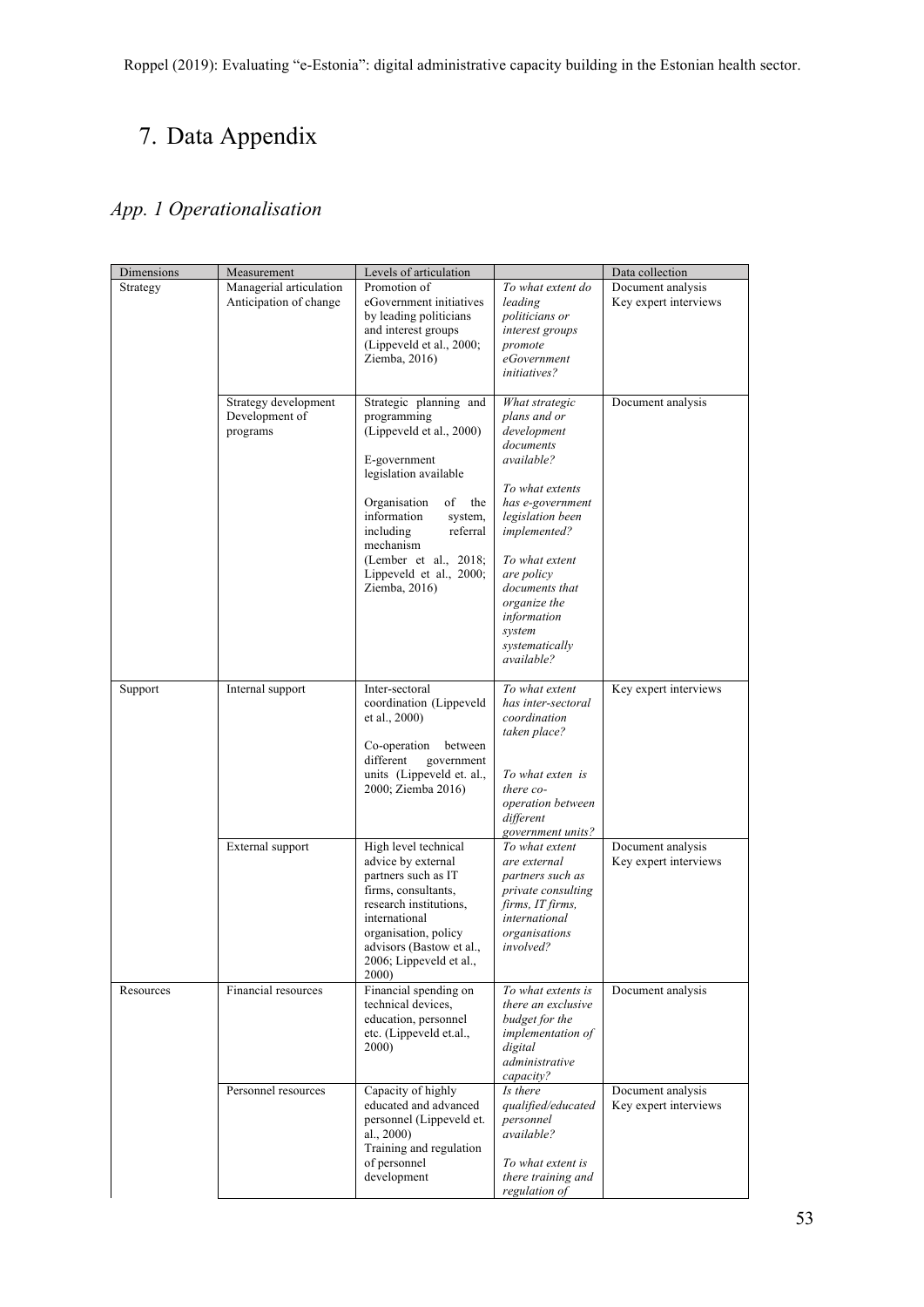# 7. Data Appendix

## *App. 1 Operationalisation*

| Dimensions | Measurement | Levels of articulation | | Data collection |
|---|---|---|---|---|
| Strategy | Managerial articulation Anticipation of change | Promotion of eGovernment initiatives by leading politicians and interest groups (Lippeveld et al., 2000; Ziemba, 2016) | *To what extent do leading politicians or interest groups promote eGovernment initiatives?* | Document analysis Key expert interviews |
| | Strategy development Development of programs | Strategic planning and programming (Lippeveld et al., 2000)<br><br>E-government legislation available<br><br>Organisation of the information system, including referral mechanism (Lember et al., 2018; Lippeveld et al., 2000; Ziemba, 2016) | *What strategic plans and or development documents available?*<br><br>*To what extents has e-government legislation been implemented?*<br><br>*To what extent are policy documents that organize the information system systematically available?* | Document analysis |
| Support | Internal support | Inter-sectoral coordination (Lippeveld et al., 2000)<br><br>Co-operation between different government units (Lippeveld et. al., 2000; Ziemba 2016) | *To what extent has inter-sectoral coordination taken place?*<br><br>*To what exten is there co-operation between different government units?* | Key expert interviews |
| | External support | High level technical advice by external partners such as IT firms, consultants, research institutions, international organisation, policy advisors (Bastow et al., 2006; Lippeveld et al., 2000) | *To what extent are external partners such as private consulting firms, IT firms, international organisations involved?* | Document analysis Key expert interviews |
| Resources | Financial resources | Financial spending on technical devices, education, personnel etc. (Lippeveld et.al., 2000) | *To what extents is there an exclusive budget for the implementation of digital administrative capacity?* | Document analysis |
| | Personnel resources | Capacity of highly educated and advanced personnel (Lippeveld et. al., 2000)<br>Training and regulation of personnel development | *Is there qualified/educated personnel available?*<br><br>*To what extent is there training and regulation of* | Document analysis Key expert interviews |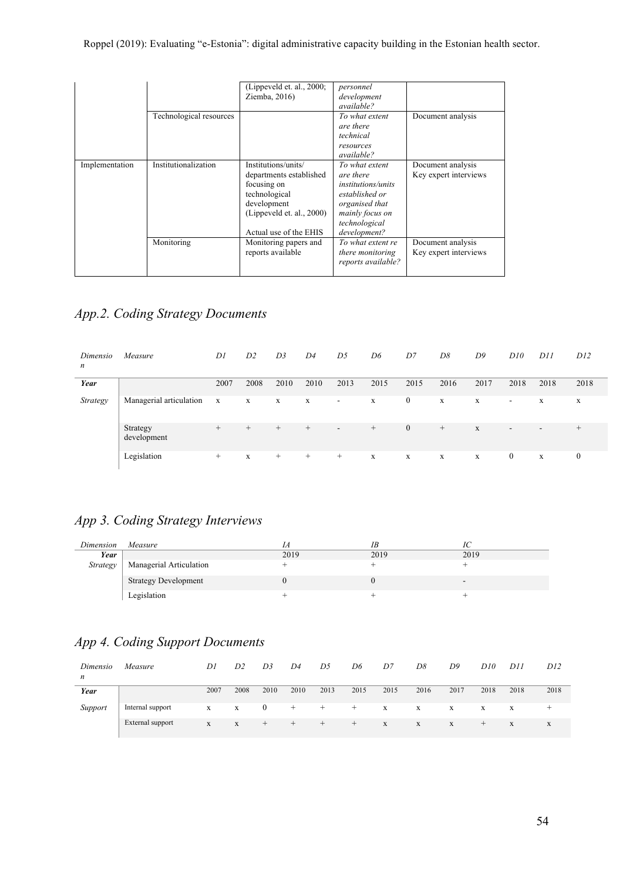| | | (Lippeveld et. al., 2000; Ziemba, 2016) | *personnel development available?* | |
|---|---|---|---|---|
| | Technological resources | | *To what extent are there technical resources available?* | Document analysis |
| Implementation | Institutionalization | Institutions/units/ departments established focusing on technological development (Lippeveld et. al., 2000) Actual use of the EHIS | *To what extent are there institutions/units established or organised that mainly focus on technological development?* | Document analysis Key expert interviews |
| | Monitoring | Monitoring papers and reports available | *To what extent re there monitoring reports available?* | Document analysis Key expert interviews |

## *App.2. Coding Strategy Documents*

| *Dimension* | *Measure* | *D1* | *D2* | *D3* | *D4* | *D5* | *D6* | *D7* | *D8* | *D9* | *D10* | *D11* | *D12* |
|---|---|---|---|---|---|---|---|---|---|---|---|---|---|
| ***Year*** | | 2007 | 2008 | 2010 | 2010 | 2013 | 2015 | 2015 | 2016 | 2017 | 2018 | 2018 | 2018 |
| *Strategy* | Managerial articulation | x | x | x | x | - | x | 0 | x | x | - | x | x |
| | Strategy development | + | + | + | + | - | + | 0 | + | x | - | - | + |
| | Legislation | + | x | + | + | + | x | x | x | x | 0 | x | 0 |

## *App 3. Coding Strategy Interviews*

| *Dimension* | *Measure* | *IA* | *IB* | *IC* |
|---|---|---|---|---|
| ***Year*** | | 2019 | 2019 | 2019 |
| *Strategy* | Managerial Articulation | + | + | + |
| | Strategy Development | 0 | 0 | - |
| | Legislation | + | + | + |

## *App 4. Coding Support Documents*

| *Dimension* | *Measure* | *D1* | *D2* | *D3* | *D4* | *D5* | *D6* | *D7* | *D8* | *D9* | *D10* | *D11* | *D12* |
|---|---|---|---|---|---|---|---|---|---|---|---|---|---|
| ***Year*** | | 2007 | 2008 | 2010 | 2010 | 2013 | 2015 | 2015 | 2016 | 2017 | 2018 | 2018 | 2018 |
| *Support* | Internal support | x | x | 0 | + | + | + | x | x | x | x | x | + |
| | External support | x | x | + | + | + | + | x | x | x | + | x | x |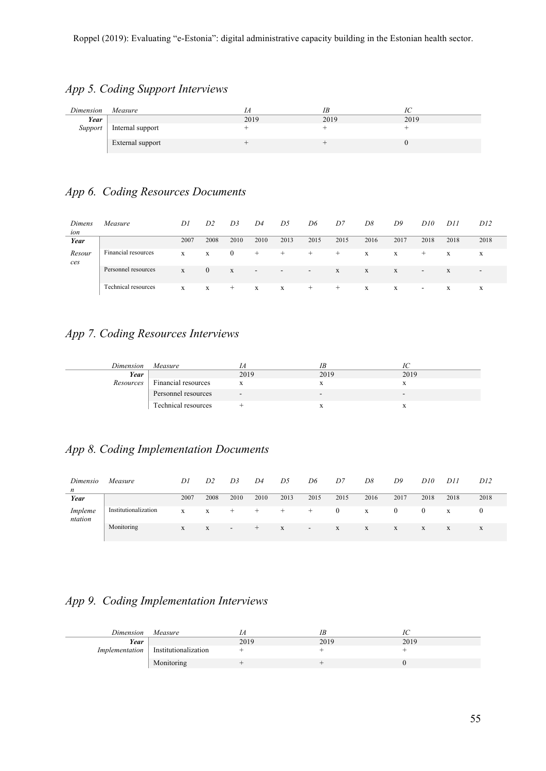## *App 5. Coding Support Interviews*

| *Dimension* | *Measure* | *IA* | *IB* | *IC* |
|---|---|---|---|---|
| ***Year*** | | 2019 | 2019 | 2019 |
| *Support* | Internal support | + | + | + |
| | External support | + | + | 0 |

## *App 6. Coding Resources Documents*

| *Dimension* | *Measure* | *D1* | *D2* | *D3* | *D4* | *D5* | *D6* | *D7* | *D8* | *D9* | *D10* | *D11* | *D12* |
|---|---|---|---|---|---|---|---|---|---|---|---|---|---|
| ***Year*** | | 2007 | 2008 | 2010 | 2010 | 2013 | 2015 | 2015 | 2016 | 2017 | 2018 | 2018 | 2018 |
| *Resources* | Financial resources | x | x | 0 | + | + | + | + | x | x | + | x | x |
| | Personnel resources | x | 0 | x | - | - | - | x | x | x | - | x | - |
| | Technical resources | x | x | + | x | x | + | + | x | x | - | x | x |

## *App 7. Coding Resources Interviews*

| *Dimension* | *Measure* | *IA* | *IB* | *IC* |
|---|---|---|---|---|
| ***Year*** | | 2019 | 2019 | 2019 |
| *Resources* | Financial resources | x | x | x |
| | Personnel resources | - | - | - |
| | Technical resources | + | x | x |

## *App 8. Coding Implementation Documents*

| *Dimension* | *Measure* | *D1* | *D2* | *D3* | *D4* | *D5* | *D6* | *D7* | *D8* | *D9* | *D10* | *D11* | *D12* |
|---|---|---|---|---|---|---|---|---|---|---|---|---|---|
| ***Year*** | | 2007 | 2008 | 2010 | 2010 | 2013 | 2015 | 2015 | 2016 | 2017 | 2018 | 2018 | 2018 |
| *Implementation* | Institutionalization | x | x | + | + | + | + | 0 | x | 0 | 0 | x | 0 |
| | Monitoring | x | x | - | + | x | - | x | x | x | x | x | x |

## *App 9. Coding Implementation Interviews*

| *Dimension* | *Measure* | *IA* | *IB* | *IC* |
|---|---|---|---|---|
| ***Year*** | | 2019 | 2019 | 2019 |
| *Implementation* | Institutionalization | + | + | + |
| | Monitoring | + | + | 0 |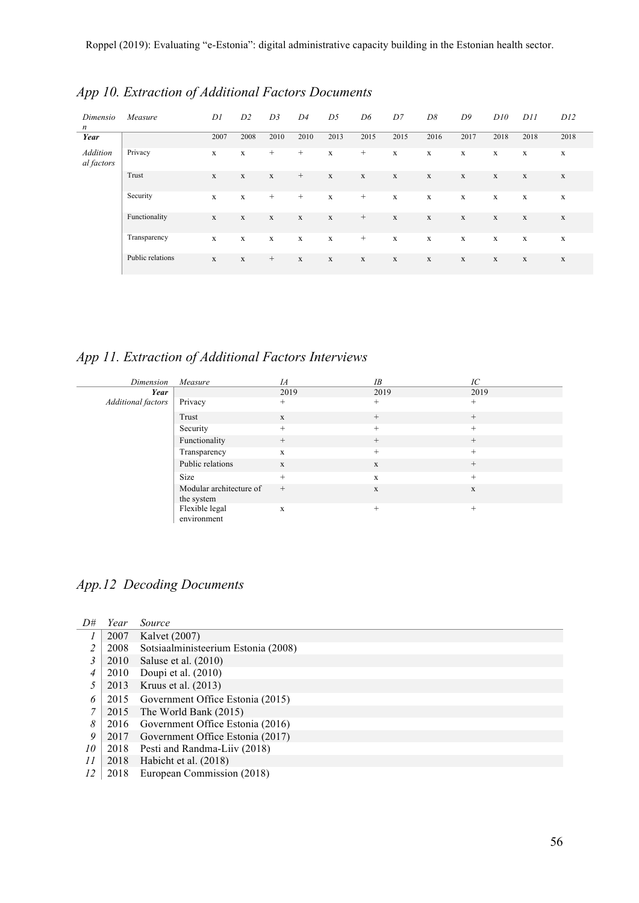## App 10. Extraction of Additional Factors Documents

| *Dimension* | *Measure* | *D1* | *D2* | *D3* | *D4* | *D5* | *D6* | *D7* | *D8* | *D9* | *D10* | *D11* | *D12* |
|---|---|---|---|---|---|---|---|---|---|---|---|---|---|
| ***Year*** | | 2007 | 2008 | 2010 | 2010 | 2013 | 2015 | 2015 | 2016 | 2017 | 2018 | 2018 | 2018 |
| *Additional factors* | Privacy | x | x | + | + | x | + | x | x | x | x | x | x |
| | Trust | x | x | x | + | x | x | x | x | x | x | x | x |
| | Security | x | x | + | + | x | + | x | x | x | x | x | x |
| | Functionality | x | x | x | x | x | + | x | x | x | x | x | x |
| | Transparency | x | x | x | x | x | + | x | x | x | x | x | x |
| | Public relations | x | x | + | x | x | x | x | x | x | x | x | x |

## App 11. Extraction of Additional Factors Interviews

| *Dimension* | *Measure* | *IA* | *IB* | *IC* |
|---|---|---|---|---|
| ***Year*** | | 2019 | 2019 | 2019 |
| *Additional factors* | Privacy | + | + | + |
| | Trust | x | + | + |
| | Security | + | + | + |
| | Functionality | + | + | + |
| | Transparency | x | + | + |
| | Public relations | x | x | + |
| | Size | + | x | + |
| | Modular architecture of the system | + | x | x |
| | Flexible legal environment | x | + | + |

## App.12 Decoding Documents

| *D#* | *Year* | *Source* |
|---|---|---|
| *1* | 2007 | Kalvet (2007) |
| *2* | 2008 | Sotsiaalministeerium Estonia (2008) |
| *3* | 2010 | Saluse et al. (2010) |
| *4* | 2010 | Doupi et al. (2010) |
| *5* | 2013 | Kruus et al. (2013) |
| *6* | 2015 | Government Office Estonia (2015) |
| *7* | 2015 | The World Bank (2015) |
| *8* | 2016 | Government Office Estonia (2016) |
| *9* | 2017 | Government Office Estonia (2017) |
| *10* | 2018 | Pesti and Randma-Liiv (2018) |
| *11* | 2018 | Habicht et al. (2018) |
| *12* | 2018 | European Commission (2018) |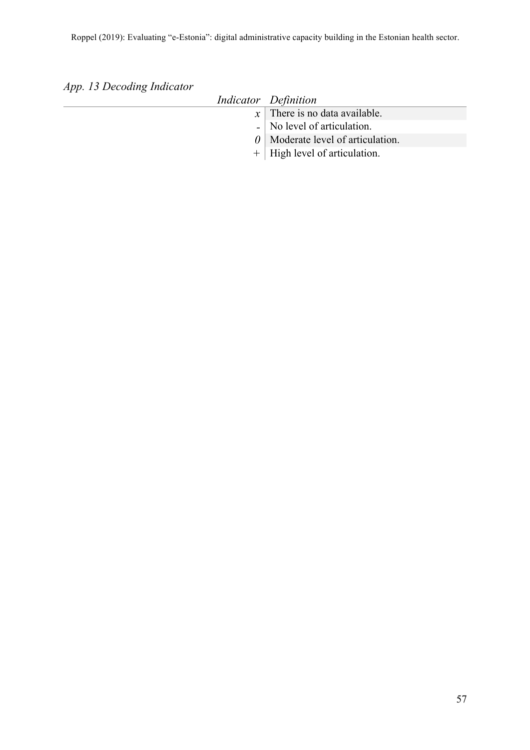*App. 13 Decoding Indicator*

| *Indicator* | *Definition* |
| --- | --- |
| *x* | There is no data available. |
| - | No level of articulation. |
| *0* | Moderate level of articulation. |
| + | High level of articulation. |